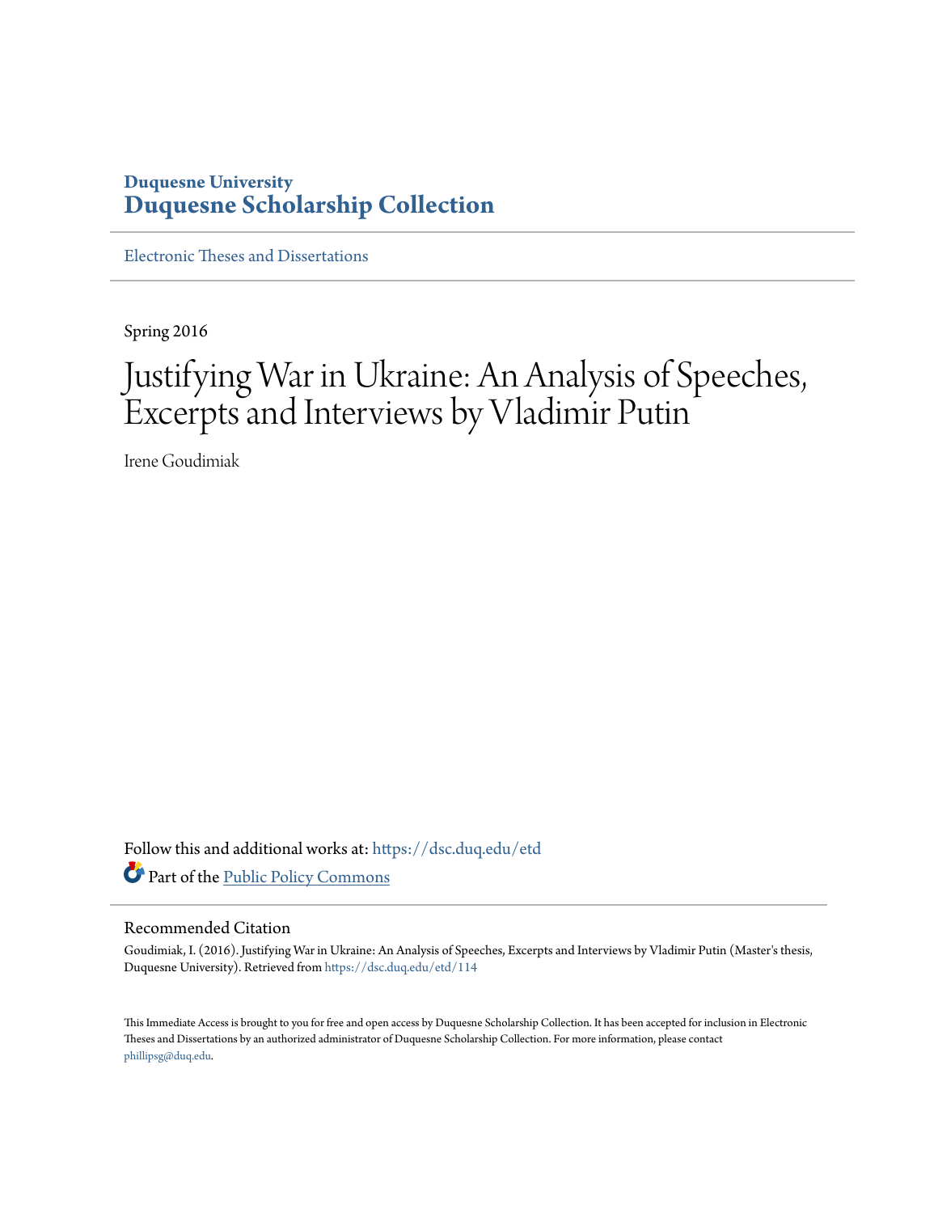**Duquesne University**
**Duquesne Scholarship Collection**

Electronic Theses and Dissertations

Spring 2016

# Justifying War in Ukraine: An Analysis of Speeches, Excerpts and Interviews by Vladimir Putin

Irene Goudimiak

Follow this and additional works at: https://dsc.duq.edu/etd

Part of the Public Policy Commons

## Recommended Citation

Goudimiak, I. (2016). Justifying War in Ukraine: An Analysis of Speeches, Excerpts and Interviews by Vladimir Putin (Master's thesis, Duquesne University). Retrieved from https://dsc.duq.edu/etd/114

This Immediate Access is brought to you for free and open access by Duquesne Scholarship Collection. It has been accepted for inclusion in Electronic Theses and Dissertations by an authorized administrator of Duquesne Scholarship Collection. For more information, please contact phillipsg@duq.edu.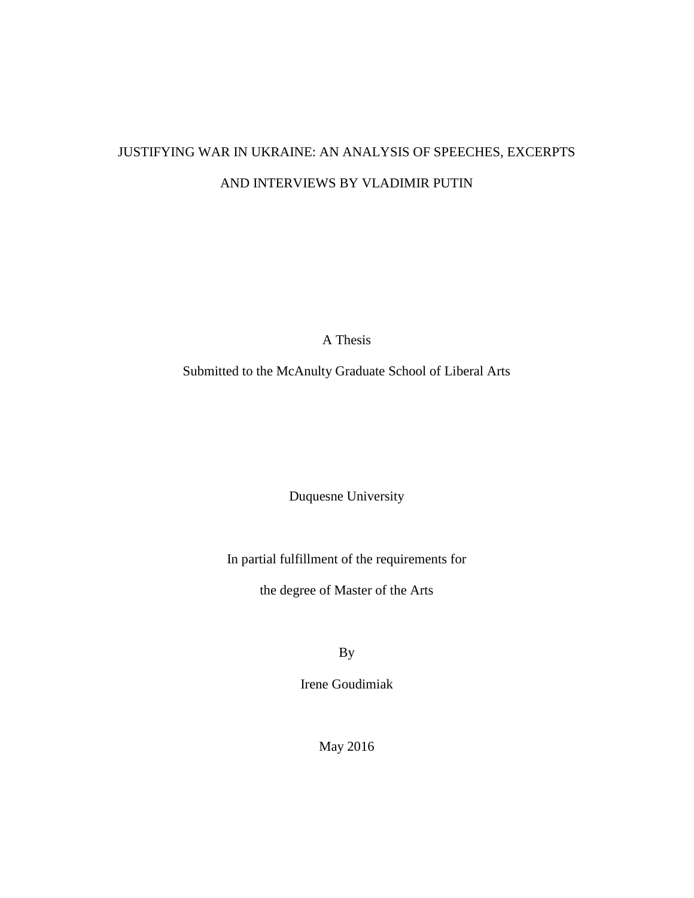# JUSTIFYING WAR IN UKRAINE: AN ANALYSIS OF SPEECHES, EXCERPTS AND INTERVIEWS BY VLADIMIR PUTIN

A Thesis

Submitted to the McAnulty Graduate School of Liberal Arts

Duquesne University

In partial fulfillment of the requirements for

the degree of Master of the Arts

By

Irene Goudimiak

May 2016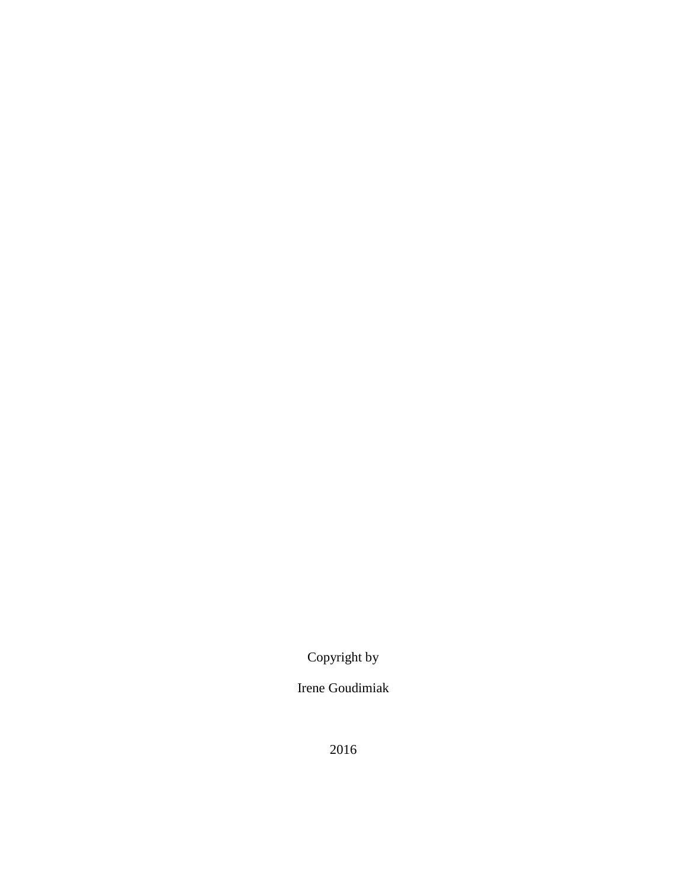Copyright by

Irene Goudimiak

2016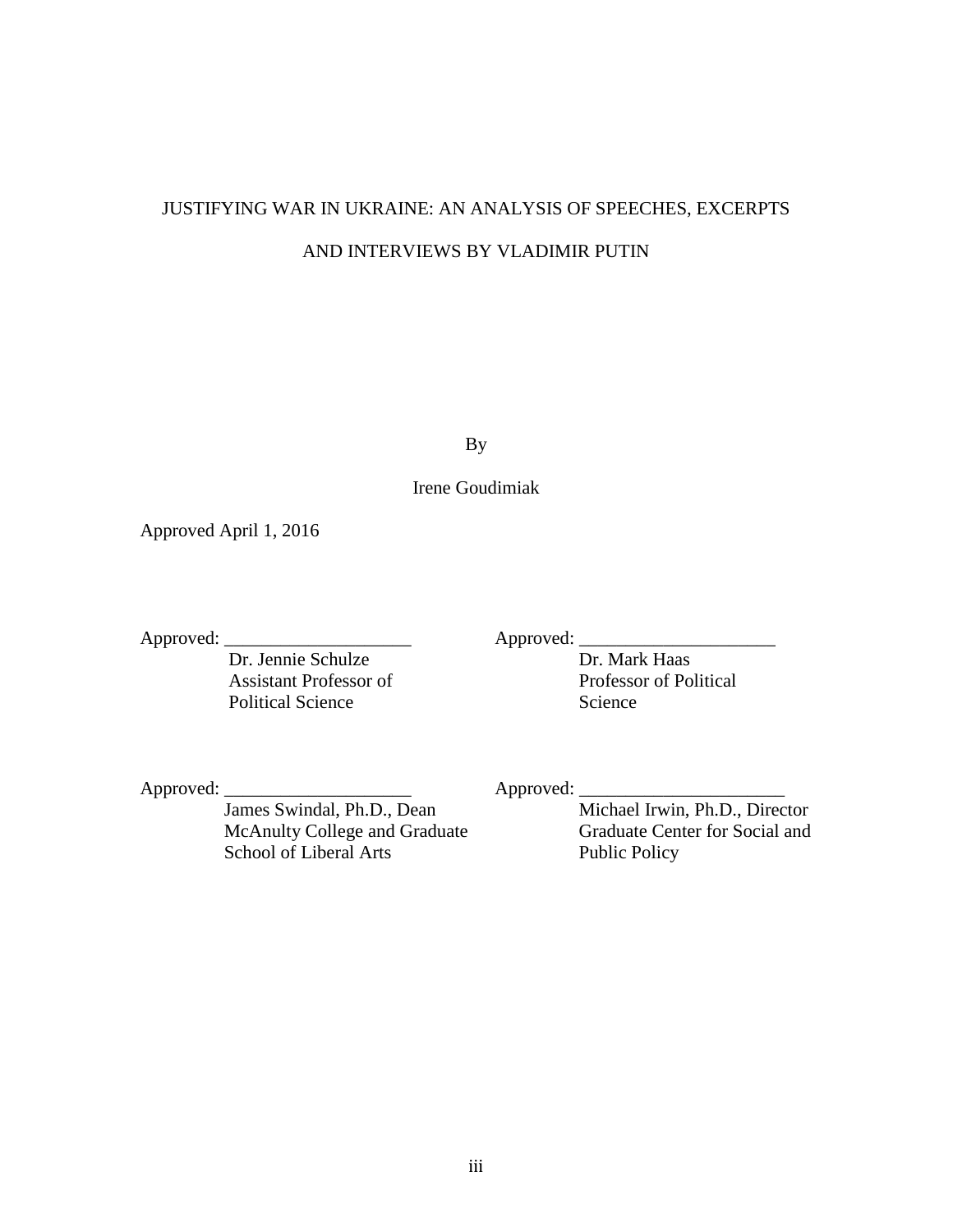JUSTIFYING WAR IN UKRAINE: AN ANALYSIS OF SPEECHES, EXCERPTS AND INTERVIEWS BY VLADIMIR PUTIN

By

Irene Goudimiak

Approved April 1, 2016

Approved: ____________________
Dr. Jennie Schulze
Assistant Professor of Political Science

Approved: _____________________
Dr. Mark Haas
Professor of Political Science

Approved: ____________________
James Swindal, Ph.D., Dean
McAnulty College and Graduate School of Liberal Arts

Approved: ______________________
Michael Irwin, Ph.D., Director
Graduate Center for Social and Public Policy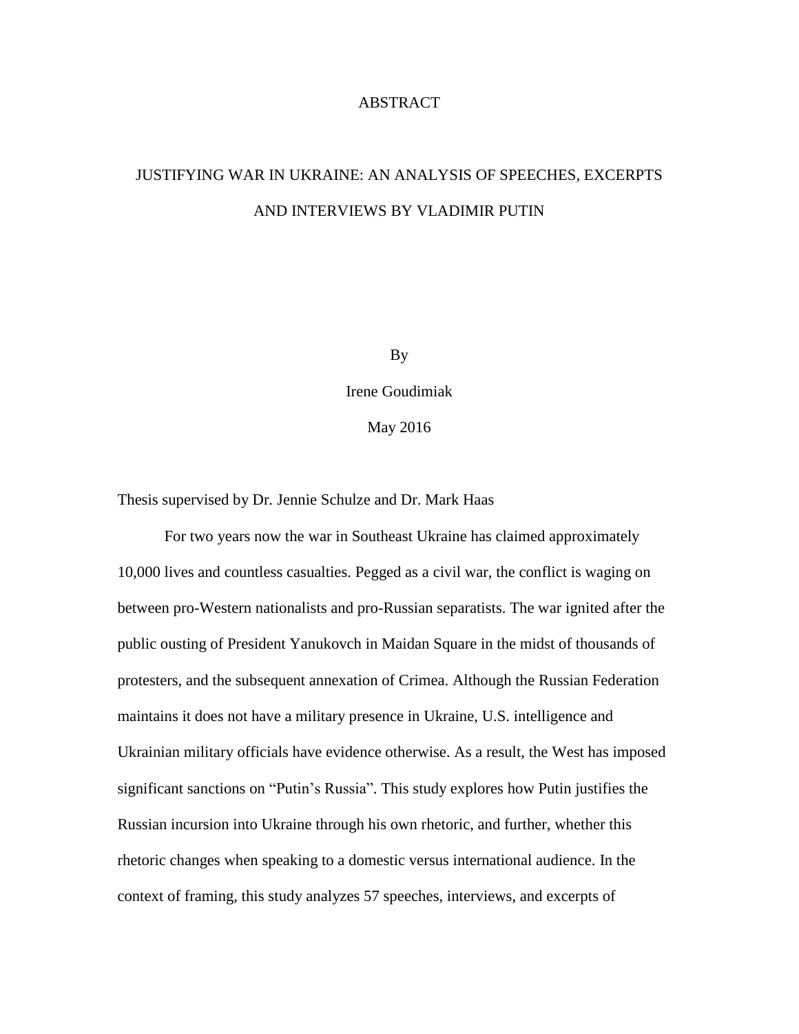# ABSTRACT

## JUSTIFYING WAR IN UKRAINE: AN ANALYSIS OF SPEECHES, EXCERPTS AND INTERVIEWS BY VLADIMIR PUTIN

By

Irene Goudimiak

May 2016

Thesis supervised by Dr. Jennie Schulze and Dr. Mark Haas

For two years now the war in Southeast Ukraine has claimed approximately 10,000 lives and countless casualties. Pegged as a civil war, the conflict is waging on between pro-Western nationalists and pro-Russian separatists. The war ignited after the public ousting of President Yanukovch in Maidan Square in the midst of thousands of protesters, and the subsequent annexation of Crimea. Although the Russian Federation maintains it does not have a military presence in Ukraine, U.S. intelligence and Ukrainian military officials have evidence otherwise. As a result, the West has imposed significant sanctions on "Putin's Russia". This study explores how Putin justifies the Russian incursion into Ukraine through his own rhetoric, and further, whether this rhetoric changes when speaking to a domestic versus international audience. In the context of framing, this study analyzes 57 speeches, interviews, and excerpts of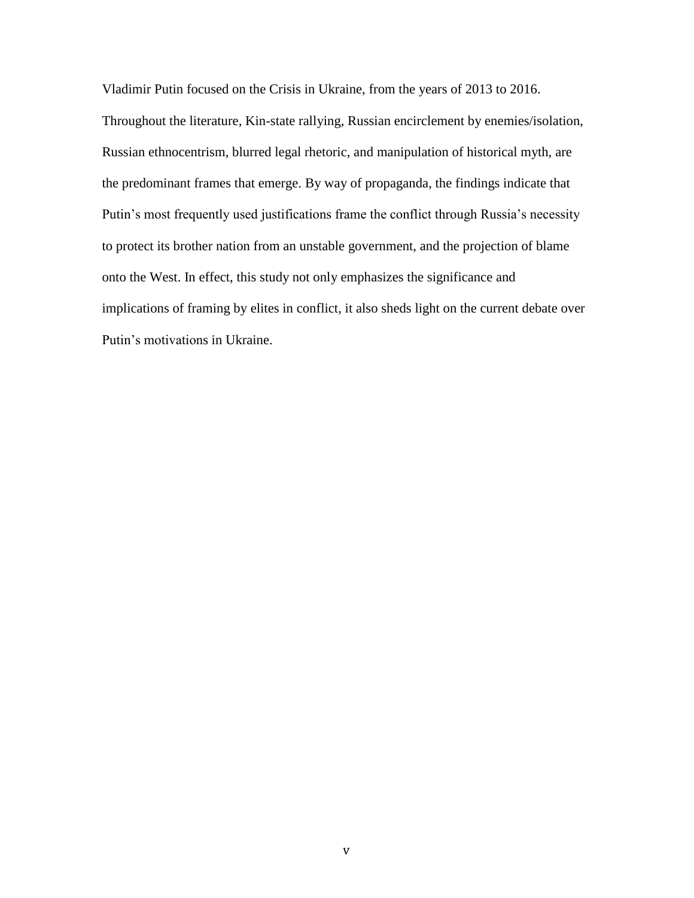Vladimir Putin focused on the Crisis in Ukraine, from the years of 2013 to 2016. Throughout the literature, Kin-state rallying, Russian encirclement by enemies/isolation, Russian ethnocentrism, blurred legal rhetoric, and manipulation of historical myth, are the predominant frames that emerge. By way of propaganda, the findings indicate that Putin's most frequently used justifications frame the conflict through Russia's necessity to protect its brother nation from an unstable government, and the projection of blame onto the West. In effect, this study not only emphasizes the significance and implications of framing by elites in conflict, it also sheds light on the current debate over Putin's motivations in Ukraine.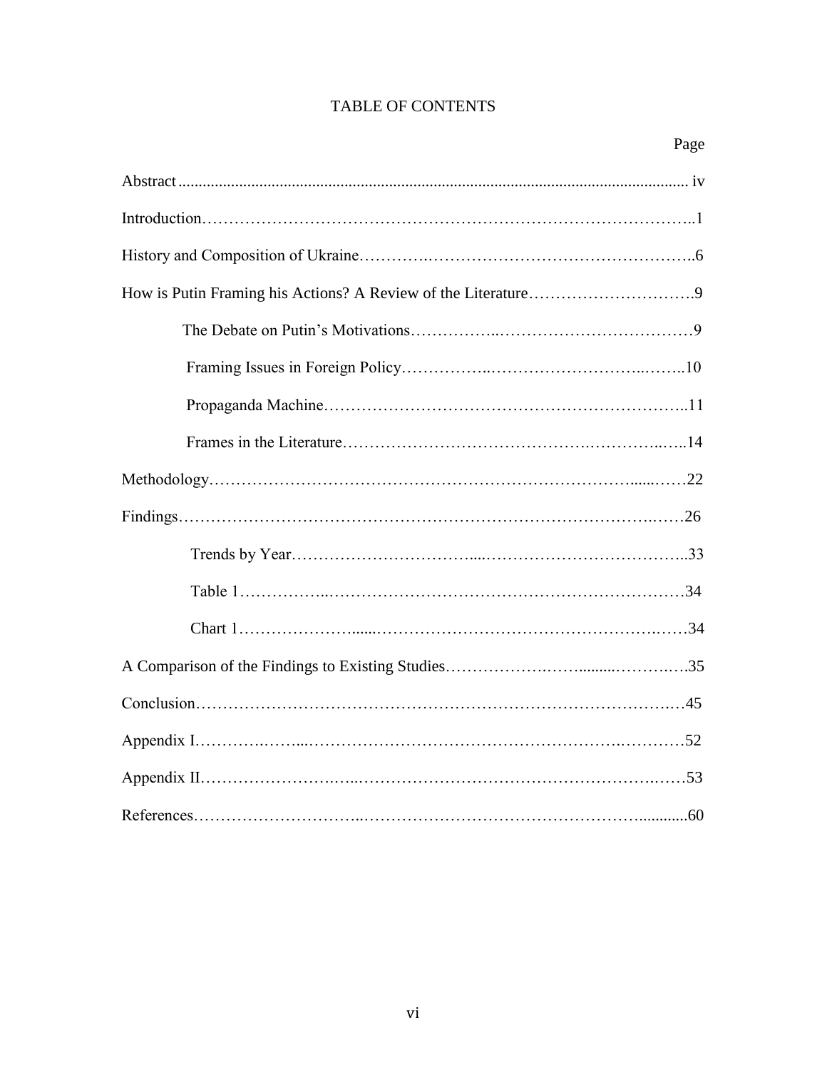# TABLE OF CONTENTS

| | Page |
|---|---|
| Abstract | iv |
| Introduction | 1 |
| History and Composition of Ukraine | 6 |
| How is Putin Framing his Actions? A Review of the Literature | 9 |
| The Debate on Putin's Motivations | 9 |
| Framing Issues in Foreign Policy | 10 |
| Propaganda Machine | 11 |
| Frames in the Literature | 14 |
| Methodology | 22 |
| Findings | 26 |
| Trends by Year | 33 |
| Table 1 | 34 |
| Chart 1 | 34 |
| A Comparison of the Findings to Existing Studies | 35 |
| Conclusion | 45 |
| Appendix I | 52 |
| Appendix II | 53 |
| References | 60 |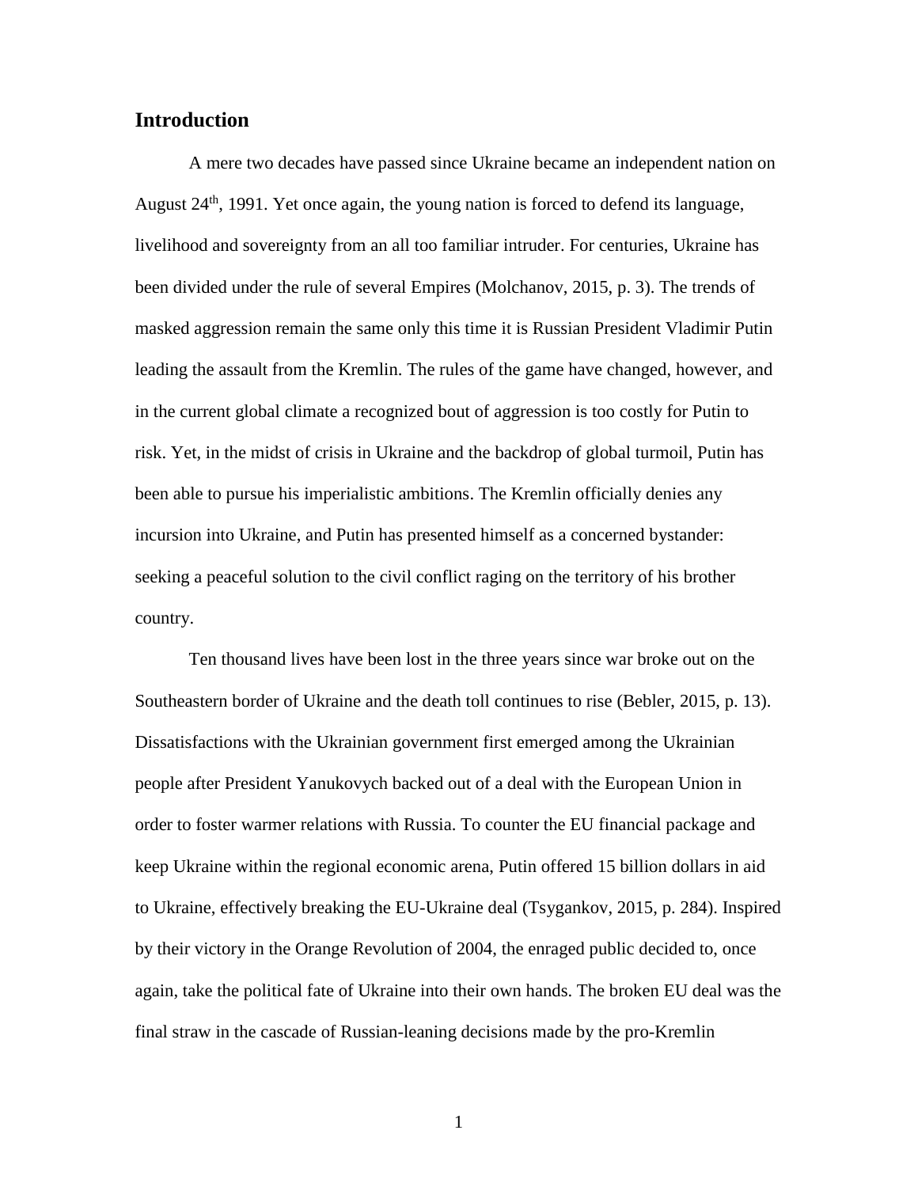## Introduction

A mere two decades have passed since Ukraine became an independent nation on August 24th, 1991. Yet once again, the young nation is forced to defend its language, livelihood and sovereignty from an all too familiar intruder. For centuries, Ukraine has been divided under the rule of several Empires (Molchanov, 2015, p. 3). The trends of masked aggression remain the same only this time it is Russian President Vladimir Putin leading the assault from the Kremlin. The rules of the game have changed, however, and in the current global climate a recognized bout of aggression is too costly for Putin to risk. Yet, in the midst of crisis in Ukraine and the backdrop of global turmoil, Putin has been able to pursue his imperialistic ambitions. The Kremlin officially denies any incursion into Ukraine, and Putin has presented himself as a concerned bystander: seeking a peaceful solution to the civil conflict raging on the territory of his brother country.

Ten thousand lives have been lost in the three years since war broke out on the Southeastern border of Ukraine and the death toll continues to rise (Bebler, 2015, p. 13). Dissatisfactions with the Ukrainian government first emerged among the Ukrainian people after President Yanukovych backed out of a deal with the European Union in order to foster warmer relations with Russia. To counter the EU financial package and keep Ukraine within the regional economic arena, Putin offered 15 billion dollars in aid to Ukraine, effectively breaking the EU-Ukraine deal (Tsygankov, 2015, p. 284). Inspired by their victory in the Orange Revolution of 2004, the enraged public decided to, once again, take the political fate of Ukraine into their own hands. The broken EU deal was the final straw in the cascade of Russian-leaning decisions made by the pro-Kremlin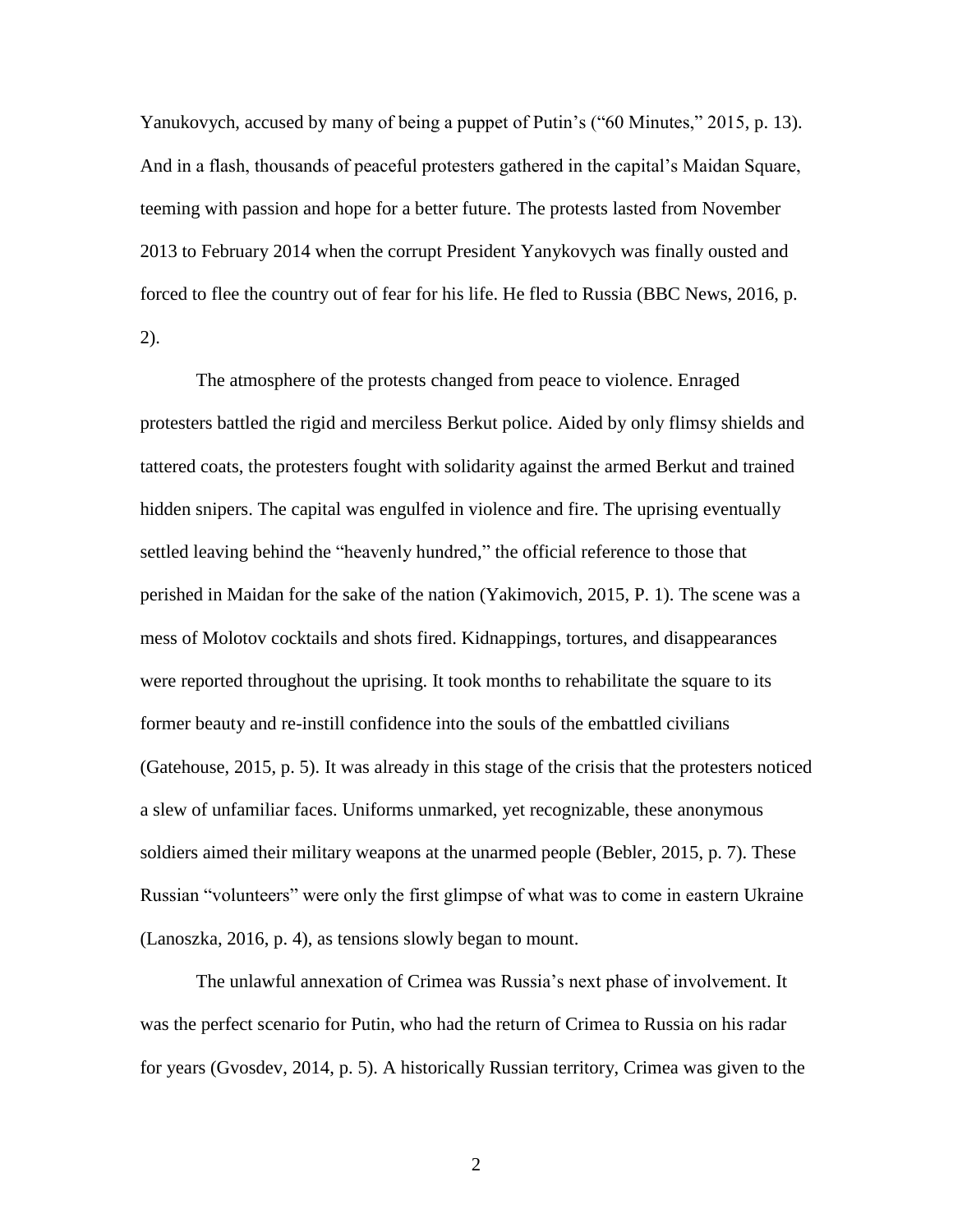Yanukovych, accused by many of being a puppet of Putin's ("60 Minutes," 2015, p. 13). And in a flash, thousands of peaceful protesters gathered in the capital's Maidan Square, teeming with passion and hope for a better future. The protests lasted from November 2013 to February 2014 when the corrupt President Yanykovych was finally ousted and forced to flee the country out of fear for his life. He fled to Russia (BBC News, 2016, p. 2).

The atmosphere of the protests changed from peace to violence. Enraged protesters battled the rigid and merciless Berkut police. Aided by only flimsy shields and tattered coats, the protesters fought with solidarity against the armed Berkut and trained hidden snipers. The capital was engulfed in violence and fire. The uprising eventually settled leaving behind the "heavenly hundred," the official reference to those that perished in Maidan for the sake of the nation (Yakimovich, 2015, P. 1). The scene was a mess of Molotov cocktails and shots fired. Kidnappings, tortures, and disappearances were reported throughout the uprising. It took months to rehabilitate the square to its former beauty and re-instill confidence into the souls of the embattled civilians (Gatehouse, 2015, p. 5). It was already in this stage of the crisis that the protesters noticed a slew of unfamiliar faces. Uniforms unmarked, yet recognizable, these anonymous soldiers aimed their military weapons at the unarmed people (Bebler, 2015, p. 7). These Russian "volunteers" were only the first glimpse of what was to come in eastern Ukraine (Lanoszka, 2016, p. 4), as tensions slowly began to mount.

The unlawful annexation of Crimea was Russia's next phase of involvement. It was the perfect scenario for Putin, who had the return of Crimea to Russia on his radar for years (Gvosdev, 2014, p. 5). A historically Russian territory, Crimea was given to the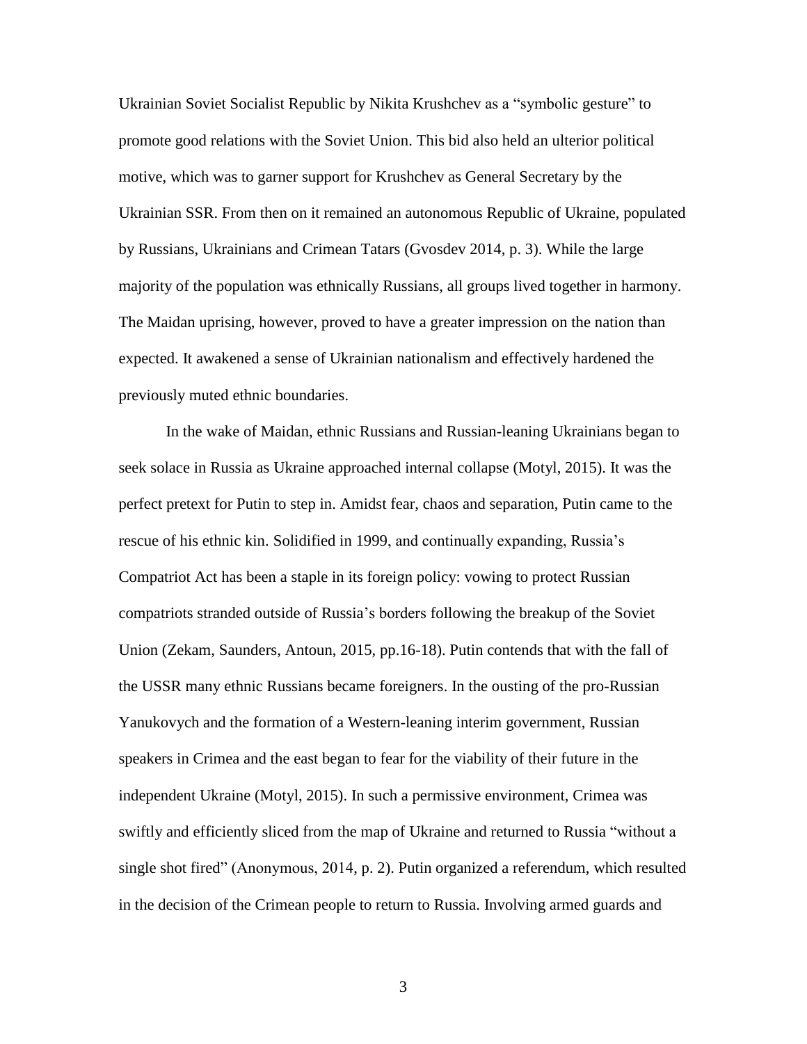Ukrainian Soviet Socialist Republic by Nikita Krushchev as a "symbolic gesture" to promote good relations with the Soviet Union. This bid also held an ulterior political motive, which was to garner support for Krushchev as General Secretary by the Ukrainian SSR. From then on it remained an autonomous Republic of Ukraine, populated by Russians, Ukrainians and Crimean Tatars (Gvosdev 2014, p. 3). While the large majority of the population was ethnically Russians, all groups lived together in harmony. The Maidan uprising, however, proved to have a greater impression on the nation than expected. It awakened a sense of Ukrainian nationalism and effectively hardened the previously muted ethnic boundaries.

In the wake of Maidan, ethnic Russians and Russian-leaning Ukrainians began to seek solace in Russia as Ukraine approached internal collapse (Motyl, 2015). It was the perfect pretext for Putin to step in. Amidst fear, chaos and separation, Putin came to the rescue of his ethnic kin. Solidified in 1999, and continually expanding, Russia's Compatriot Act has been a staple in its foreign policy: vowing to protect Russian compatriots stranded outside of Russia's borders following the breakup of the Soviet Union (Zekam, Saunders, Antoun, 2015, pp.16-18). Putin contends that with the fall of the USSR many ethnic Russians became foreigners. In the ousting of the pro-Russian Yanukovych and the formation of a Western-leaning interim government, Russian speakers in Crimea and the east began to fear for the viability of their future in the independent Ukraine (Motyl, 2015). In such a permissive environment, Crimea was swiftly and efficiently sliced from the map of Ukraine and returned to Russia "without a single shot fired" (Anonymous, 2014, p. 2). Putin organized a referendum, which resulted in the decision of the Crimean people to return to Russia. Involving armed guards and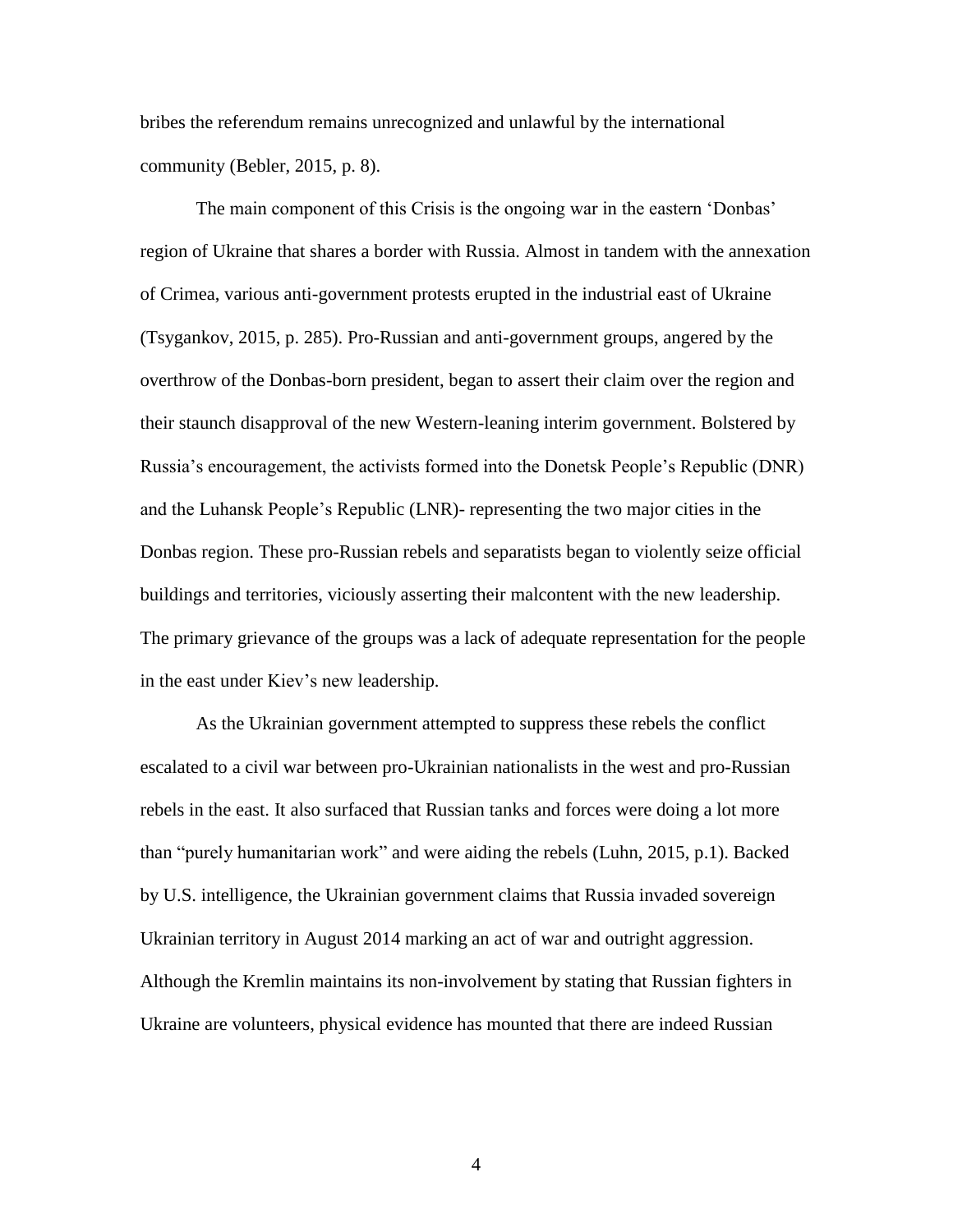bribes the referendum remains unrecognized and unlawful by the international community (Bebler, 2015, p. 8).

The main component of this Crisis is the ongoing war in the eastern 'Donbas' region of Ukraine that shares a border with Russia. Almost in tandem with the annexation of Crimea, various anti-government protests erupted in the industrial east of Ukraine (Tsygankov, 2015, p. 285). Pro-Russian and anti-government groups, angered by the overthrow of the Donbas-born president, began to assert their claim over the region and their staunch disapproval of the new Western-leaning interim government. Bolstered by Russia's encouragement, the activists formed into the Donetsk People's Republic (DNR) and the Luhansk People's Republic (LNR)- representing the two major cities in the Donbas region. These pro-Russian rebels and separatists began to violently seize official buildings and territories, viciously asserting their malcontent with the new leadership. The primary grievance of the groups was a lack of adequate representation for the people in the east under Kiev's new leadership.

As the Ukrainian government attempted to suppress these rebels the conflict escalated to a civil war between pro-Ukrainian nationalists in the west and pro-Russian rebels in the east. It also surfaced that Russian tanks and forces were doing a lot more than "purely humanitarian work" and were aiding the rebels (Luhn, 2015, p.1). Backed by U.S. intelligence, the Ukrainian government claims that Russia invaded sovereign Ukrainian territory in August 2014 marking an act of war and outright aggression. Although the Kremlin maintains its non-involvement by stating that Russian fighters in Ukraine are volunteers, physical evidence has mounted that there are indeed Russian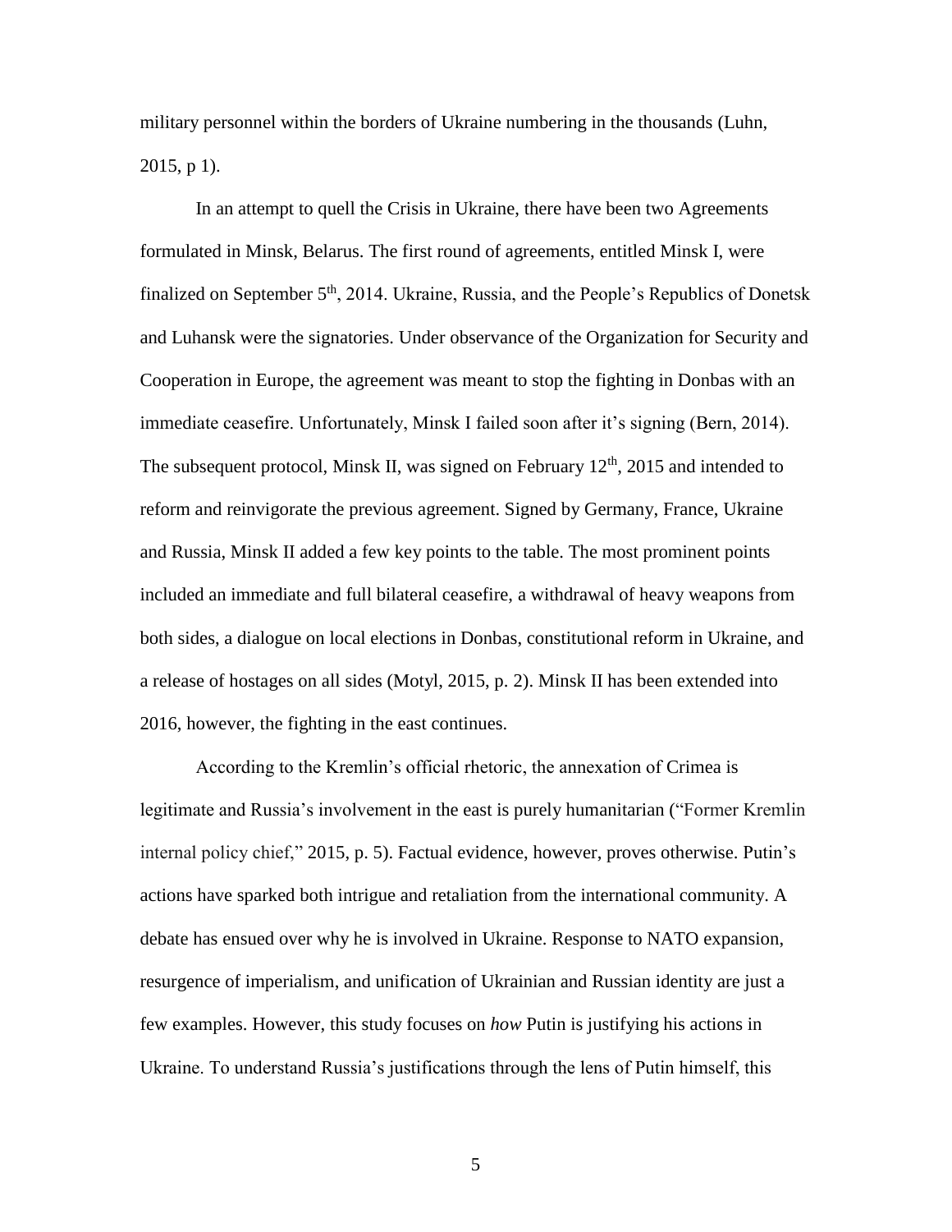military personnel within the borders of Ukraine numbering in the thousands (Luhn, 2015, p 1).

In an attempt to quell the Crisis in Ukraine, there have been two Agreements formulated in Minsk, Belarus. The first round of agreements, entitled Minsk I, were finalized on September 5th, 2014. Ukraine, Russia, and the People's Republics of Donetsk and Luhansk were the signatories. Under observance of the Organization for Security and Cooperation in Europe, the agreement was meant to stop the fighting in Donbas with an immediate ceasefire. Unfortunately, Minsk I failed soon after it's signing (Bern, 2014). The subsequent protocol, Minsk II, was signed on February 12th, 2015 and intended to reform and reinvigorate the previous agreement. Signed by Germany, France, Ukraine and Russia, Minsk II added a few key points to the table. The most prominent points included an immediate and full bilateral ceasefire, a withdrawal of heavy weapons from both sides, a dialogue on local elections in Donbas, constitutional reform in Ukraine, and a release of hostages on all sides (Motyl, 2015, p. 2). Minsk II has been extended into 2016, however, the fighting in the east continues.

According to the Kremlin's official rhetoric, the annexation of Crimea is legitimate and Russia's involvement in the east is purely humanitarian ("Former Kremlin internal policy chief," 2015, p. 5). Factual evidence, however, proves otherwise. Putin's actions have sparked both intrigue and retaliation from the international community. A debate has ensued over why he is involved in Ukraine. Response to NATO expansion, resurgence of imperialism, and unification of Ukrainian and Russian identity are just a few examples. However, this study focuses on *how* Putin is justifying his actions in Ukraine. To understand Russia's justifications through the lens of Putin himself, this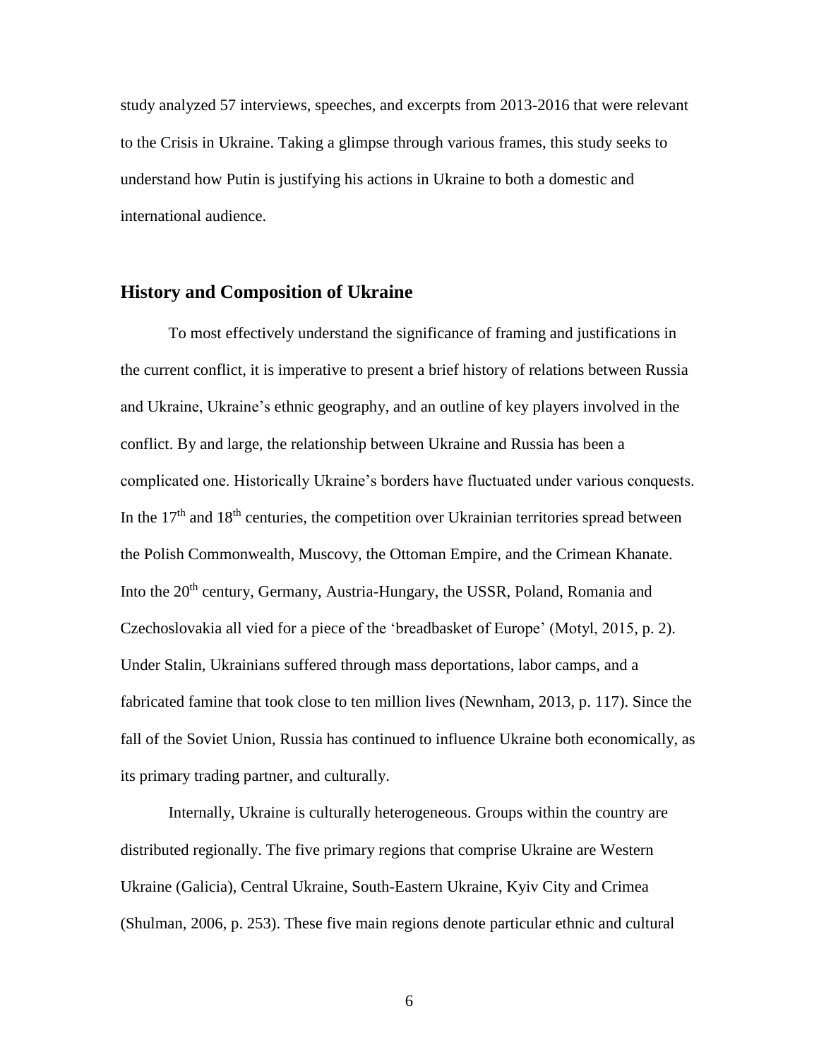study analyzed 57 interviews, speeches, and excerpts from 2013-2016 that were relevant to the Crisis in Ukraine. Taking a glimpse through various frames, this study seeks to understand how Putin is justifying his actions in Ukraine to both a domestic and international audience.

## History and Composition of Ukraine

To most effectively understand the significance of framing and justifications in the current conflict, it is imperative to present a brief history of relations between Russia and Ukraine, Ukraine's ethnic geography, and an outline of key players involved in the conflict. By and large, the relationship between Ukraine and Russia has been a complicated one. Historically Ukraine's borders have fluctuated under various conquests. In the 17th and 18th centuries, the competition over Ukrainian territories spread between the Polish Commonwealth, Muscovy, the Ottoman Empire, and the Crimean Khanate. Into the 20th century, Germany, Austria-Hungary, the USSR, Poland, Romania and Czechoslovakia all vied for a piece of the 'breadbasket of Europe' (Motyl, 2015, p. 2). Under Stalin, Ukrainians suffered through mass deportations, labor camps, and a fabricated famine that took close to ten million lives (Newnham, 2013, p. 117). Since the fall of the Soviet Union, Russia has continued to influence Ukraine both economically, as its primary trading partner, and culturally.

Internally, Ukraine is culturally heterogeneous. Groups within the country are distributed regionally. The five primary regions that comprise Ukraine are Western Ukraine (Galicia), Central Ukraine, South-Eastern Ukraine, Kyiv City and Crimea (Shulman, 2006, p. 253). These five main regions denote particular ethnic and cultural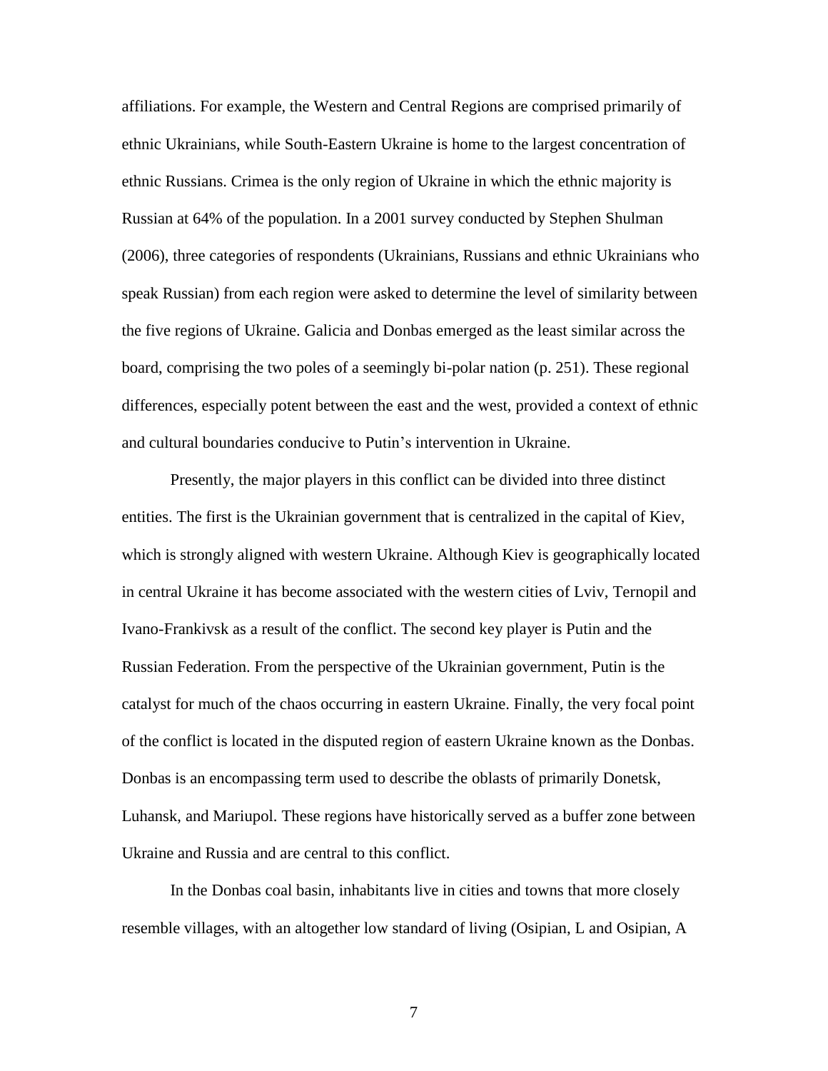affiliations. For example, the Western and Central Regions are comprised primarily of ethnic Ukrainians, while South-Eastern Ukraine is home to the largest concentration of ethnic Russians. Crimea is the only region of Ukraine in which the ethnic majority is Russian at 64% of the population. In a 2001 survey conducted by Stephen Shulman (2006), three categories of respondents (Ukrainians, Russians and ethnic Ukrainians who speak Russian) from each region were asked to determine the level of similarity between the five regions of Ukraine. Galicia and Donbas emerged as the least similar across the board, comprising the two poles of a seemingly bi-polar nation (p. 251). These regional differences, especially potent between the east and the west, provided a context of ethnic and cultural boundaries conducive to Putin's intervention in Ukraine.

Presently, the major players in this conflict can be divided into three distinct entities. The first is the Ukrainian government that is centralized in the capital of Kiev, which is strongly aligned with western Ukraine. Although Kiev is geographically located in central Ukraine it has become associated with the western cities of Lviv, Ternopil and Ivano-Frankivsk as a result of the conflict. The second key player is Putin and the Russian Federation. From the perspective of the Ukrainian government, Putin is the catalyst for much of the chaos occurring in eastern Ukraine. Finally, the very focal point of the conflict is located in the disputed region of eastern Ukraine known as the Donbas. Donbas is an encompassing term used to describe the oblasts of primarily Donetsk, Luhansk, and Mariupol. These regions have historically served as a buffer zone between Ukraine and Russia and are central to this conflict.

In the Donbas coal basin, inhabitants live in cities and towns that more closely resemble villages, with an altogether low standard of living (Osipian, L and Osipian, A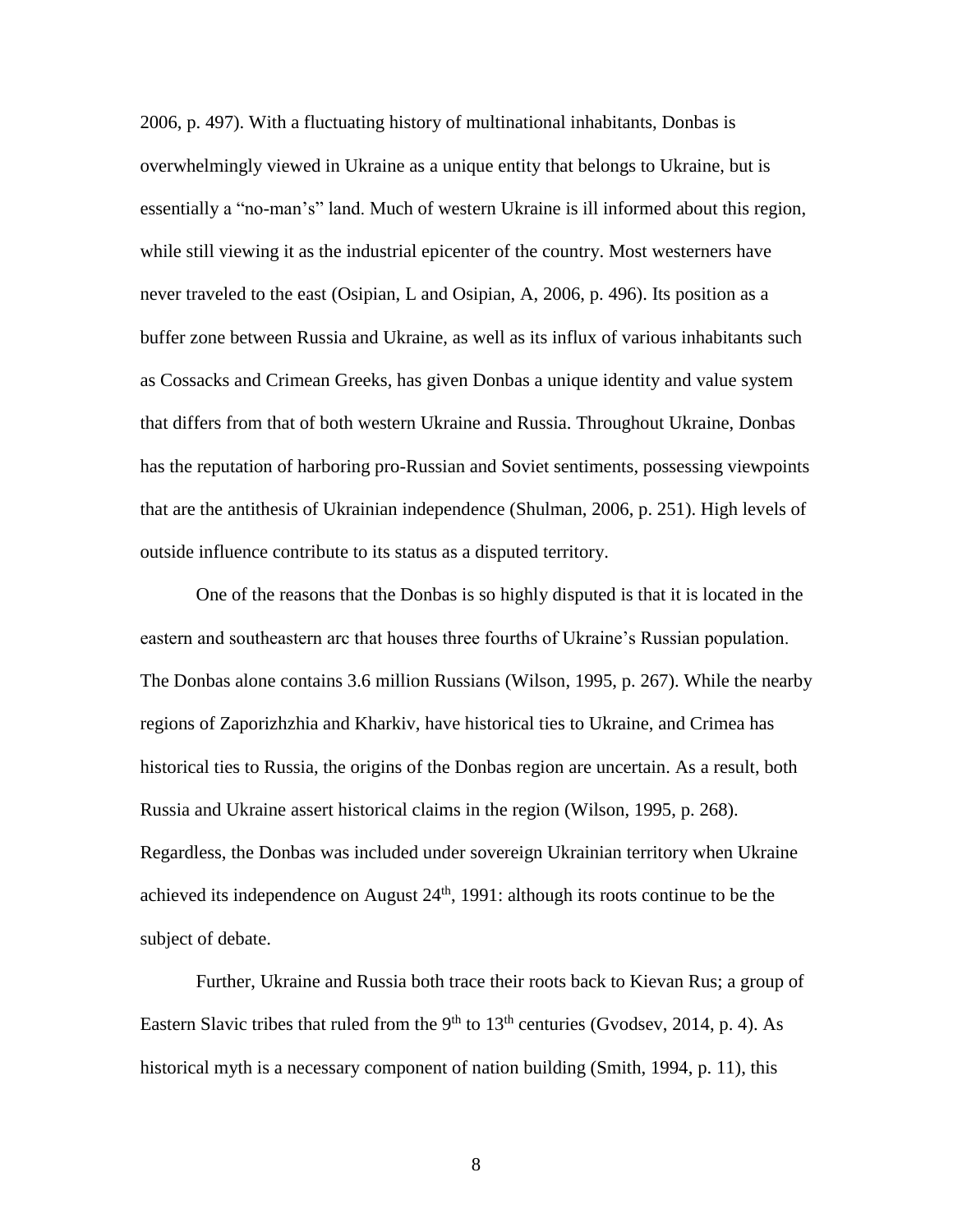2006, p. 497). With a fluctuating history of multinational inhabitants, Donbas is overwhelmingly viewed in Ukraine as a unique entity that belongs to Ukraine, but is essentially a "no-man's" land. Much of western Ukraine is ill informed about this region, while still viewing it as the industrial epicenter of the country. Most westerners have never traveled to the east (Osipian, L and Osipian, A, 2006, p. 496). Its position as a buffer zone between Russia and Ukraine, as well as its influx of various inhabitants such as Cossacks and Crimean Greeks, has given Donbas a unique identity and value system that differs from that of both western Ukraine and Russia. Throughout Ukraine, Donbas has the reputation of harboring pro-Russian and Soviet sentiments, possessing viewpoints that are the antithesis of Ukrainian independence (Shulman, 2006, p. 251). High levels of outside influence contribute to its status as a disputed territory.

One of the reasons that the Donbas is so highly disputed is that it is located in the eastern and southeastern arc that houses three fourths of Ukraine's Russian population. The Donbas alone contains 3.6 million Russians (Wilson, 1995, p. 267). While the nearby regions of Zaporizhzhia and Kharkiv, have historical ties to Ukraine, and Crimea has historical ties to Russia, the origins of the Donbas region are uncertain. As a result, both Russia and Ukraine assert historical claims in the region (Wilson, 1995, p. 268). Regardless, the Donbas was included under sovereign Ukrainian territory when Ukraine achieved its independence on August 24th, 1991: although its roots continue to be the subject of debate.

Further, Ukraine and Russia both trace their roots back to Kievan Rus; a group of Eastern Slavic tribes that ruled from the 9th to 13th centuries (Gvodsev, 2014, p. 4). As historical myth is a necessary component of nation building (Smith, 1994, p. 11), this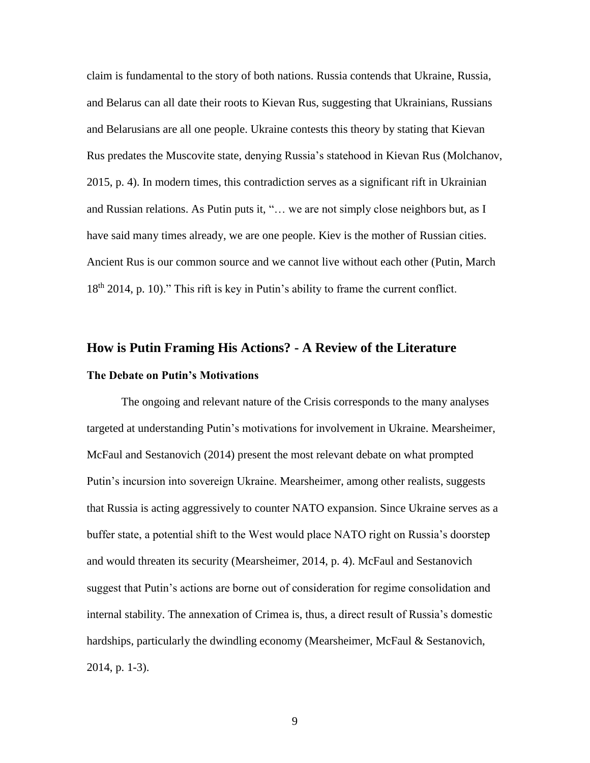claim is fundamental to the story of both nations. Russia contends that Ukraine, Russia, and Belarus can all date their roots to Kievan Rus, suggesting that Ukrainians, Russians and Belarusians are all one people. Ukraine contests this theory by stating that Kievan Rus predates the Muscovite state, denying Russia's statehood in Kievan Rus (Molchanov, 2015, p. 4). In modern times, this contradiction serves as a significant rift in Ukrainian and Russian relations. As Putin puts it, "… we are not simply close neighbors but, as I have said many times already, we are one people. Kiev is the mother of Russian cities. Ancient Rus is our common source and we cannot live without each other (Putin, March 18th 2014, p. 10)." This rift is key in Putin's ability to frame the current conflict.

## How is Putin Framing His Actions? - A Review of the Literature

### The Debate on Putin's Motivations

The ongoing and relevant nature of the Crisis corresponds to the many analyses targeted at understanding Putin's motivations for involvement in Ukraine. Mearsheimer, McFaul and Sestanovich (2014) present the most relevant debate on what prompted Putin's incursion into sovereign Ukraine. Mearsheimer, among other realists, suggests that Russia is acting aggressively to counter NATO expansion. Since Ukraine serves as a buffer state, a potential shift to the West would place NATO right on Russia's doorstep and would threaten its security (Mearsheimer, 2014, p. 4). McFaul and Sestanovich suggest that Putin's actions are borne out of consideration for regime consolidation and internal stability. The annexation of Crimea is, thus, a direct result of Russia's domestic hardships, particularly the dwindling economy (Mearsheimer, McFaul & Sestanovich, 2014, p. 1-3).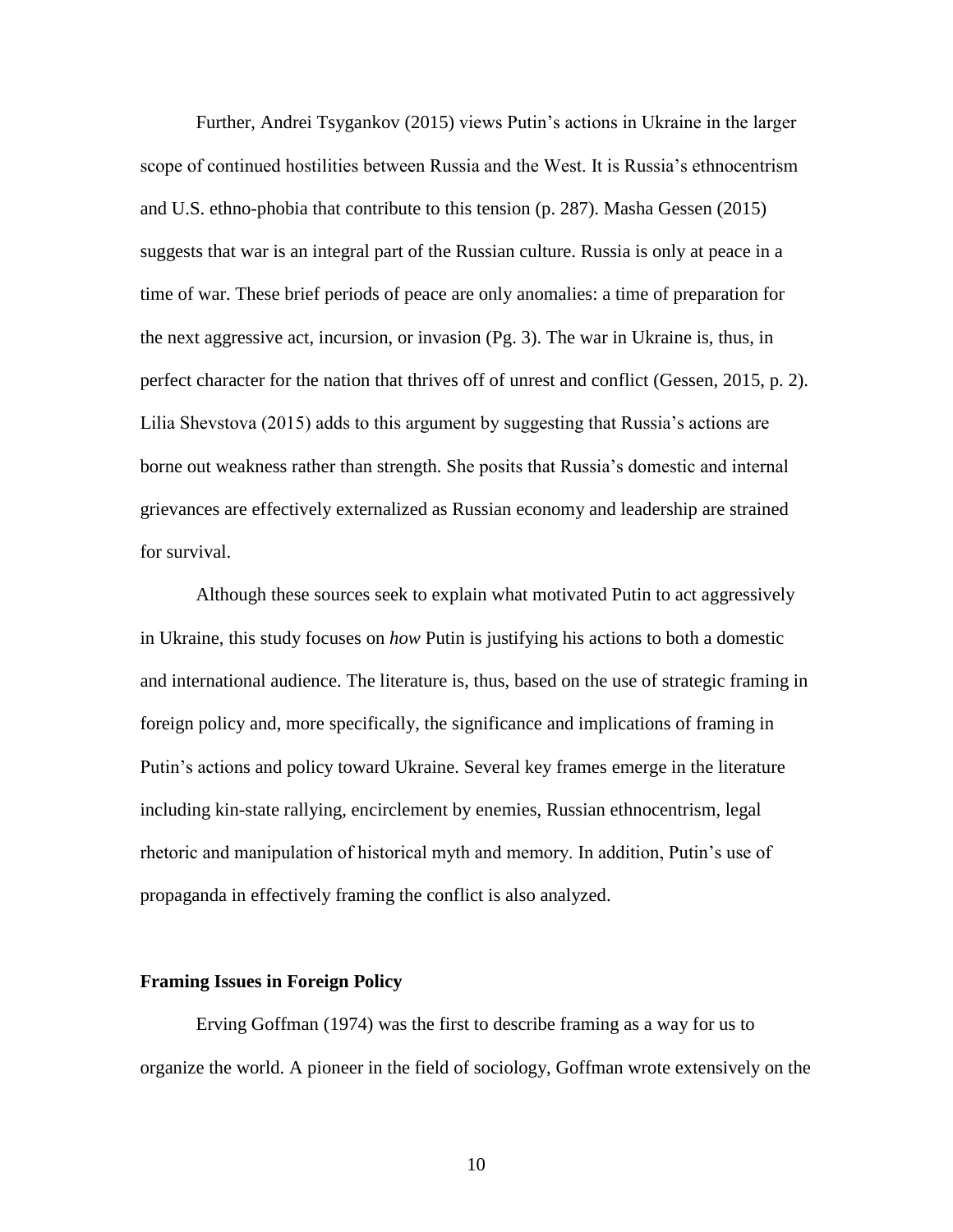Further, Andrei Tsygankov (2015) views Putin's actions in Ukraine in the larger scope of continued hostilities between Russia and the West. It is Russia's ethnocentrism and U.S. ethno-phobia that contribute to this tension (p. 287). Masha Gessen (2015) suggests that war is an integral part of the Russian culture. Russia is only at peace in a time of war. These brief periods of peace are only anomalies: a time of preparation for the next aggressive act, incursion, or invasion (Pg. 3). The war in Ukraine is, thus, in perfect character for the nation that thrives off of unrest and conflict (Gessen, 2015, p. 2). Lilia Shevstova (2015) adds to this argument by suggesting that Russia's actions are borne out weakness rather than strength. She posits that Russia's domestic and internal grievances are effectively externalized as Russian economy and leadership are strained for survival.

Although these sources seek to explain what motivated Putin to act aggressively in Ukraine, this study focuses on *how* Putin is justifying his actions to both a domestic and international audience. The literature is, thus, based on the use of strategic framing in foreign policy and, more specifically, the significance and implications of framing in Putin's actions and policy toward Ukraine. Several key frames emerge in the literature including kin-state rallying, encirclement by enemies, Russian ethnocentrism, legal rhetoric and manipulation of historical myth and memory. In addition, Putin's use of propaganda in effectively framing the conflict is also analyzed.

**Framing Issues in Foreign Policy**

Erving Goffman (1974) was the first to describe framing as a way for us to organize the world. A pioneer in the field of sociology, Goffman wrote extensively on the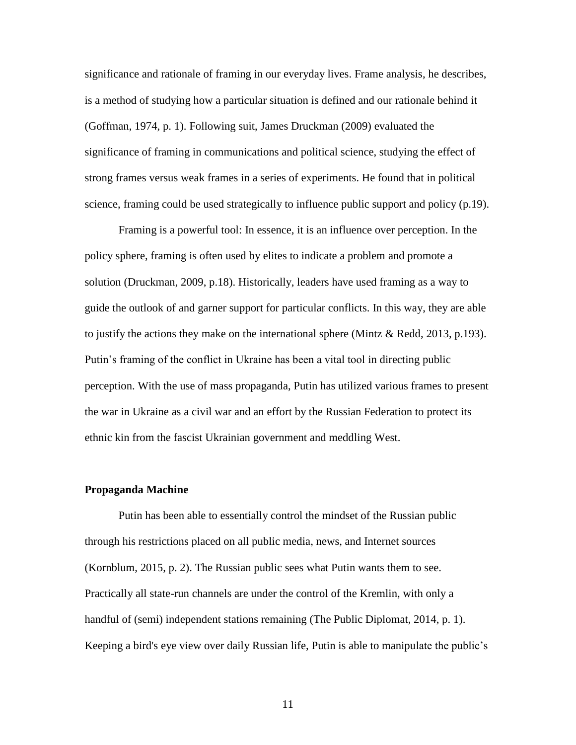significance and rationale of framing in our everyday lives. Frame analysis, he describes, is a method of studying how a particular situation is defined and our rationale behind it (Goffman, 1974, p. 1). Following suit, James Druckman (2009) evaluated the significance of framing in communications and political science, studying the effect of strong frames versus weak frames in a series of experiments. He found that in political science, framing could be used strategically to influence public support and policy (p.19).

Framing is a powerful tool: In essence, it is an influence over perception. In the policy sphere, framing is often used by elites to indicate a problem and promote a solution (Druckman, 2009, p.18). Historically, leaders have used framing as a way to guide the outlook of and garner support for particular conflicts. In this way, they are able to justify the actions they make on the international sphere (Mintz & Redd, 2013, p.193). Putin's framing of the conflict in Ukraine has been a vital tool in directing public perception. With the use of mass propaganda, Putin has utilized various frames to present the war in Ukraine as a civil war and an effort by the Russian Federation to protect its ethnic kin from the fascist Ukrainian government and meddling West.

**Propaganda Machine**

Putin has been able to essentially control the mindset of the Russian public through his restrictions placed on all public media, news, and Internet sources (Kornblum, 2015, p. 2). The Russian public sees what Putin wants them to see. Practically all state-run channels are under the control of the Kremlin, with only a handful of (semi) independent stations remaining (The Public Diplomat, 2014, p. 1). Keeping a bird's eye view over daily Russian life, Putin is able to manipulate the public's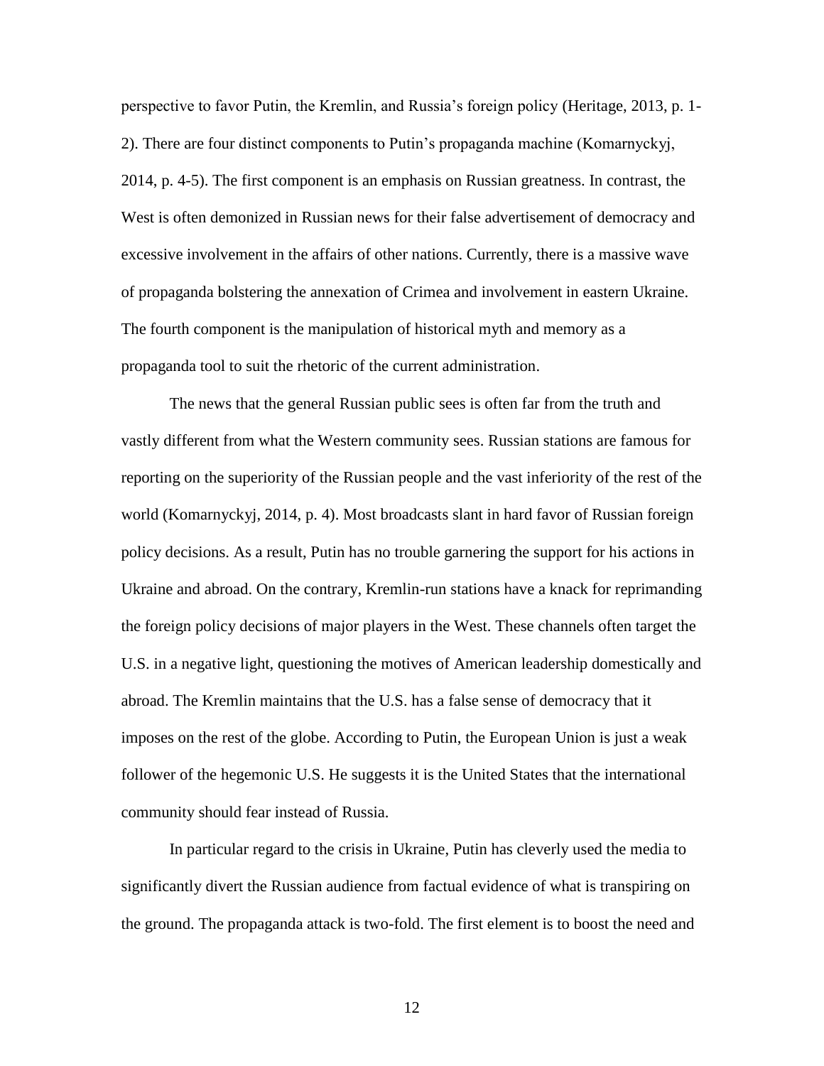perspective to favor Putin, the Kremlin, and Russia's foreign policy (Heritage, 2013, p. 1-2). There are four distinct components to Putin's propaganda machine (Komarnyckyj, 2014, p. 4-5). The first component is an emphasis on Russian greatness. In contrast, the West is often demonized in Russian news for their false advertisement of democracy and excessive involvement in the affairs of other nations. Currently, there is a massive wave of propaganda bolstering the annexation of Crimea and involvement in eastern Ukraine. The fourth component is the manipulation of historical myth and memory as a propaganda tool to suit the rhetoric of the current administration.

The news that the general Russian public sees is often far from the truth and vastly different from what the Western community sees. Russian stations are famous for reporting on the superiority of the Russian people and the vast inferiority of the rest of the world (Komarnyckyj, 2014, p. 4). Most broadcasts slant in hard favor of Russian foreign policy decisions. As a result, Putin has no trouble garnering the support for his actions in Ukraine and abroad. On the contrary, Kremlin-run stations have a knack for reprimanding the foreign policy decisions of major players in the West. These channels often target the U.S. in a negative light, questioning the motives of American leadership domestically and abroad. The Kremlin maintains that the U.S. has a false sense of democracy that it imposes on the rest of the globe. According to Putin, the European Union is just a weak follower of the hegemonic U.S. He suggests it is the United States that the international community should fear instead of Russia.

In particular regard to the crisis in Ukraine, Putin has cleverly used the media to significantly divert the Russian audience from factual evidence of what is transpiring on the ground. The propaganda attack is two-fold. The first element is to boost the need and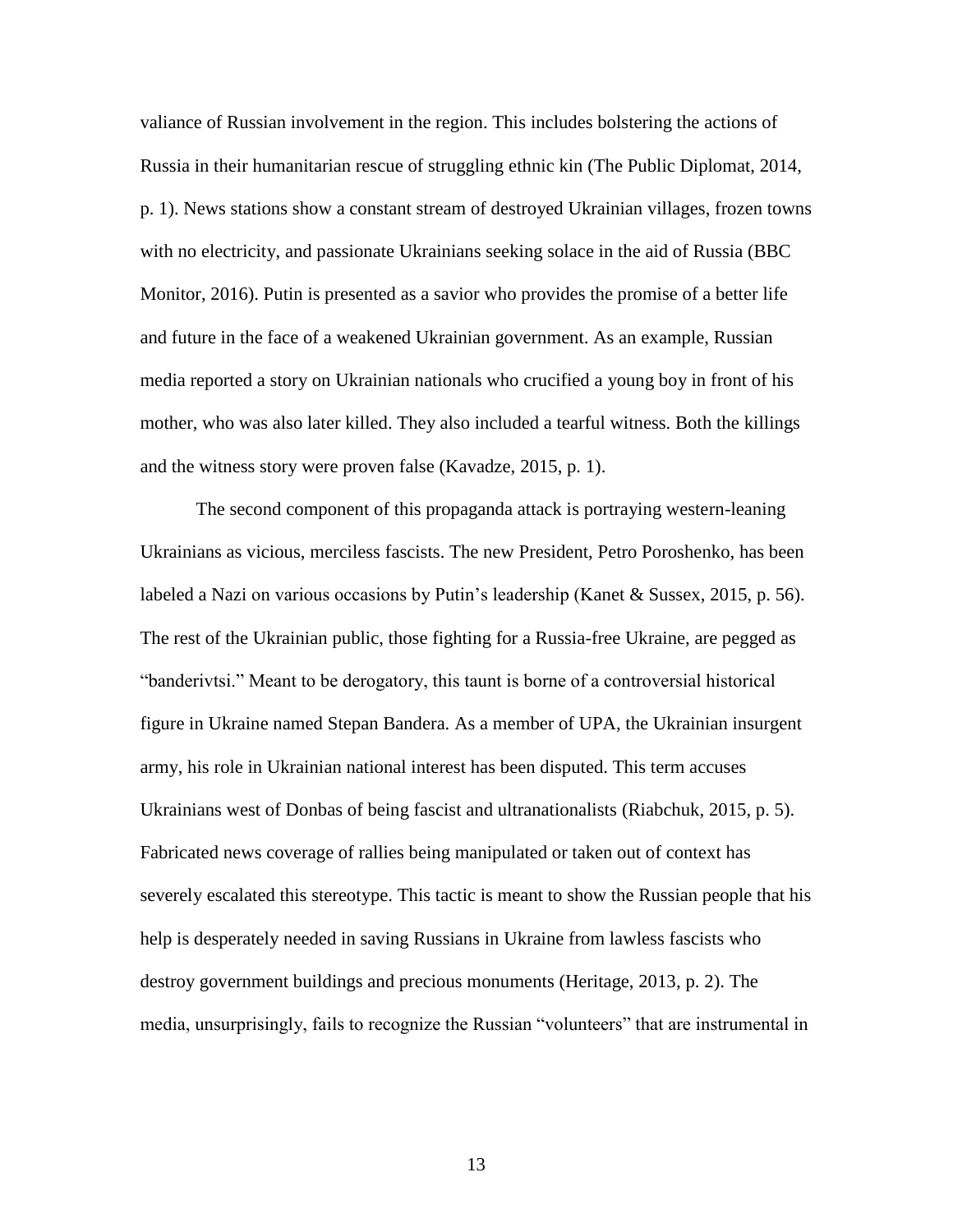valiance of Russian involvement in the region. This includes bolstering the actions of Russia in their humanitarian rescue of struggling ethnic kin (The Public Diplomat, 2014, p. 1). News stations show a constant stream of destroyed Ukrainian villages, frozen towns with no electricity, and passionate Ukrainians seeking solace in the aid of Russia (BBC Monitor, 2016). Putin is presented as a savior who provides the promise of a better life and future in the face of a weakened Ukrainian government. As an example, Russian media reported a story on Ukrainian nationals who crucified a young boy in front of his mother, who was also later killed. They also included a tearful witness. Both the killings and the witness story were proven false (Kavadze, 2015, p. 1).

The second component of this propaganda attack is portraying western-leaning Ukrainians as vicious, merciless fascists. The new President, Petro Poroshenko, has been labeled a Nazi on various occasions by Putin's leadership (Kanet & Sussex, 2015, p. 56). The rest of the Ukrainian public, those fighting for a Russia-free Ukraine, are pegged as "banderivtsi." Meant to be derogatory, this taunt is borne of a controversial historical figure in Ukraine named Stepan Bandera. As a member of UPA, the Ukrainian insurgent army, his role in Ukrainian national interest has been disputed. This term accuses Ukrainians west of Donbas of being fascist and ultranationalists (Riabchuk, 2015, p. 5). Fabricated news coverage of rallies being manipulated or taken out of context has severely escalated this stereotype. This tactic is meant to show the Russian people that his help is desperately needed in saving Russians in Ukraine from lawless fascists who destroy government buildings and precious monuments (Heritage, 2013, p. 2). The media, unsurprisingly, fails to recognize the Russian "volunteers" that are instrumental in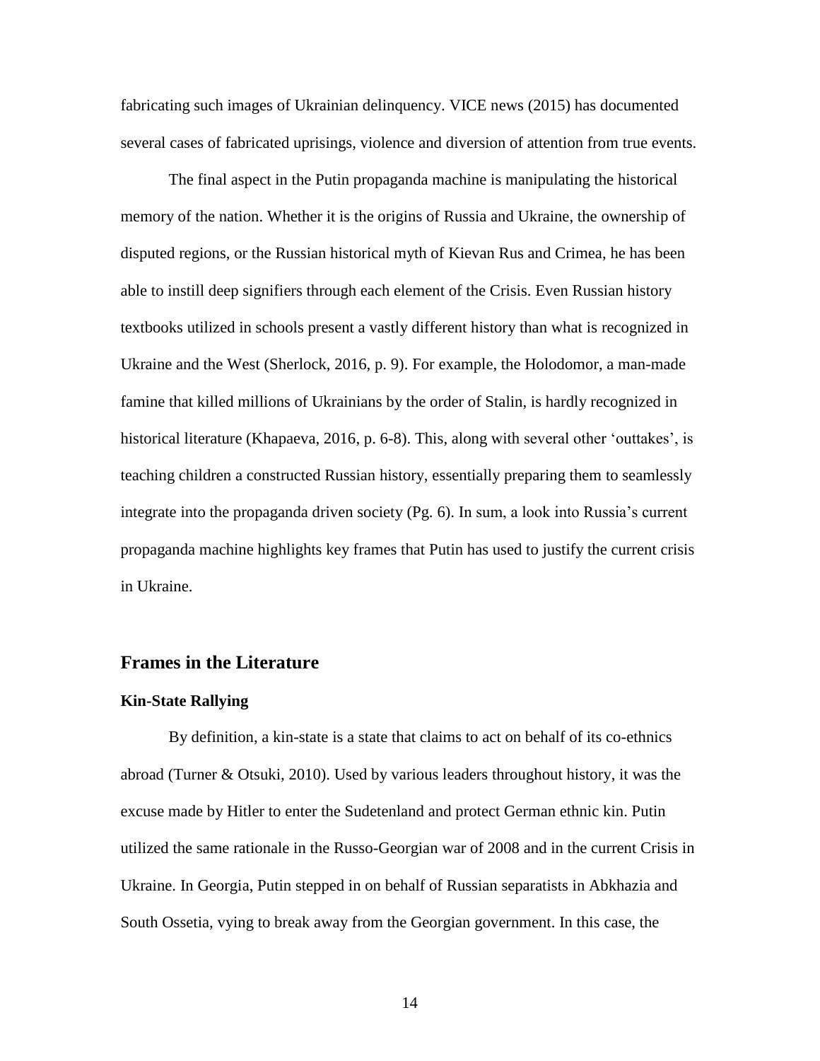fabricating such images of Ukrainian delinquency. VICE news (2015) has documented several cases of fabricated uprisings, violence and diversion of attention from true events.

The final aspect in the Putin propaganda machine is manipulating the historical memory of the nation. Whether it is the origins of Russia and Ukraine, the ownership of disputed regions, or the Russian historical myth of Kievan Rus and Crimea, he has been able to instill deep signifiers through each element of the Crisis. Even Russian history textbooks utilized in schools present a vastly different history than what is recognized in Ukraine and the West (Sherlock, 2016, p. 9). For example, the Holodomor, a man-made famine that killed millions of Ukrainians by the order of Stalin, is hardly recognized in historical literature (Khapaeva, 2016, p. 6-8). This, along with several other 'outtakes', is teaching children a constructed Russian history, essentially preparing them to seamlessly integrate into the propaganda driven society (Pg. 6). In sum, a look into Russia's current propaganda machine highlights key frames that Putin has used to justify the current crisis in Ukraine.

## Frames in the Literature

### Kin-State Rallying

By definition, a kin-state is a state that claims to act on behalf of its co-ethnics abroad (Turner & Otsuki, 2010). Used by various leaders throughout history, it was the excuse made by Hitler to enter the Sudetenland and protect German ethnic kin. Putin utilized the same rationale in the Russo-Georgian war of 2008 and in the current Crisis in Ukraine. In Georgia, Putin stepped in on behalf of Russian separatists in Abkhazia and South Ossetia, vying to break away from the Georgian government. In this case, the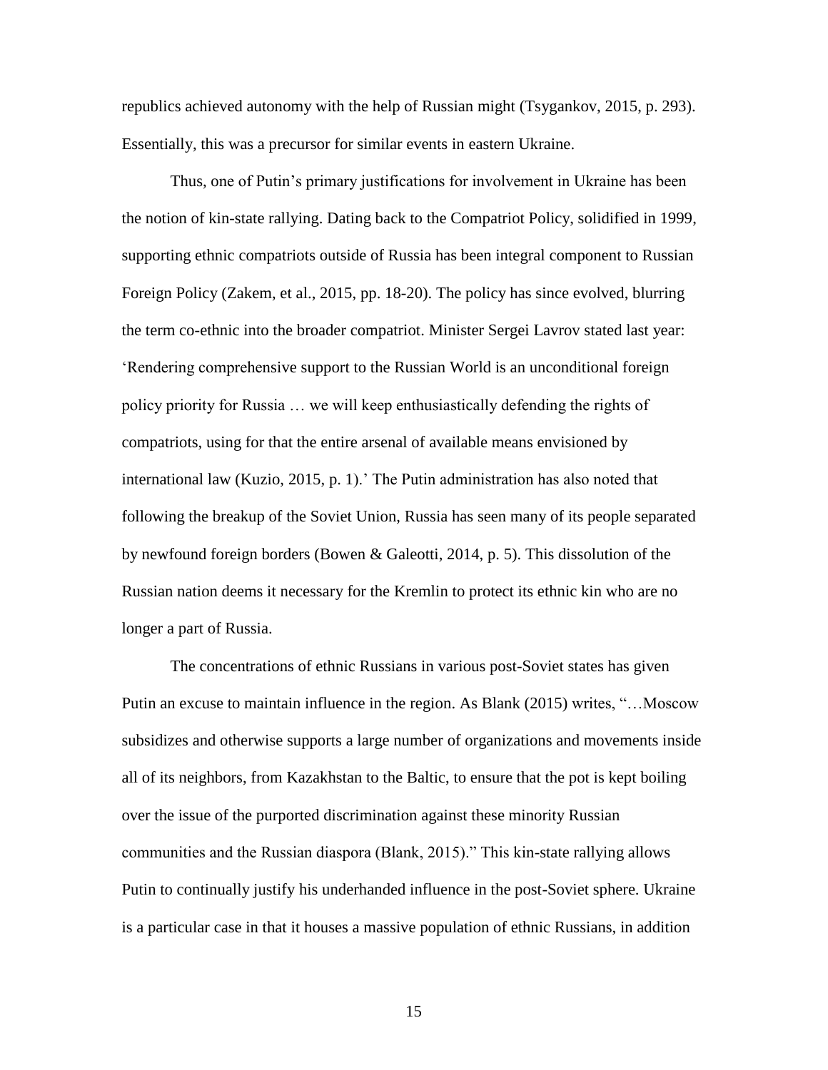republics achieved autonomy with the help of Russian might (Tsygankov, 2015, p. 293). Essentially, this was a precursor for similar events in eastern Ukraine.

Thus, one of Putin's primary justifications for involvement in Ukraine has been the notion of kin-state rallying. Dating back to the Compatriot Policy, solidified in 1999, supporting ethnic compatriots outside of Russia has been integral component to Russian Foreign Policy (Zakem, et al., 2015, pp. 18-20). The policy has since evolved, blurring the term co-ethnic into the broader compatriot. Minister Sergei Lavrov stated last year: 'Rendering comprehensive support to the Russian World is an unconditional foreign policy priority for Russia … we will keep enthusiastically defending the rights of compatriots, using for that the entire arsenal of available means envisioned by international law (Kuzio, 2015, p. 1).' The Putin administration has also noted that following the breakup of the Soviet Union, Russia has seen many of its people separated by newfound foreign borders (Bowen & Galeotti, 2014, p. 5). This dissolution of the Russian nation deems it necessary for the Kremlin to protect its ethnic kin who are no longer a part of Russia.

The concentrations of ethnic Russians in various post-Soviet states has given Putin an excuse to maintain influence in the region. As Blank (2015) writes, "…Moscow subsidizes and otherwise supports a large number of organizations and movements inside all of its neighbors, from Kazakhstan to the Baltic, to ensure that the pot is kept boiling over the issue of the purported discrimination against these minority Russian communities and the Russian diaspora (Blank, 2015)." This kin-state rallying allows Putin to continually justify his underhanded influence in the post-Soviet sphere. Ukraine is a particular case in that it houses a massive population of ethnic Russians, in addition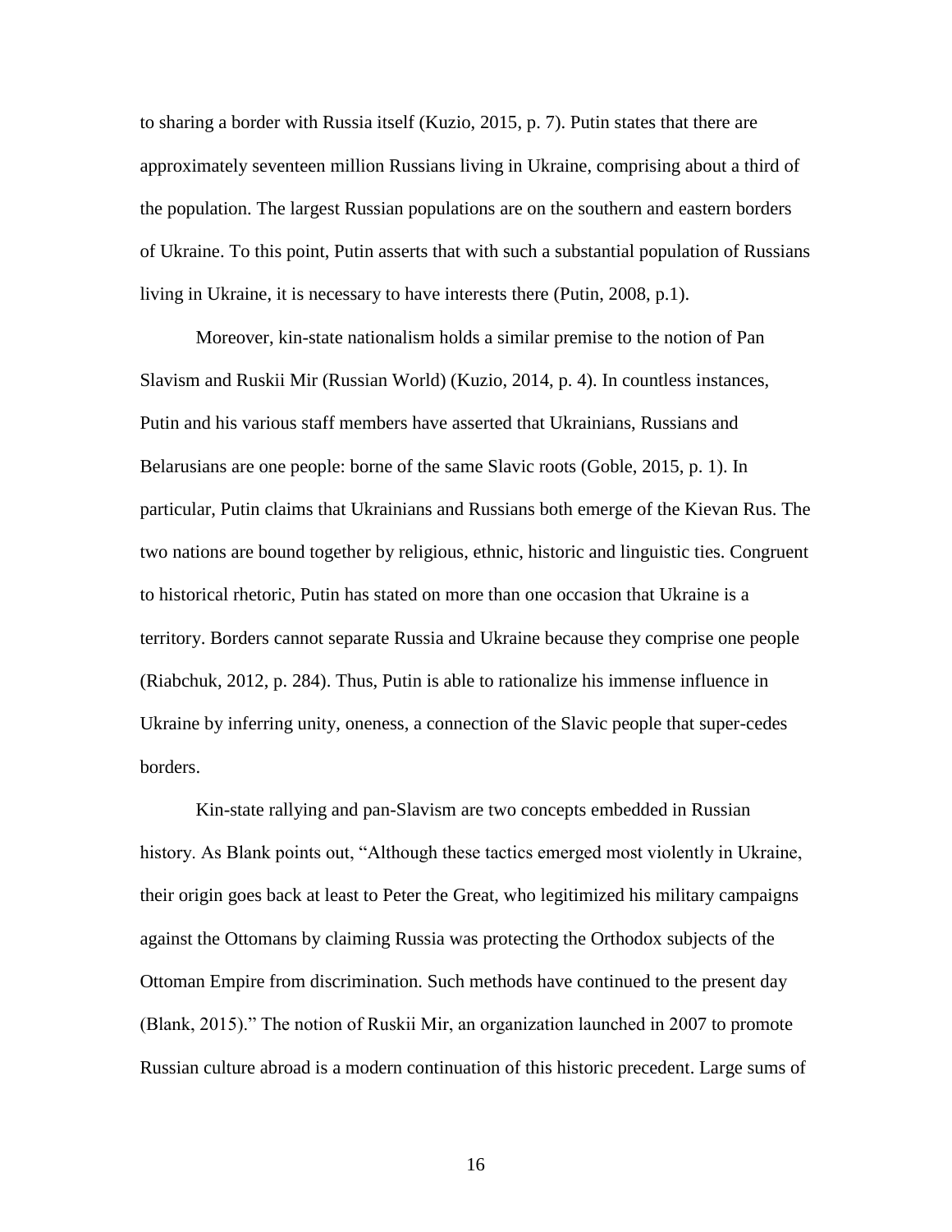to sharing a border with Russia itself (Kuzio, 2015, p. 7). Putin states that there are approximately seventeen million Russians living in Ukraine, comprising about a third of the population. The largest Russian populations are on the southern and eastern borders of Ukraine. To this point, Putin asserts that with such a substantial population of Russians living in Ukraine, it is necessary to have interests there (Putin, 2008, p.1).

Moreover, kin-state nationalism holds a similar premise to the notion of Pan Slavism and Ruskii Mir (Russian World) (Kuzio, 2014, p. 4). In countless instances, Putin and his various staff members have asserted that Ukrainians, Russians and Belarusians are one people: borne of the same Slavic roots (Goble, 2015, p. 1). In particular, Putin claims that Ukrainians and Russians both emerge of the Kievan Rus. The two nations are bound together by religious, ethnic, historic and linguistic ties. Congruent to historical rhetoric, Putin has stated on more than one occasion that Ukraine is a territory. Borders cannot separate Russia and Ukraine because they comprise one people (Riabchuk, 2012, p. 284). Thus, Putin is able to rationalize his immense influence in Ukraine by inferring unity, oneness, a connection of the Slavic people that super-cedes borders.

Kin-state rallying and pan-Slavism are two concepts embedded in Russian history. As Blank points out, "Although these tactics emerged most violently in Ukraine, their origin goes back at least to Peter the Great, who legitimized his military campaigns against the Ottomans by claiming Russia was protecting the Orthodox subjects of the Ottoman Empire from discrimination. Such methods have continued to the present day (Blank, 2015)." The notion of Ruskii Mir, an organization launched in 2007 to promote Russian culture abroad is a modern continuation of this historic precedent. Large sums of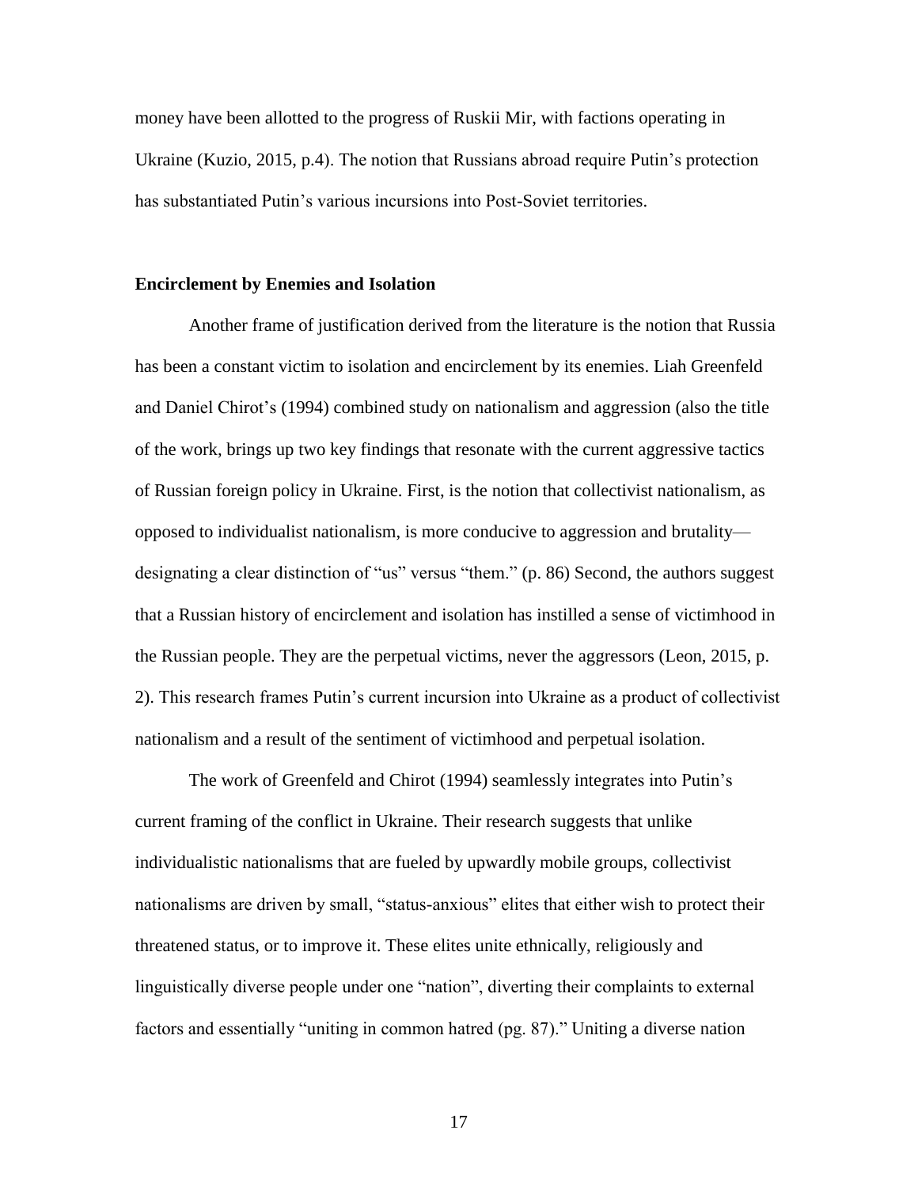money have been allotted to the progress of Ruskii Mir, with factions operating in Ukraine (Kuzio, 2015, p.4). The notion that Russians abroad require Putin's protection has substantiated Putin's various incursions into Post-Soviet territories.

**Encirclement by Enemies and Isolation**

Another frame of justification derived from the literature is the notion that Russia has been a constant victim to isolation and encirclement by its enemies. Liah Greenfeld and Daniel Chirot's (1994) combined study on nationalism and aggression (also the title of the work, brings up two key findings that resonate with the current aggressive tactics of Russian foreign policy in Ukraine. First, is the notion that collectivist nationalism, as opposed to individualist nationalism, is more conducive to aggression and brutality—designating a clear distinction of "us" versus "them." (p. 86) Second, the authors suggest that a Russian history of encirclement and isolation has instilled a sense of victimhood in the Russian people. They are the perpetual victims, never the aggressors (Leon, 2015, p. 2). This research frames Putin's current incursion into Ukraine as a product of collectivist nationalism and a result of the sentiment of victimhood and perpetual isolation.

The work of Greenfeld and Chirot (1994) seamlessly integrates into Putin's current framing of the conflict in Ukraine. Their research suggests that unlike individualistic nationalisms that are fueled by upwardly mobile groups, collectivist nationalisms are driven by small, "status-anxious" elites that either wish to protect their threatened status, or to improve it. These elites unite ethnically, religiously and linguistically diverse people under one "nation", diverting their complaints to external factors and essentially "uniting in common hatred (pg. 87)." Uniting a diverse nation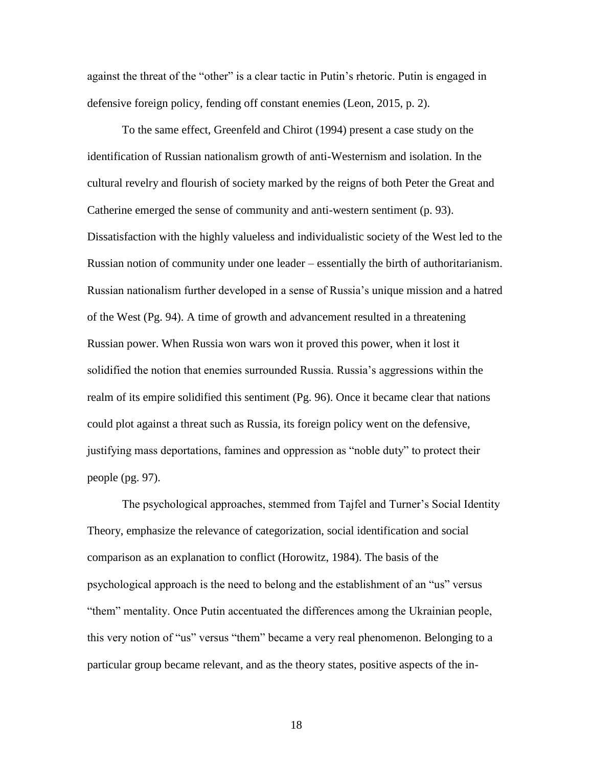against the threat of the "other" is a clear tactic in Putin's rhetoric. Putin is engaged in defensive foreign policy, fending off constant enemies (Leon, 2015, p. 2).

To the same effect, Greenfeld and Chirot (1994) present a case study on the identification of Russian nationalism growth of anti-Westernism and isolation. In the cultural revelry and flourish of society marked by the reigns of both Peter the Great and Catherine emerged the sense of community and anti-western sentiment (p. 93). Dissatisfaction with the highly valueless and individualistic society of the West led to the Russian notion of community under one leader – essentially the birth of authoritarianism. Russian nationalism further developed in a sense of Russia's unique mission and a hatred of the West (Pg. 94). A time of growth and advancement resulted in a threatening Russian power. When Russia won wars won it proved this power, when it lost it solidified the notion that enemies surrounded Russia. Russia's aggressions within the realm of its empire solidified this sentiment (Pg. 96). Once it became clear that nations could plot against a threat such as Russia, its foreign policy went on the defensive, justifying mass deportations, famines and oppression as "noble duty" to protect their people (pg. 97).

The psychological approaches, stemmed from Tajfel and Turner's Social Identity Theory, emphasize the relevance of categorization, social identification and social comparison as an explanation to conflict (Horowitz, 1984). The basis of the psychological approach is the need to belong and the establishment of an "us" versus "them" mentality. Once Putin accentuated the differences among the Ukrainian people, this very notion of "us" versus "them" became a very real phenomenon. Belonging to a particular group became relevant, and as the theory states, positive aspects of the in-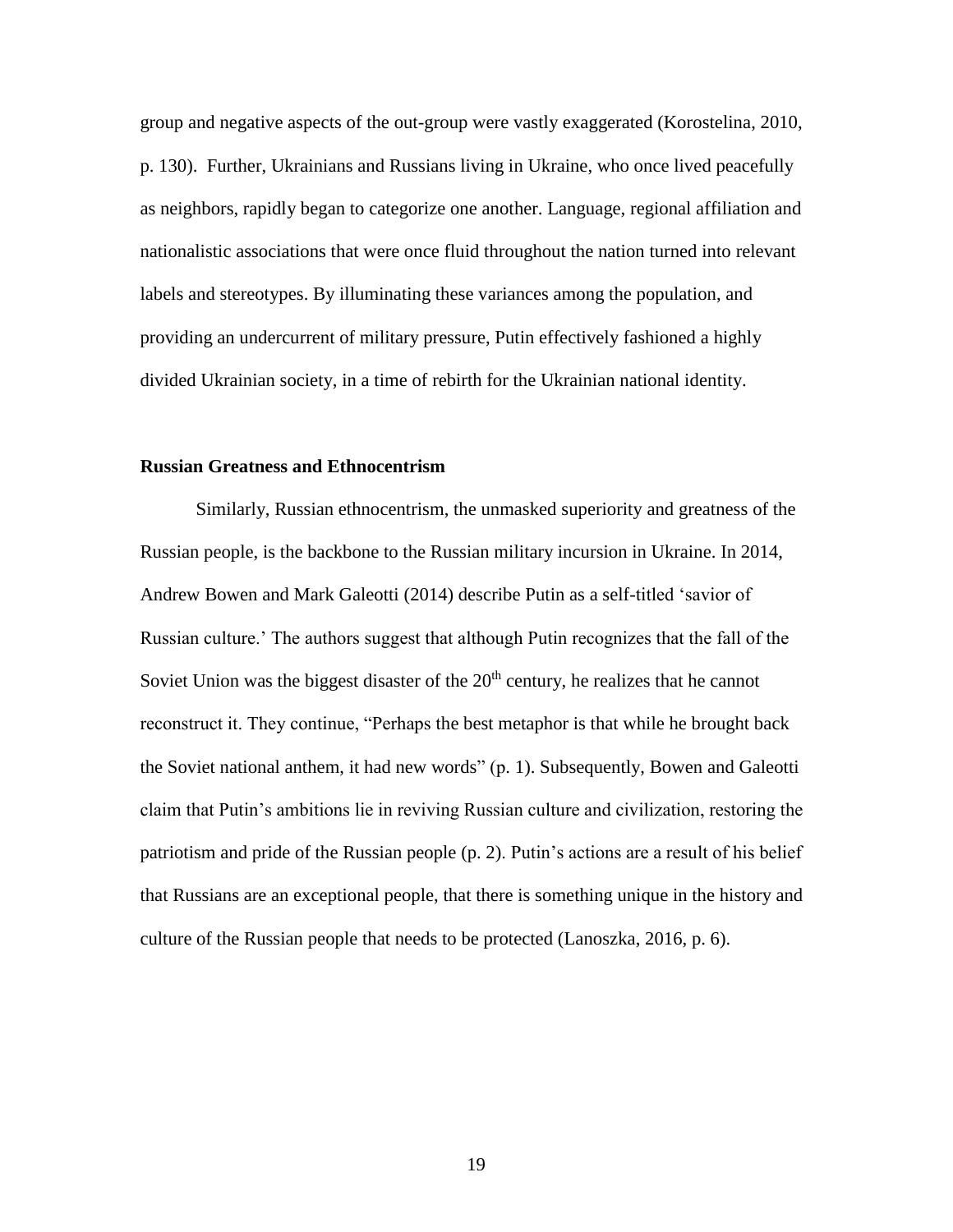group and negative aspects of the out-group were vastly exaggerated (Korostelina, 2010, p. 130). Further, Ukrainians and Russians living in Ukraine, who once lived peacefully as neighbors, rapidly began to categorize one another. Language, regional affiliation and nationalistic associations that were once fluid throughout the nation turned into relevant labels and stereotypes. By illuminating these variances among the population, and providing an undercurrent of military pressure, Putin effectively fashioned a highly divided Ukrainian society, in a time of rebirth for the Ukrainian national identity.

### Russian Greatness and Ethnocentrism

Similarly, Russian ethnocentrism, the unmasked superiority and greatness of the Russian people, is the backbone to the Russian military incursion in Ukraine. In 2014, Andrew Bowen and Mark Galeotti (2014) describe Putin as a self-titled 'savior of Russian culture.' The authors suggest that although Putin recognizes that the fall of the Soviet Union was the biggest disaster of the 20th century, he realizes that he cannot reconstruct it. They continue, "Perhaps the best metaphor is that while he brought back the Soviet national anthem, it had new words" (p. 1). Subsequently, Bowen and Galeotti claim that Putin's ambitions lie in reviving Russian culture and civilization, restoring the patriotism and pride of the Russian people (p. 2). Putin's actions are a result of his belief that Russians are an exceptional people, that there is something unique in the history and culture of the Russian people that needs to be protected (Lanoszka, 2016, p. 6).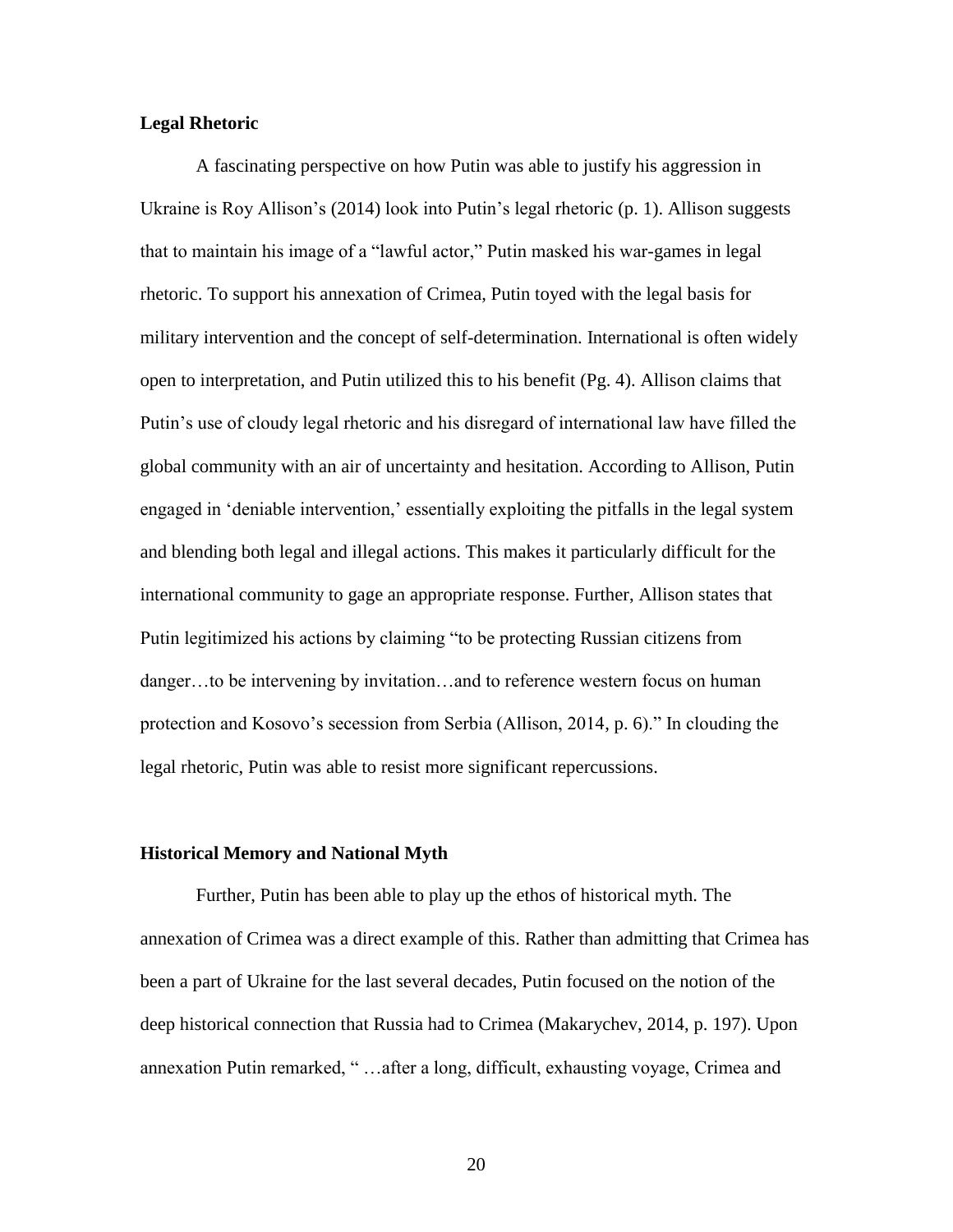**Legal Rhetoric**

A fascinating perspective on how Putin was able to justify his aggression in Ukraine is Roy Allison's (2014) look into Putin's legal rhetoric (p. 1). Allison suggests that to maintain his image of a "lawful actor," Putin masked his war-games in legal rhetoric. To support his annexation of Crimea, Putin toyed with the legal basis for military intervention and the concept of self-determination. International is often widely open to interpretation, and Putin utilized this to his benefit (Pg. 4). Allison claims that Putin's use of cloudy legal rhetoric and his disregard of international law have filled the global community with an air of uncertainty and hesitation. According to Allison, Putin engaged in 'deniable intervention,' essentially exploiting the pitfalls in the legal system and blending both legal and illegal actions. This makes it particularly difficult for the international community to gage an appropriate response. Further, Allison states that Putin legitimized his actions by claiming "to be protecting Russian citizens from danger…to be intervening by invitation…and to reference western focus on human protection and Kosovo's secession from Serbia (Allison, 2014, p. 6)." In clouding the legal rhetoric, Putin was able to resist more significant repercussions.

**Historical Memory and National Myth**

Further, Putin has been able to play up the ethos of historical myth. The annexation of Crimea was a direct example of this. Rather than admitting that Crimea has been a part of Ukraine for the last several decades, Putin focused on the notion of the deep historical connection that Russia had to Crimea (Makarychev, 2014, p. 197). Upon annexation Putin remarked, " …after a long, difficult, exhausting voyage, Crimea and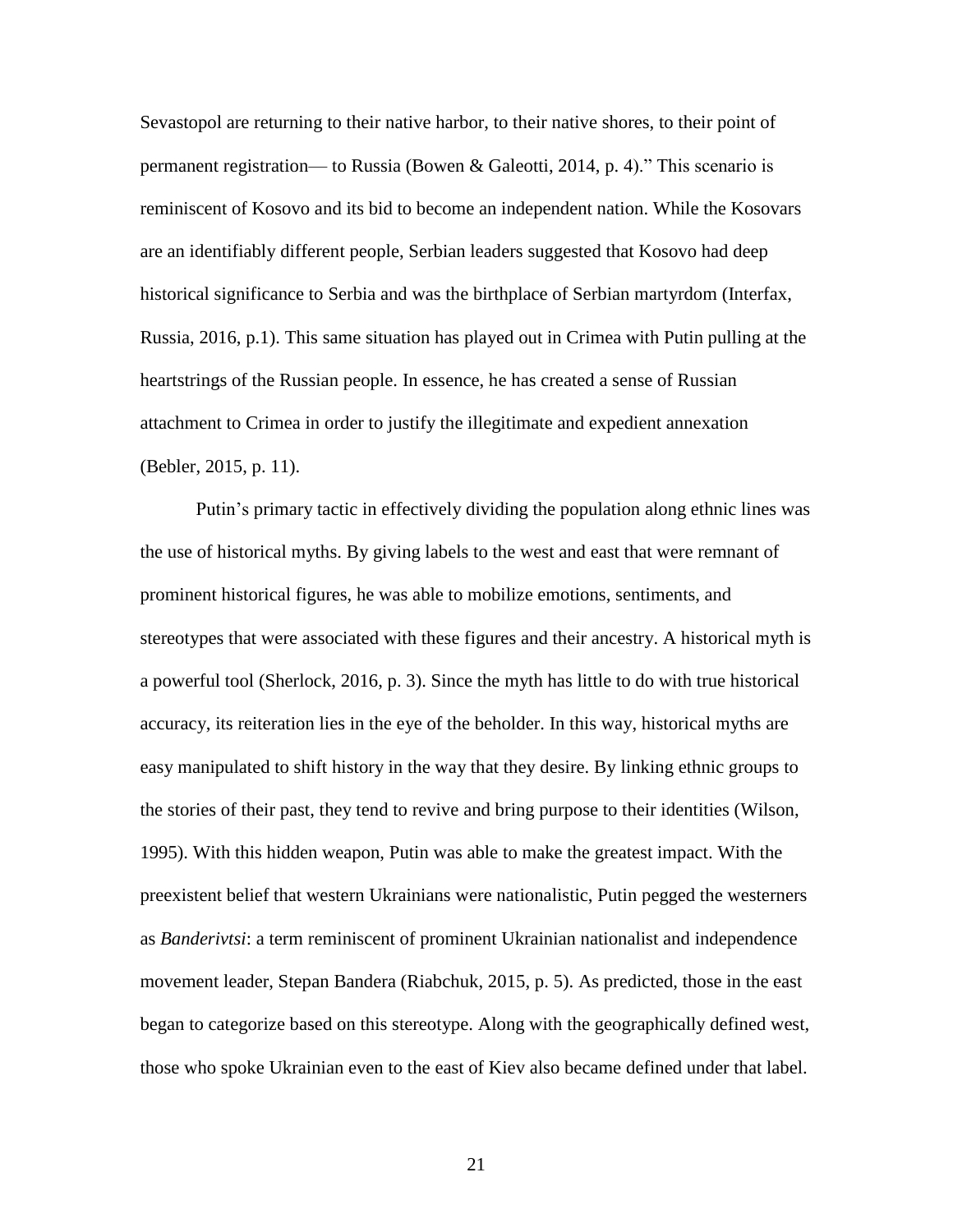Sevastopol are returning to their native harbor, to their native shores, to their point of permanent registration— to Russia (Bowen & Galeotti, 2014, p. 4)." This scenario is reminiscent of Kosovo and its bid to become an independent nation. While the Kosovars are an identifiably different people, Serbian leaders suggested that Kosovo had deep historical significance to Serbia and was the birthplace of Serbian martyrdom (Interfax, Russia, 2016, p.1). This same situation has played out in Crimea with Putin pulling at the heartstrings of the Russian people. In essence, he has created a sense of Russian attachment to Crimea in order to justify the illegitimate and expedient annexation (Bebler, 2015, p. 11).

Putin's primary tactic in effectively dividing the population along ethnic lines was the use of historical myths. By giving labels to the west and east that were remnant of prominent historical figures, he was able to mobilize emotions, sentiments, and stereotypes that were associated with these figures and their ancestry. A historical myth is a powerful tool (Sherlock, 2016, p. 3). Since the myth has little to do with true historical accuracy, its reiteration lies in the eye of the beholder. In this way, historical myths are easy manipulated to shift history in the way that they desire. By linking ethnic groups to the stories of their past, they tend to revive and bring purpose to their identities (Wilson, 1995). With this hidden weapon, Putin was able to make the greatest impact. With the preexistent belief that western Ukrainians were nationalistic, Putin pegged the westerners as *Banderivtsi*: a term reminiscent of prominent Ukrainian nationalist and independence movement leader, Stepan Bandera (Riabchuk, 2015, p. 5). As predicted, those in the east began to categorize based on this stereotype. Along with the geographically defined west, those who spoke Ukrainian even to the east of Kiev also became defined under that label.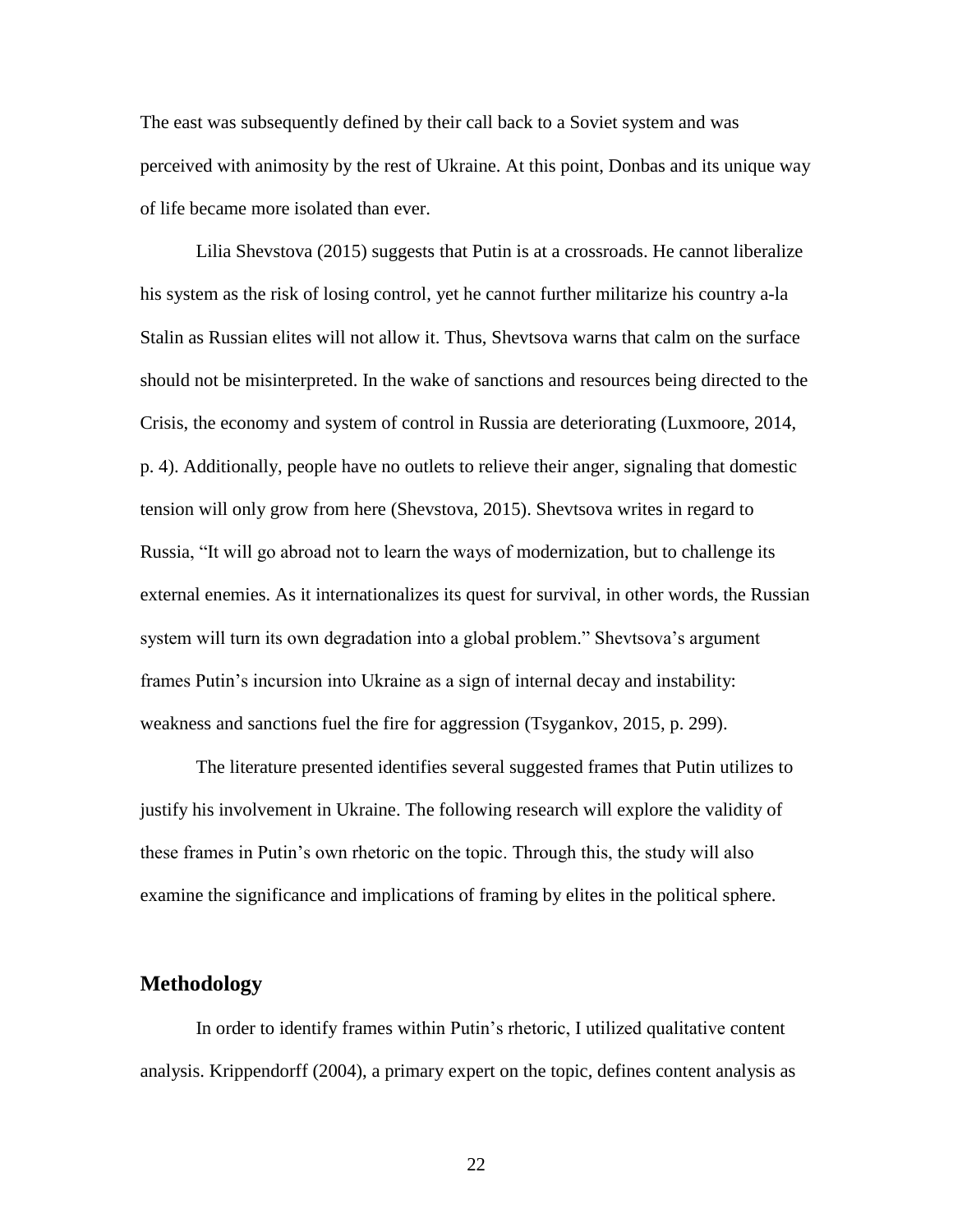The east was subsequently defined by their call back to a Soviet system and was perceived with animosity by the rest of Ukraine. At this point, Donbas and its unique way of life became more isolated than ever.

Lilia Shevstova (2015) suggests that Putin is at a crossroads. He cannot liberalize his system as the risk of losing control, yet he cannot further militarize his country a-la Stalin as Russian elites will not allow it. Thus, Shevtsova warns that calm on the surface should not be misinterpreted. In the wake of sanctions and resources being directed to the Crisis, the economy and system of control in Russia are deteriorating (Luxmoore, 2014, p. 4). Additionally, people have no outlets to relieve their anger, signaling that domestic tension will only grow from here (Shevstova, 2015). Shevtsova writes in regard to Russia, "It will go abroad not to learn the ways of modernization, but to challenge its external enemies. As it internationalizes its quest for survival, in other words, the Russian system will turn its own degradation into a global problem." Shevtsova's argument frames Putin's incursion into Ukraine as a sign of internal decay and instability: weakness and sanctions fuel the fire for aggression (Tsygankov, 2015, p. 299).

The literature presented identifies several suggested frames that Putin utilizes to justify his involvement in Ukraine. The following research will explore the validity of these frames in Putin's own rhetoric on the topic. Through this, the study will also examine the significance and implications of framing by elites in the political sphere.

## Methodology

In order to identify frames within Putin's rhetoric, I utilized qualitative content analysis. Krippendorff (2004), a primary expert on the topic, defines content analysis as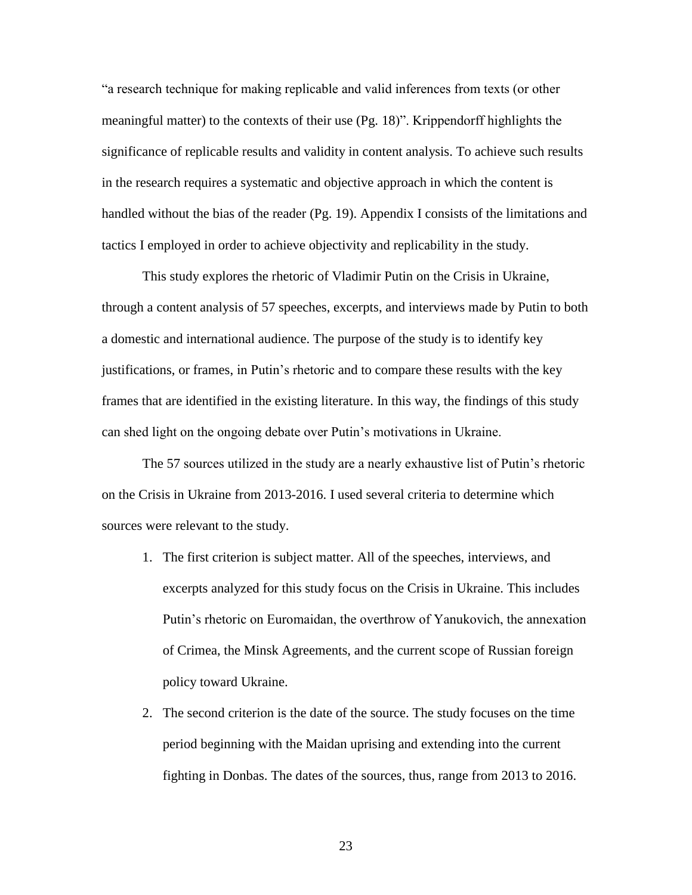"a research technique for making replicable and valid inferences from texts (or other meaningful matter) to the contexts of their use (Pg. 18)". Krippendorff highlights the significance of replicable results and validity in content analysis. To achieve such results in the research requires a systematic and objective approach in which the content is handled without the bias of the reader (Pg. 19). Appendix I consists of the limitations and tactics I employed in order to achieve objectivity and replicability in the study.

This study explores the rhetoric of Vladimir Putin on the Crisis in Ukraine, through a content analysis of 57 speeches, excerpts, and interviews made by Putin to both a domestic and international audience. The purpose of the study is to identify key justifications, or frames, in Putin's rhetoric and to compare these results with the key frames that are identified in the existing literature. In this way, the findings of this study can shed light on the ongoing debate over Putin's motivations in Ukraine.

The 57 sources utilized in the study are a nearly exhaustive list of Putin's rhetoric on the Crisis in Ukraine from 2013-2016. I used several criteria to determine which sources were relevant to the study.

1. The first criterion is subject matter. All of the speeches, interviews, and excerpts analyzed for this study focus on the Crisis in Ukraine. This includes Putin's rhetoric on Euromaidan, the overthrow of Yanukovich, the annexation of Crimea, the Minsk Agreements, and the current scope of Russian foreign policy toward Ukraine.
2. The second criterion is the date of the source. The study focuses on the time period beginning with the Maidan uprising and extending into the current fighting in Donbas. The dates of the sources, thus, range from 2013 to 2016.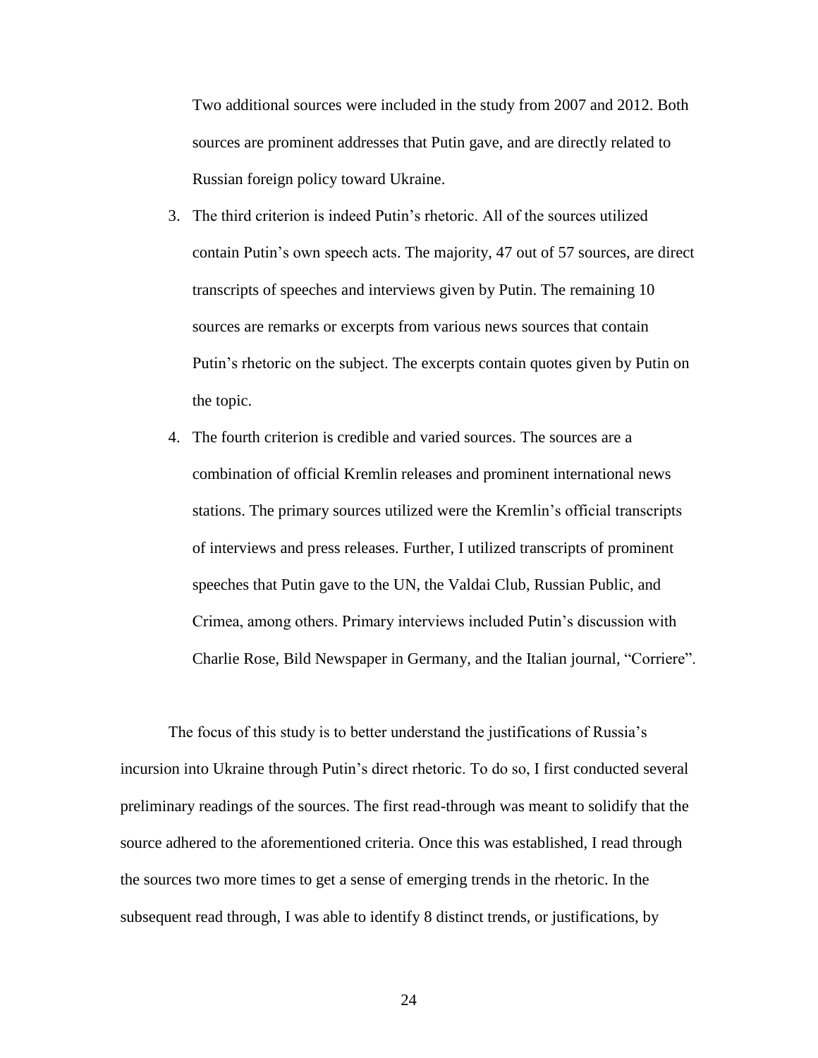Two additional sources were included in the study from 2007 and 2012. Both sources are prominent addresses that Putin gave, and are directly related to Russian foreign policy toward Ukraine.

3. The third criterion is indeed Putin's rhetoric. All of the sources utilized contain Putin's own speech acts. The majority, 47 out of 57 sources, are direct transcripts of speeches and interviews given by Putin. The remaining 10 sources are remarks or excerpts from various news sources that contain Putin's rhetoric on the subject. The excerpts contain quotes given by Putin on the topic.
4. The fourth criterion is credible and varied sources. The sources are a combination of official Kremlin releases and prominent international news stations. The primary sources utilized were the Kremlin's official transcripts of interviews and press releases. Further, I utilized transcripts of prominent speeches that Putin gave to the UN, the Valdai Club, Russian Public, and Crimea, among others. Primary interviews included Putin's discussion with Charlie Rose, Bild Newspaper in Germany, and the Italian journal, "Corriere".

The focus of this study is to better understand the justifications of Russia's incursion into Ukraine through Putin's direct rhetoric. To do so, I first conducted several preliminary readings of the sources. The first read-through was meant to solidify that the source adhered to the aforementioned criteria. Once this was established, I read through the sources two more times to get a sense of emerging trends in the rhetoric. In the subsequent read through, I was able to identify 8 distinct trends, or justifications, by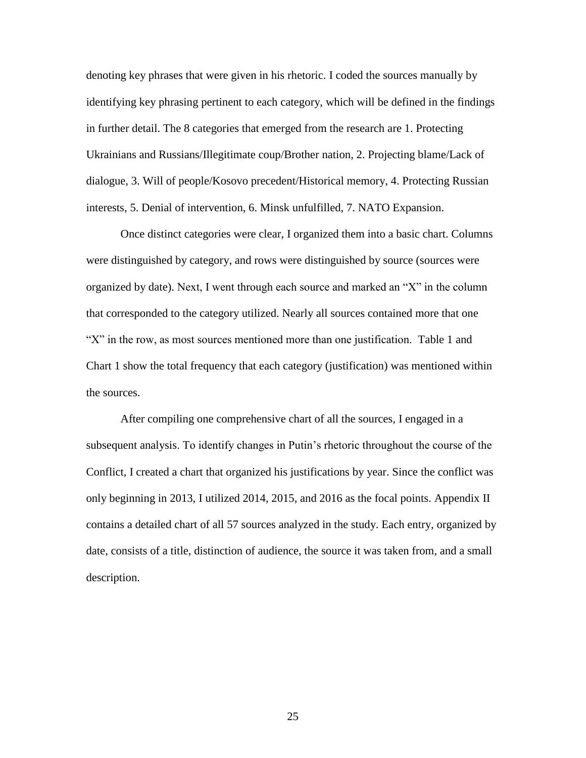denoting key phrases that were given in his rhetoric. I coded the sources manually by identifying key phrasing pertinent to each category, which will be defined in the findings in further detail. The 8 categories that emerged from the research are 1. Protecting Ukrainians and Russians/Illegitimate coup/Brother nation, 2. Projecting blame/Lack of dialogue, 3. Will of people/Kosovo precedent/Historical memory, 4. Protecting Russian interests, 5. Denial of intervention, 6. Minsk unfulfilled, 7. NATO Expansion.

Once distinct categories were clear, I organized them into a basic chart. Columns were distinguished by category, and rows were distinguished by source (sources were organized by date). Next, I went through each source and marked an "X" in the column that corresponded to the category utilized. Nearly all sources contained more that one "X" in the row, as most sources mentioned more than one justification. Table 1 and Chart 1 show the total frequency that each category (justification) was mentioned within the sources.

After compiling one comprehensive chart of all the sources, I engaged in a subsequent analysis. To identify changes in Putin's rhetoric throughout the course of the Conflict, I created a chart that organized his justifications by year. Since the conflict was only beginning in 2013, I utilized 2014, 2015, and 2016 as the focal points. Appendix II contains a detailed chart of all 57 sources analyzed in the study. Each entry, organized by date, consists of a title, distinction of audience, the source it was taken from, and a small description.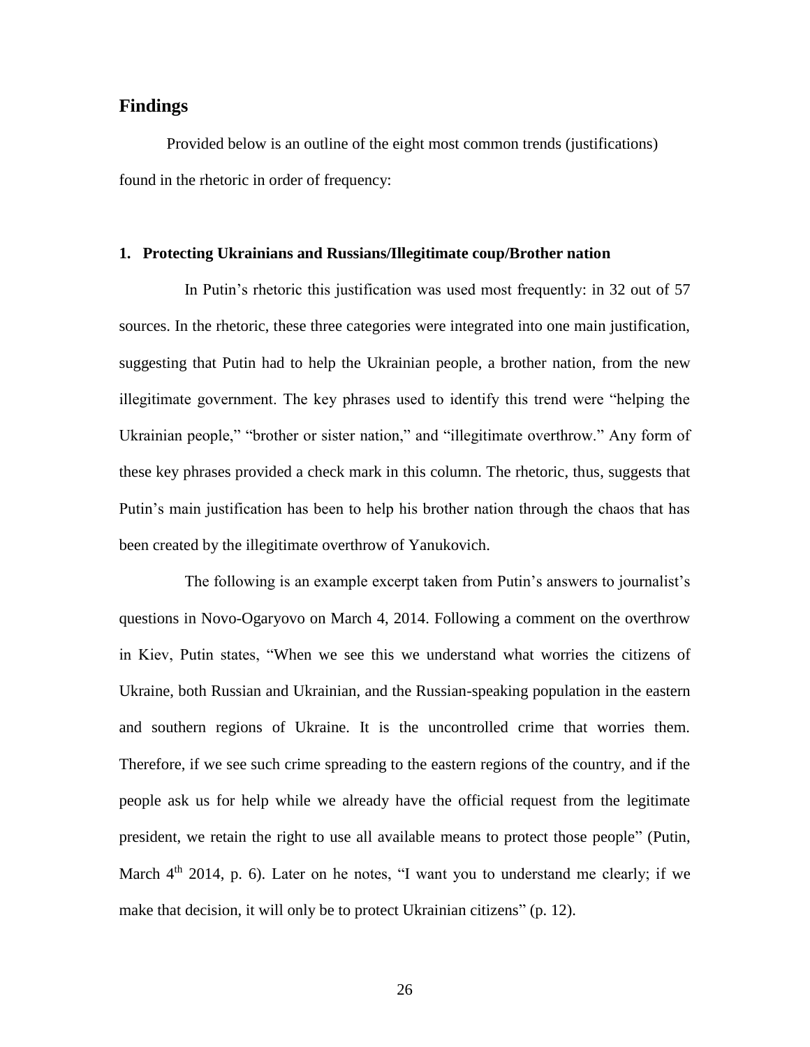## Findings

Provided below is an outline of the eight most common trends (justifications) found in the rhetoric in order of frequency:

### 1. Protecting Ukrainians and Russians/Illegitimate coup/Brother nation

In Putin's rhetoric this justification was used most frequently: in 32 out of 57 sources. In the rhetoric, these three categories were integrated into one main justification, suggesting that Putin had to help the Ukrainian people, a brother nation, from the new illegitimate government. The key phrases used to identify this trend were "helping the Ukrainian people," "brother or sister nation," and "illegitimate overthrow." Any form of these key phrases provided a check mark in this column. The rhetoric, thus, suggests that Putin's main justification has been to help his brother nation through the chaos that has been created by the illegitimate overthrow of Yanukovich.

The following is an example excerpt taken from Putin's answers to journalist's questions in Novo-Ogaryovo on March 4, 2014. Following a comment on the overthrow in Kiev, Putin states, "When we see this we understand what worries the citizens of Ukraine, both Russian and Ukrainian, and the Russian-speaking population in the eastern and southern regions of Ukraine. It is the uncontrolled crime that worries them. Therefore, if we see such crime spreading to the eastern regions of the country, and if the people ask us for help while we already have the official request from the legitimate president, we retain the right to use all available means to protect those people" (Putin, March 4th 2014, p. 6). Later on he notes, "I want you to understand me clearly; if we make that decision, it will only be to protect Ukrainian citizens" (p. 12).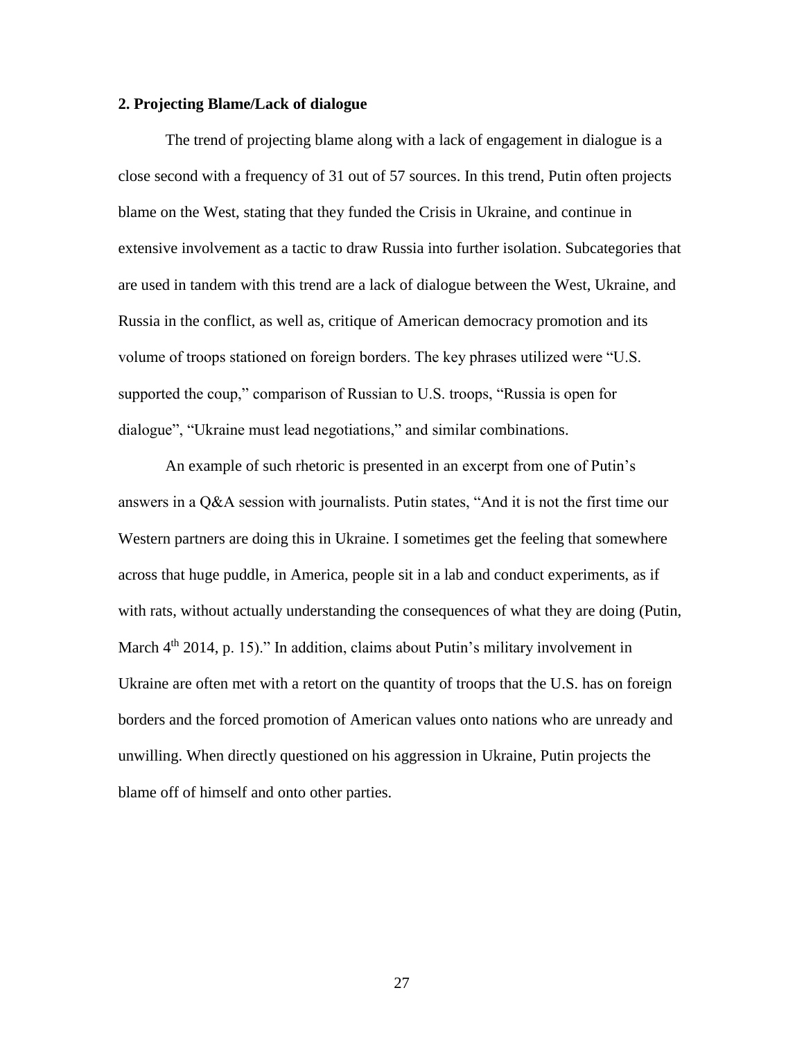**2. Projecting Blame/Lack of dialogue**

The trend of projecting blame along with a lack of engagement in dialogue is a close second with a frequency of 31 out of 57 sources. In this trend, Putin often projects blame on the West, stating that they funded the Crisis in Ukraine, and continue in extensive involvement as a tactic to draw Russia into further isolation. Subcategories that are used in tandem with this trend are a lack of dialogue between the West, Ukraine, and Russia in the conflict, as well as, critique of American democracy promotion and its volume of troops stationed on foreign borders. The key phrases utilized were "U.S. supported the coup," comparison of Russian to U.S. troops, "Russia is open for dialogue", "Ukraine must lead negotiations," and similar combinations.

An example of such rhetoric is presented in an excerpt from one of Putin's answers in a Q&A session with journalists. Putin states, "And it is not the first time our Western partners are doing this in Ukraine. I sometimes get the feeling that somewhere across that huge puddle, in America, people sit in a lab and conduct experiments, as if with rats, without actually understanding the consequences of what they are doing (Putin, March 4th 2014, p. 15)." In addition, claims about Putin's military involvement in Ukraine are often met with a retort on the quantity of troops that the U.S. has on foreign borders and the forced promotion of American values onto nations who are unready and unwilling. When directly questioned on his aggression in Ukraine, Putin projects the blame off of himself and onto other parties.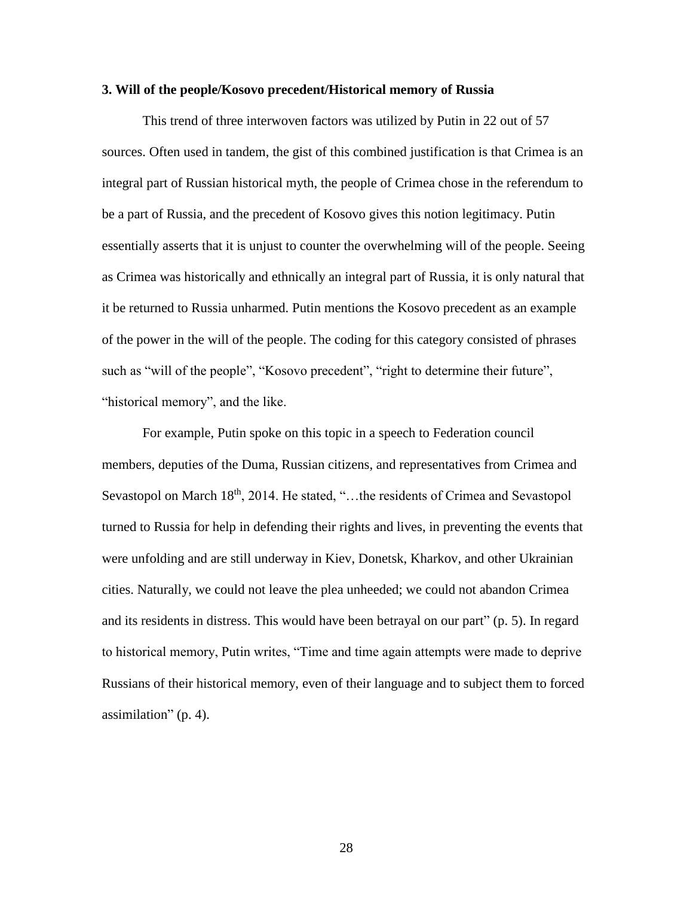**3. Will of the people/Kosovo precedent/Historical memory of Russia**

This trend of three interwoven factors was utilized by Putin in 22 out of 57 sources. Often used in tandem, the gist of this combined justification is that Crimea is an integral part of Russian historical myth, the people of Crimea chose in the referendum to be a part of Russia, and the precedent of Kosovo gives this notion legitimacy. Putin essentially asserts that it is unjust to counter the overwhelming will of the people. Seeing as Crimea was historically and ethnically an integral part of Russia, it is only natural that it be returned to Russia unharmed. Putin mentions the Kosovo precedent as an example of the power in the will of the people. The coding for this category consisted of phrases such as "will of the people", "Kosovo precedent", "right to determine their future", "historical memory", and the like.

For example, Putin spoke on this topic in a speech to Federation council members, deputies of the Duma, Russian citizens, and representatives from Crimea and Sevastopol on March 18th, 2014. He stated, "…the residents of Crimea and Sevastopol turned to Russia for help in defending their rights and lives, in preventing the events that were unfolding and are still underway in Kiev, Donetsk, Kharkov, and other Ukrainian cities. Naturally, we could not leave the plea unheeded; we could not abandon Crimea and its residents in distress. This would have been betrayal on our part" (p. 5). In regard to historical memory, Putin writes, "Time and time again attempts were made to deprive Russians of their historical memory, even of their language and to subject them to forced assimilation" (p. 4).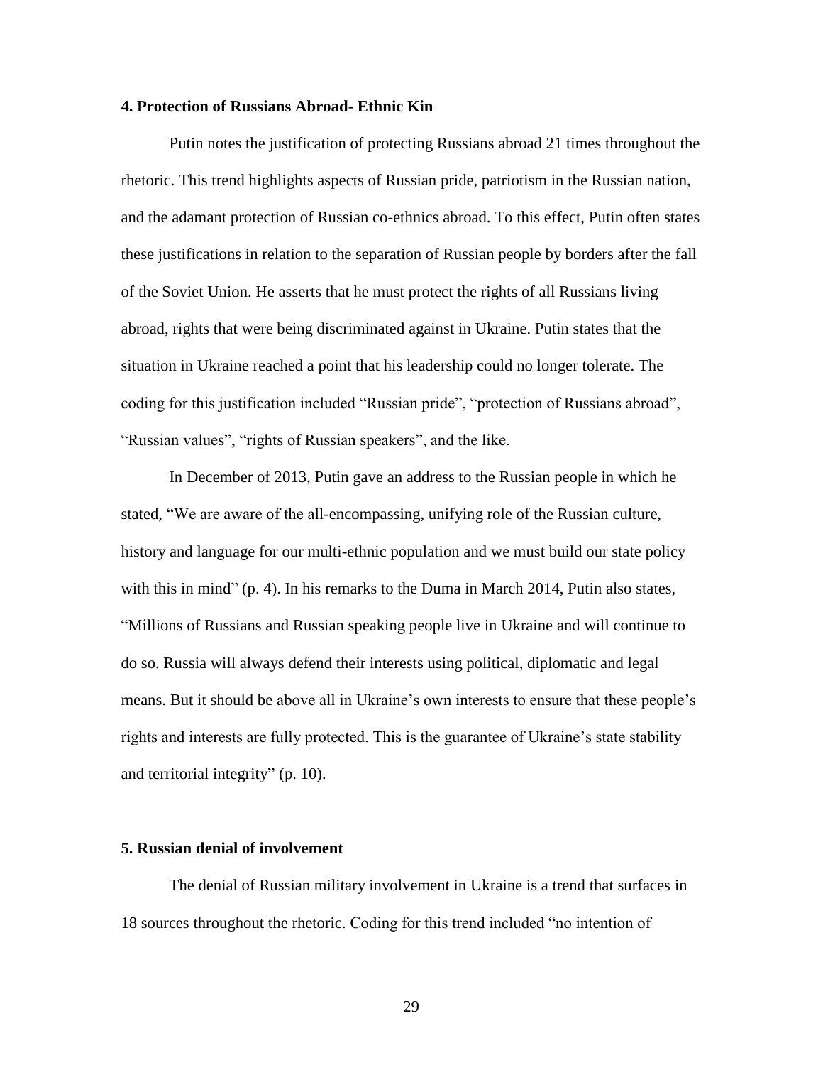**4. Protection of Russians Abroad- Ethnic Kin**

Putin notes the justification of protecting Russians abroad 21 times throughout the rhetoric. This trend highlights aspects of Russian pride, patriotism in the Russian nation, and the adamant protection of Russian co-ethnics abroad. To this effect, Putin often states these justifications in relation to the separation of Russian people by borders after the fall of the Soviet Union. He asserts that he must protect the rights of all Russians living abroad, rights that were being discriminated against in Ukraine. Putin states that the situation in Ukraine reached a point that his leadership could no longer tolerate. The coding for this justification included "Russian pride", "protection of Russians abroad", "Russian values", "rights of Russian speakers", and the like.

In December of 2013, Putin gave an address to the Russian people in which he stated, "We are aware of the all-encompassing, unifying role of the Russian culture, history and language for our multi-ethnic population and we must build our state policy with this in mind" (p. 4). In his remarks to the Duma in March 2014, Putin also states, "Millions of Russians and Russian speaking people live in Ukraine and will continue to do so. Russia will always defend their interests using political, diplomatic and legal means. But it should be above all in Ukraine's own interests to ensure that these people's rights and interests are fully protected. This is the guarantee of Ukraine's state stability and territorial integrity" (p. 10).

**5. Russian denial of involvement**

The denial of Russian military involvement in Ukraine is a trend that surfaces in 18 sources throughout the rhetoric. Coding for this trend included "no intention of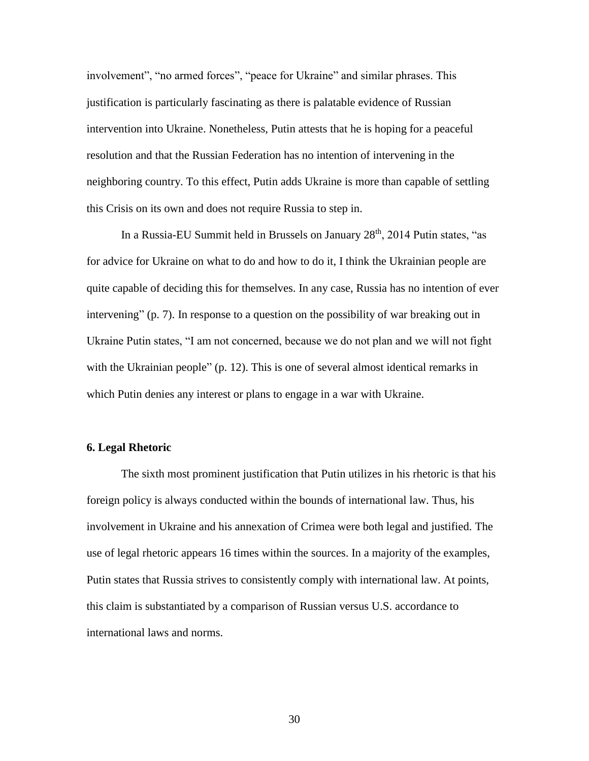involvement", "no armed forces", "peace for Ukraine" and similar phrases. This justification is particularly fascinating as there is palatable evidence of Russian intervention into Ukraine. Nonetheless, Putin attests that he is hoping for a peaceful resolution and that the Russian Federation has no intention of intervening in the neighboring country. To this effect, Putin adds Ukraine is more than capable of settling this Crisis on its own and does not require Russia to step in.

In a Russia-EU Summit held in Brussels on January 28th, 2014 Putin states, "as for advice for Ukraine on what to do and how to do it, I think the Ukrainian people are quite capable of deciding this for themselves. In any case, Russia has no intention of ever intervening" (p. 7). In response to a question on the possibility of war breaking out in Ukraine Putin states, "I am not concerned, because we do not plan and we will not fight with the Ukrainian people" (p. 12). This is one of several almost identical remarks in which Putin denies any interest or plans to engage in a war with Ukraine.

**6. Legal Rhetoric**

The sixth most prominent justification that Putin utilizes in his rhetoric is that his foreign policy is always conducted within the bounds of international law. Thus, his involvement in Ukraine and his annexation of Crimea were both legal and justified. The use of legal rhetoric appears 16 times within the sources. In a majority of the examples, Putin states that Russia strives to consistently comply with international law. At points, this claim is substantiated by a comparison of Russian versus U.S. accordance to international laws and norms.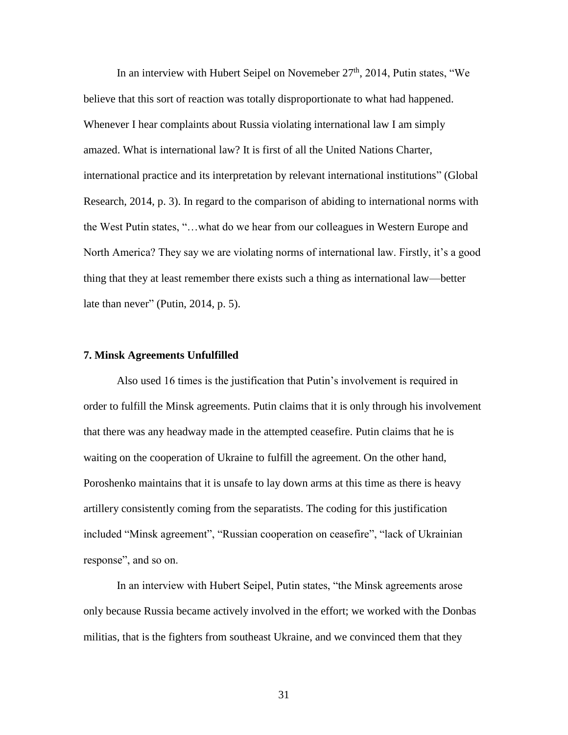In an interview with Hubert Seipel on Novemeber 27th, 2014, Putin states, "We believe that this sort of reaction was totally disproportionate to what had happened. Whenever I hear complaints about Russia violating international law I am simply amazed. What is international law? It is first of all the United Nations Charter, international practice and its interpretation by relevant international institutions" (Global Research, 2014, p. 3). In regard to the comparison of abiding to international norms with the West Putin states, "…what do we hear from our colleagues in Western Europe and North America? They say we are violating norms of international law. Firstly, it's a good thing that they at least remember there exists such a thing as international law—better late than never" (Putin, 2014, p. 5).

### 7. Minsk Agreements Unfulfilled

Also used 16 times is the justification that Putin's involvement is required in order to fulfill the Minsk agreements. Putin claims that it is only through his involvement that there was any headway made in the attempted ceasefire. Putin claims that he is waiting on the cooperation of Ukraine to fulfill the agreement. On the other hand, Poroshenko maintains that it is unsafe to lay down arms at this time as there is heavy artillery consistently coming from the separatists. The coding for this justification included "Minsk agreement", "Russian cooperation on ceasefire", "lack of Ukrainian response", and so on.

In an interview with Hubert Seipel, Putin states, "the Minsk agreements arose only because Russia became actively involved in the effort; we worked with the Donbas militias, that is the fighters from southeast Ukraine, and we convinced them that they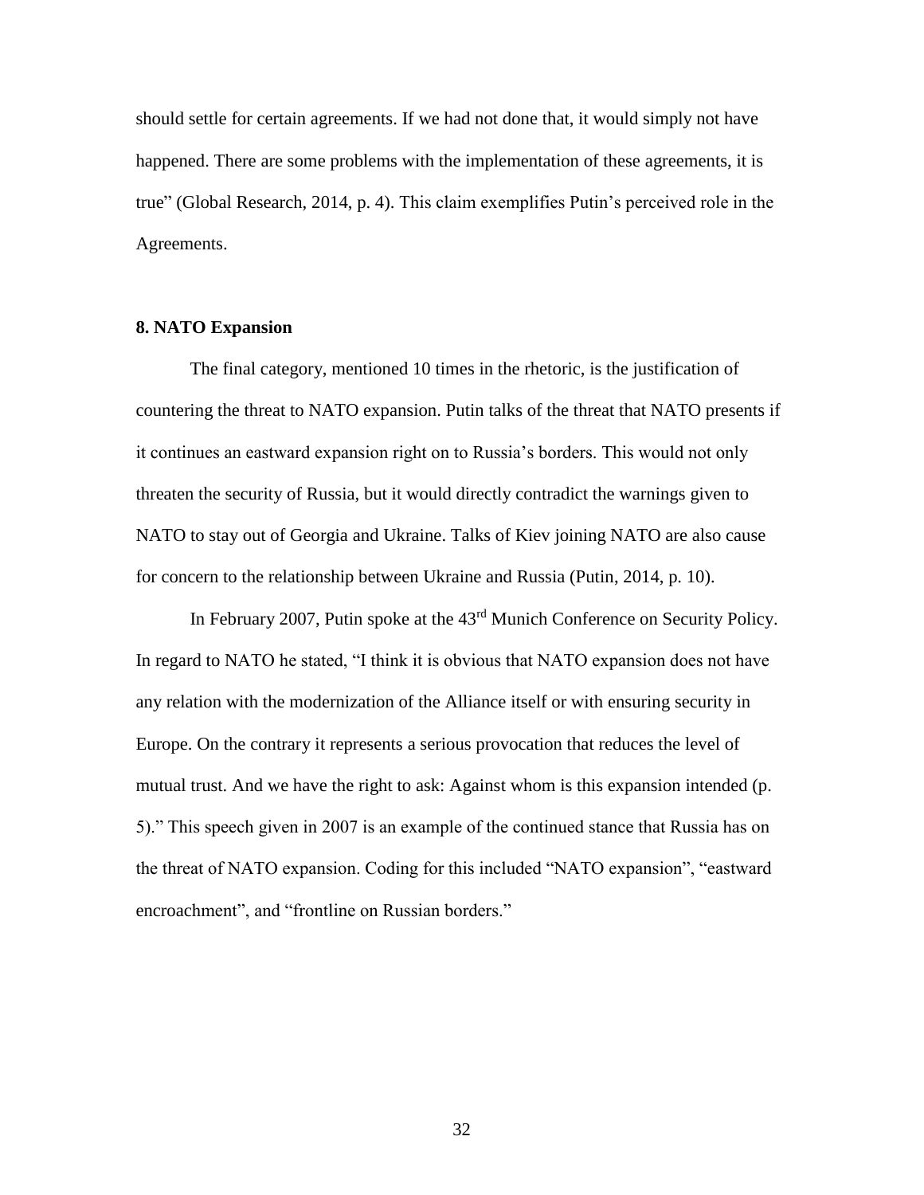should settle for certain agreements. If we had not done that, it would simply not have happened. There are some problems with the implementation of these agreements, it is true" (Global Research, 2014, p. 4). This claim exemplifies Putin's perceived role in the Agreements.

**8. NATO Expansion**

The final category, mentioned 10 times in the rhetoric, is the justification of countering the threat to NATO expansion. Putin talks of the threat that NATO presents if it continues an eastward expansion right on to Russia's borders. This would not only threaten the security of Russia, but it would directly contradict the warnings given to NATO to stay out of Georgia and Ukraine. Talks of Kiev joining NATO are also cause for concern to the relationship between Ukraine and Russia (Putin, 2014, p. 10).

In February 2007, Putin spoke at the 43rd Munich Conference on Security Policy. In regard to NATO he stated, "I think it is obvious that NATO expansion does not have any relation with the modernization of the Alliance itself or with ensuring security in Europe. On the contrary it represents a serious provocation that reduces the level of mutual trust. And we have the right to ask: Against whom is this expansion intended (p. 5)." This speech given in 2007 is an example of the continued stance that Russia has on the threat of NATO expansion. Coding for this included "NATO expansion", "eastward encroachment", and "frontline on Russian borders."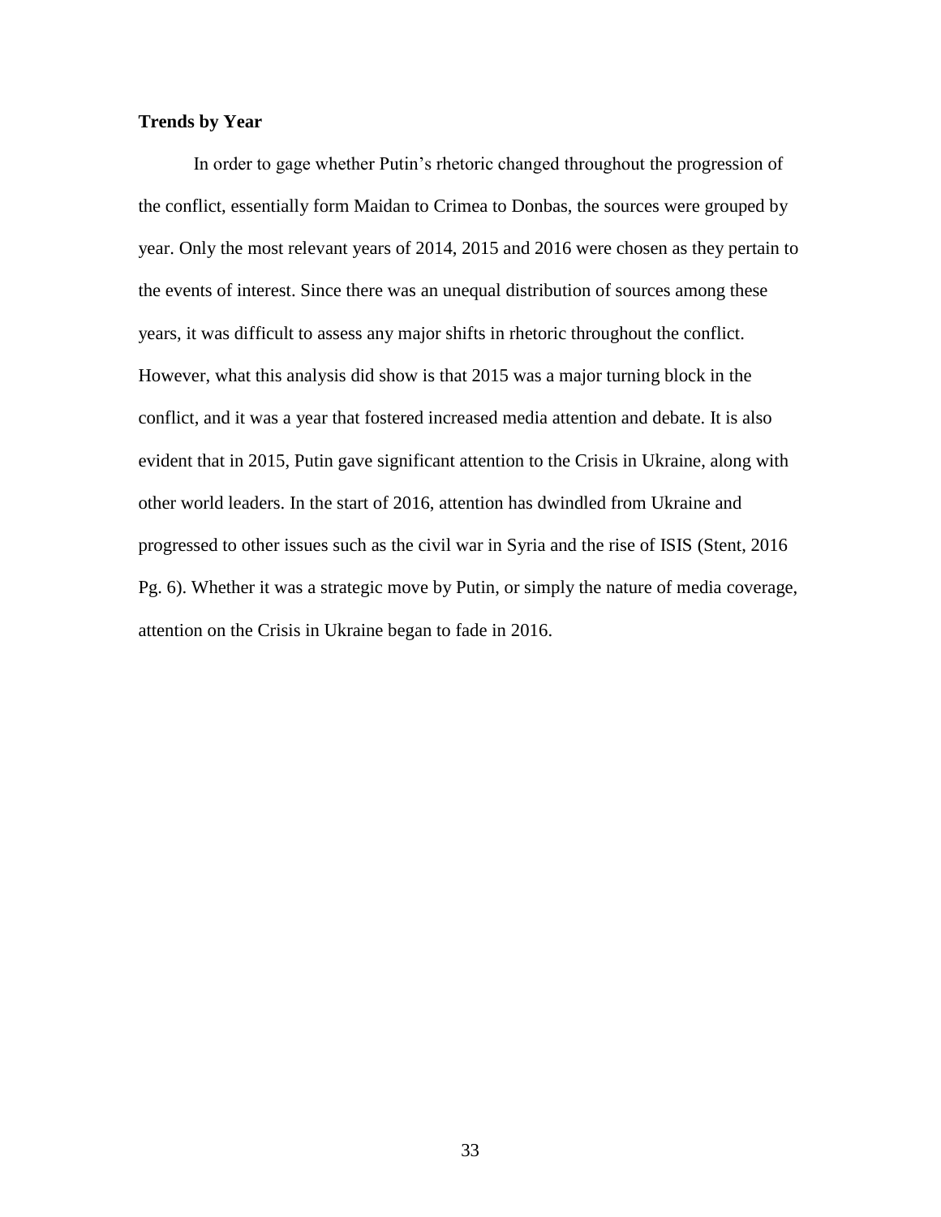### Trends by Year

In order to gage whether Putin's rhetoric changed throughout the progression of the conflict, essentially form Maidan to Crimea to Donbas, the sources were grouped by year. Only the most relevant years of 2014, 2015 and 2016 were chosen as they pertain to the events of interest. Since there was an unequal distribution of sources among these years, it was difficult to assess any major shifts in rhetoric throughout the conflict. However, what this analysis did show is that 2015 was a major turning block in the conflict, and it was a year that fostered increased media attention and debate. It is also evident that in 2015, Putin gave significant attention to the Crisis in Ukraine, along with other world leaders. In the start of 2016, attention has dwindled from Ukraine and progressed to other issues such as the civil war in Syria and the rise of ISIS (Stent, 2016 Pg. 6). Whether it was a strategic move by Putin, or simply the nature of media coverage, attention on the Crisis in Ukraine began to fade in 2016.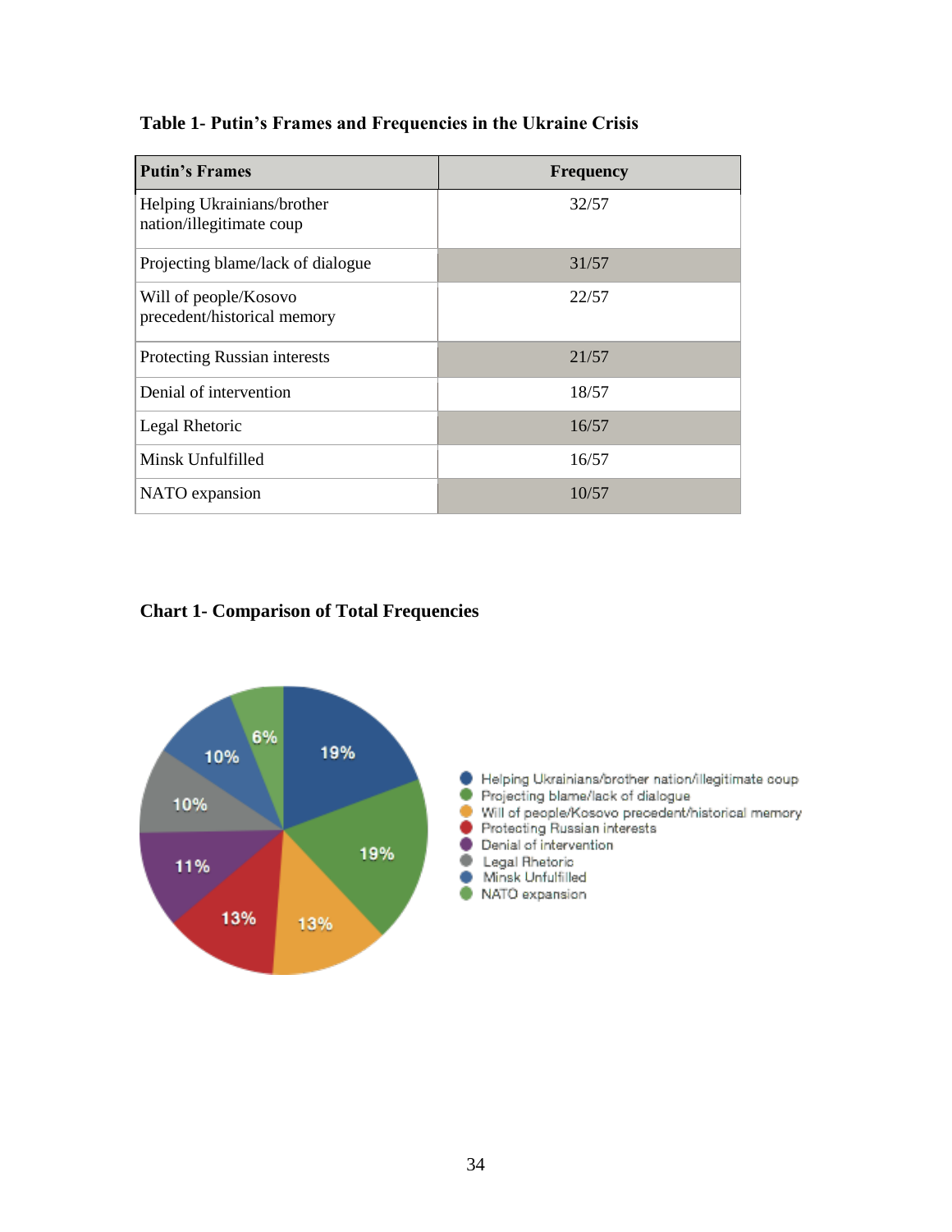**Table 1- Putin's Frames and Frequencies in the Ukraine Crisis**

| Putin's Frames | Frequency |
|---|---|
| Helping Ukrainians/brother nation/illegitimate coup | 32/57 |
| Projecting blame/lack of dialogue | 31/57 |
| Will of people/Kosovo precedent/historical memory | 22/57 |
| Protecting Russian interests | 21/57 |
| Denial of intervention | 18/57 |
| Legal Rhetoric | 16/57 |
| Minsk Unfulfilled | 16/57 |
| NATO expansion | 10/57 |

**Chart 1- Comparison of Total Frequencies**

| Frame | Share |
|---|---|
| Helping Ukrainians/brother nation/illegitimate coup | 19% |
| Projecting blame/lack of dialogue | 19% |
| Will of people/Kosovo precedent/historical memory | 13% |
| Protecting Russian interests | 13% |
| Denial of intervention | 11% |
| Legal Rhetoric | 10% |
| Minsk Unfulfilled | 10% |
| NATO expansion | 6% |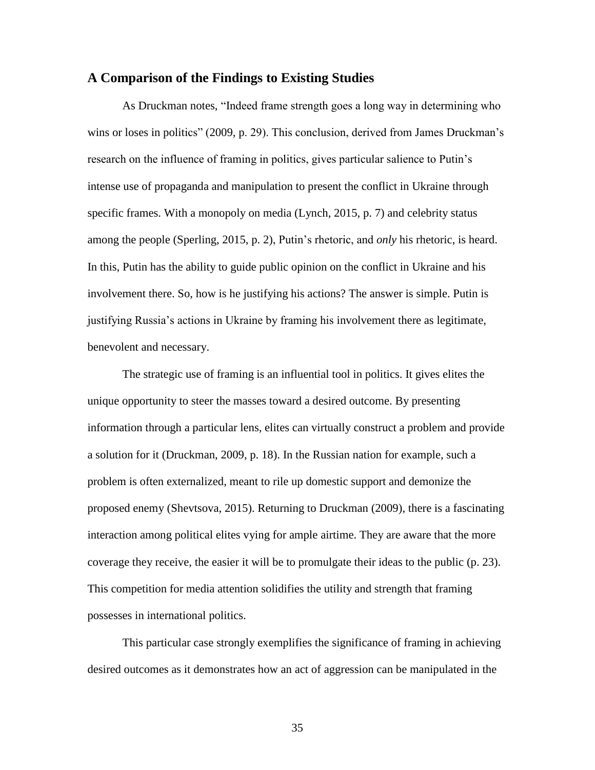## A Comparison of the Findings to Existing Studies

As Druckman notes, "Indeed frame strength goes a long way in determining who wins or loses in politics" (2009, p. 29). This conclusion, derived from James Druckman's research on the influence of framing in politics, gives particular salience to Putin's intense use of propaganda and manipulation to present the conflict in Ukraine through specific frames. With a monopoly on media (Lynch, 2015, p. 7) and celebrity status among the people (Sperling, 2015, p. 2), Putin's rhetoric, and *only* his rhetoric, is heard. In this, Putin has the ability to guide public opinion on the conflict in Ukraine and his involvement there. So, how is he justifying his actions? The answer is simple. Putin is justifying Russia's actions in Ukraine by framing his involvement there as legitimate, benevolent and necessary.

The strategic use of framing is an influential tool in politics. It gives elites the unique opportunity to steer the masses toward a desired outcome. By presenting information through a particular lens, elites can virtually construct a problem and provide a solution for it (Druckman, 2009, p. 18). In the Russian nation for example, such a problem is often externalized, meant to rile up domestic support and demonize the proposed enemy (Shevtsova, 2015). Returning to Druckman (2009), there is a fascinating interaction among political elites vying for ample airtime. They are aware that the more coverage they receive, the easier it will be to promulgate their ideas to the public (p. 23). This competition for media attention solidifies the utility and strength that framing possesses in international politics.

This particular case strongly exemplifies the significance of framing in achieving desired outcomes as it demonstrates how an act of aggression can be manipulated in the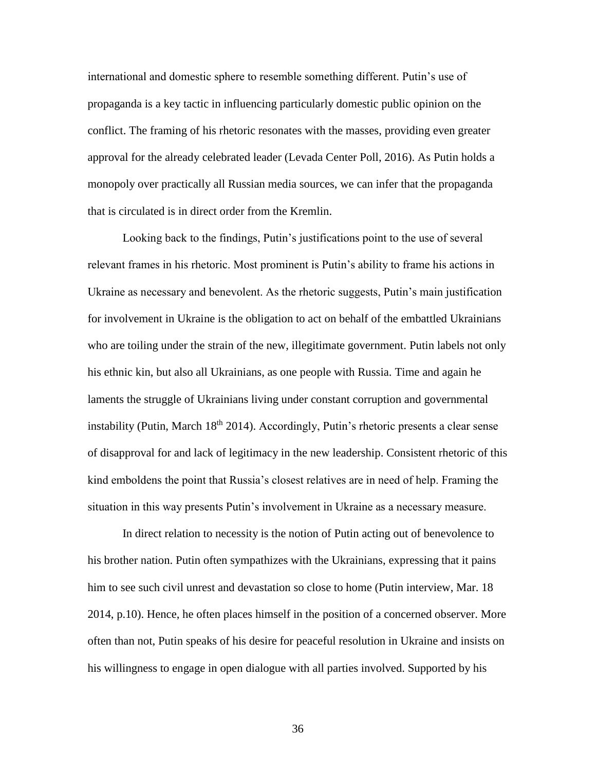international and domestic sphere to resemble something different. Putin's use of propaganda is a key tactic in influencing particularly domestic public opinion on the conflict. The framing of his rhetoric resonates with the masses, providing even greater approval for the already celebrated leader (Levada Center Poll, 2016). As Putin holds a monopoly over practically all Russian media sources, we can infer that the propaganda that is circulated is in direct order from the Kremlin.

Looking back to the findings, Putin's justifications point to the use of several relevant frames in his rhetoric. Most prominent is Putin's ability to frame his actions in Ukraine as necessary and benevolent. As the rhetoric suggests, Putin's main justification for involvement in Ukraine is the obligation to act on behalf of the embattled Ukrainians who are toiling under the strain of the new, illegitimate government. Putin labels not only his ethnic kin, but also all Ukrainians, as one people with Russia. Time and again he laments the struggle of Ukrainians living under constant corruption and governmental instability (Putin, March 18th 2014). Accordingly, Putin's rhetoric presents a clear sense of disapproval for and lack of legitimacy in the new leadership. Consistent rhetoric of this kind emboldens the point that Russia's closest relatives are in need of help. Framing the situation in this way presents Putin's involvement in Ukraine as a necessary measure.

In direct relation to necessity is the notion of Putin acting out of benevolence to his brother nation. Putin often sympathizes with the Ukrainians, expressing that it pains him to see such civil unrest and devastation so close to home (Putin interview, Mar. 18 2014, p.10). Hence, he often places himself in the position of a concerned observer. More often than not, Putin speaks of his desire for peaceful resolution in Ukraine and insists on his willingness to engage in open dialogue with all parties involved. Supported by his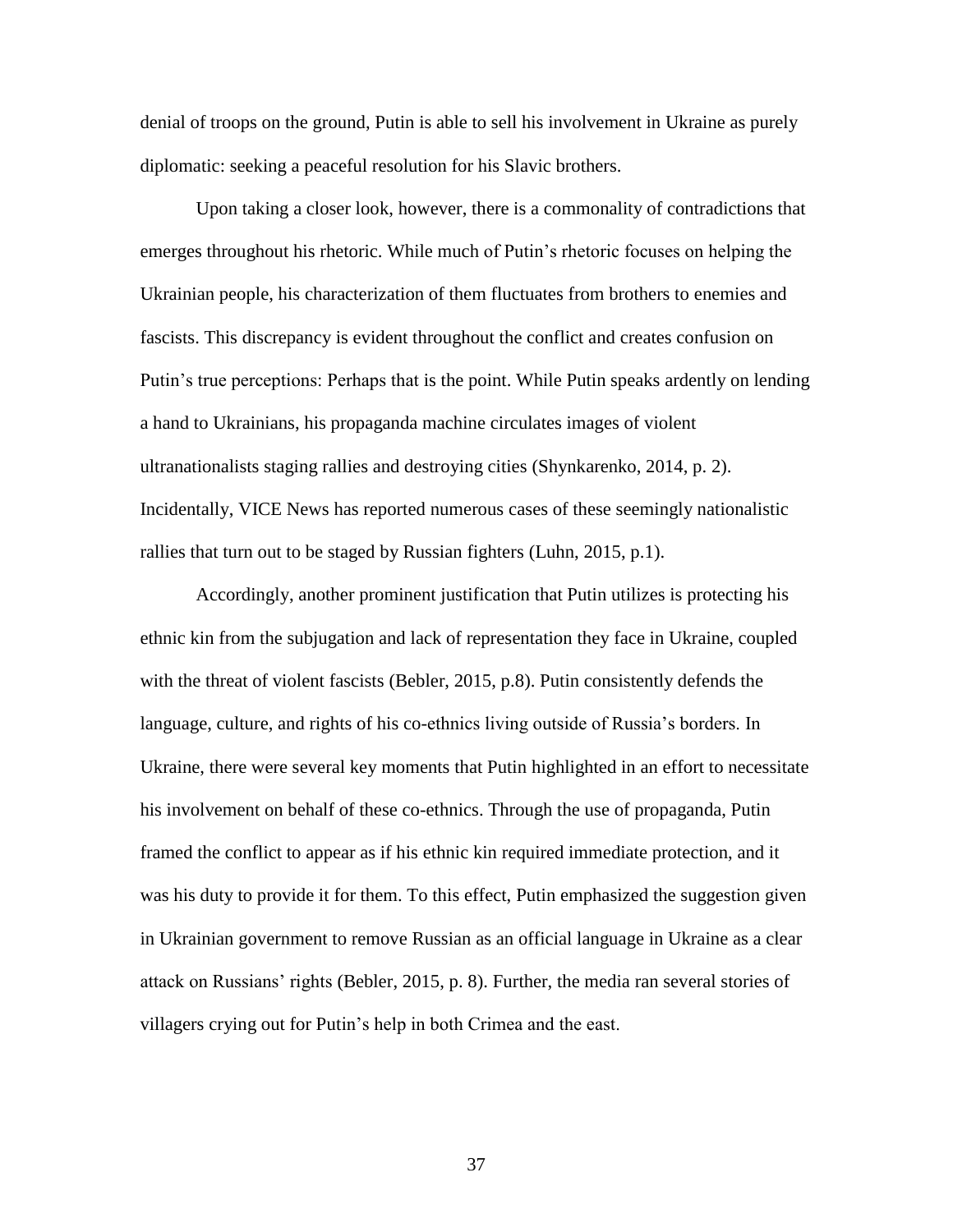denial of troops on the ground, Putin is able to sell his involvement in Ukraine as purely diplomatic: seeking a peaceful resolution for his Slavic brothers.

Upon taking a closer look, however, there is a commonality of contradictions that emerges throughout his rhetoric. While much of Putin's rhetoric focuses on helping the Ukrainian people, his characterization of them fluctuates from brothers to enemies and fascists. This discrepancy is evident throughout the conflict and creates confusion on Putin's true perceptions: Perhaps that is the point. While Putin speaks ardently on lending a hand to Ukrainians, his propaganda machine circulates images of violent ultranationalists staging rallies and destroying cities (Shynkarenko, 2014, p. 2). Incidentally, VICE News has reported numerous cases of these seemingly nationalistic rallies that turn out to be staged by Russian fighters (Luhn, 2015, p.1).

Accordingly, another prominent justification that Putin utilizes is protecting his ethnic kin from the subjugation and lack of representation they face in Ukraine, coupled with the threat of violent fascists (Bebler, 2015, p.8). Putin consistently defends the language, culture, and rights of his co-ethnics living outside of Russia's borders. In Ukraine, there were several key moments that Putin highlighted in an effort to necessitate his involvement on behalf of these co-ethnics. Through the use of propaganda, Putin framed the conflict to appear as if his ethnic kin required immediate protection, and it was his duty to provide it for them. To this effect, Putin emphasized the suggestion given in Ukrainian government to remove Russian as an official language in Ukraine as a clear attack on Russians' rights (Bebler, 2015, p. 8). Further, the media ran several stories of villagers crying out for Putin's help in both Crimea and the east.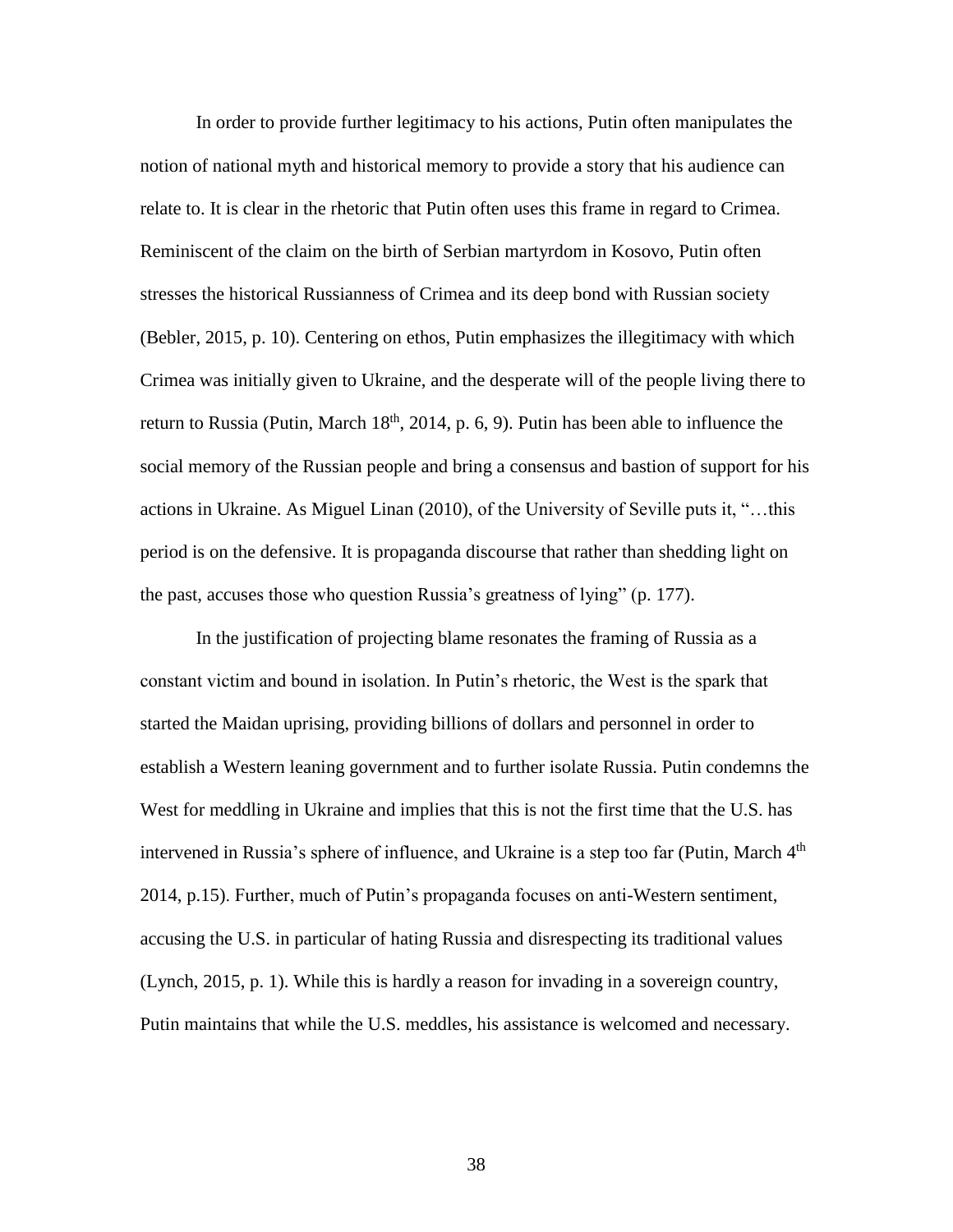In order to provide further legitimacy to his actions, Putin often manipulates the notion of national myth and historical memory to provide a story that his audience can relate to. It is clear in the rhetoric that Putin often uses this frame in regard to Crimea. Reminiscent of the claim on the birth of Serbian martyrdom in Kosovo, Putin often stresses the historical Russianness of Crimea and its deep bond with Russian society (Bebler, 2015, p. 10). Centering on ethos, Putin emphasizes the illegitimacy with which Crimea was initially given to Ukraine, and the desperate will of the people living there to return to Russia (Putin, March 18th, 2014, p. 6, 9). Putin has been able to influence the social memory of the Russian people and bring a consensus and bastion of support for his actions in Ukraine. As Miguel Linan (2010), of the University of Seville puts it, "…this period is on the defensive. It is propaganda discourse that rather than shedding light on the past, accuses those who question Russia's greatness of lying" (p. 177).

In the justification of projecting blame resonates the framing of Russia as a constant victim and bound in isolation. In Putin's rhetoric, the West is the spark that started the Maidan uprising, providing billions of dollars and personnel in order to establish a Western leaning government and to further isolate Russia. Putin condemns the West for meddling in Ukraine and implies that this is not the first time that the U.S. has intervened in Russia's sphere of influence, and Ukraine is a step too far (Putin, March 4th 2014, p.15). Further, much of Putin's propaganda focuses on anti-Western sentiment, accusing the U.S. in particular of hating Russia and disrespecting its traditional values (Lynch, 2015, p. 1). While this is hardly a reason for invading in a sovereign country, Putin maintains that while the U.S. meddles, his assistance is welcomed and necessary.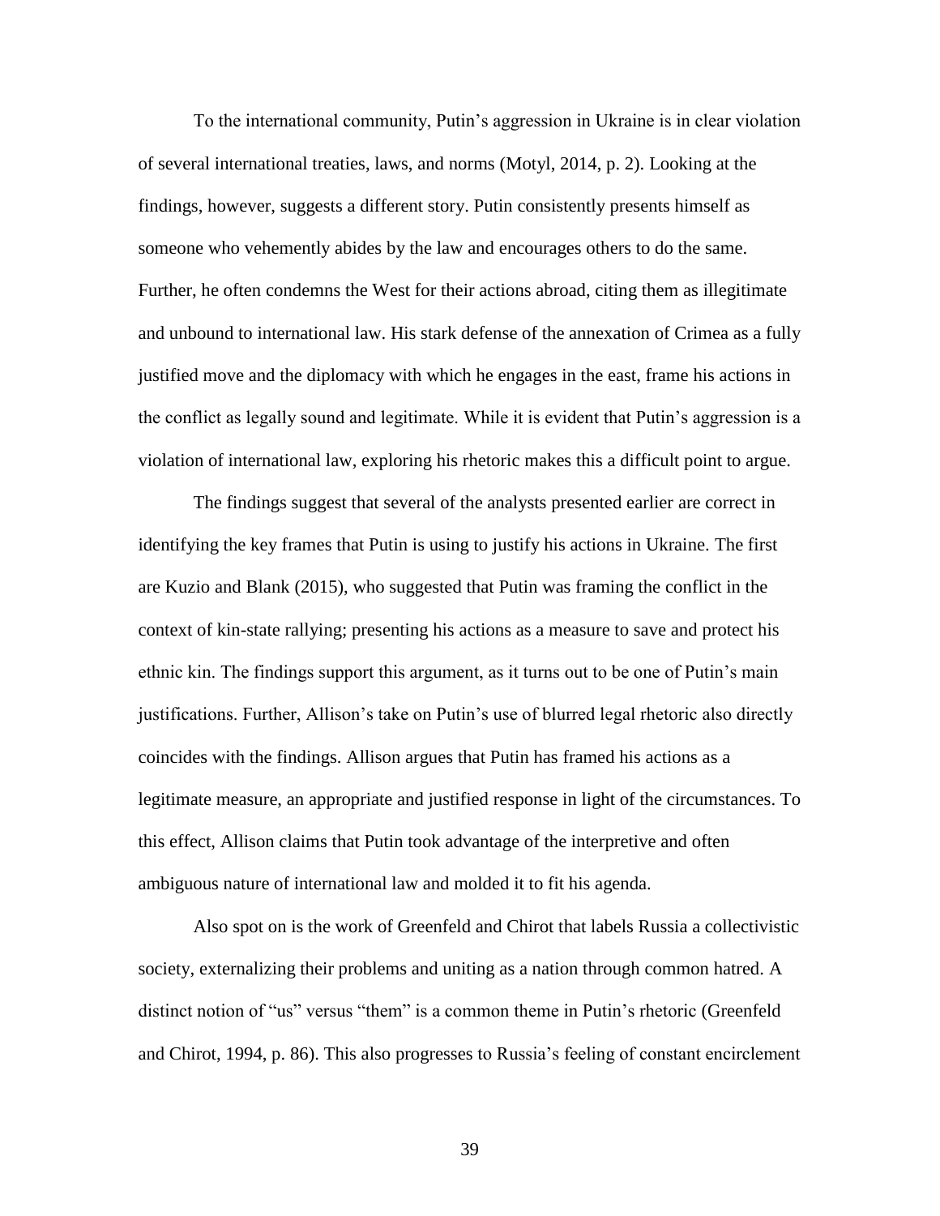To the international community, Putin's aggression in Ukraine is in clear violation of several international treaties, laws, and norms (Motyl, 2014, p. 2). Looking at the findings, however, suggests a different story. Putin consistently presents himself as someone who vehemently abides by the law and encourages others to do the same. Further, he often condemns the West for their actions abroad, citing them as illegitimate and unbound to international law. His stark defense of the annexation of Crimea as a fully justified move and the diplomacy with which he engages in the east, frame his actions in the conflict as legally sound and legitimate. While it is evident that Putin's aggression is a violation of international law, exploring his rhetoric makes this a difficult point to argue.

The findings suggest that several of the analysts presented earlier are correct in identifying the key frames that Putin is using to justify his actions in Ukraine. The first are Kuzio and Blank (2015), who suggested that Putin was framing the conflict in the context of kin-state rallying; presenting his actions as a measure to save and protect his ethnic kin. The findings support this argument, as it turns out to be one of Putin's main justifications. Further, Allison's take on Putin's use of blurred legal rhetoric also directly coincides with the findings. Allison argues that Putin has framed his actions as a legitimate measure, an appropriate and justified response in light of the circumstances. To this effect, Allison claims that Putin took advantage of the interpretive and often ambiguous nature of international law and molded it to fit his agenda.

Also spot on is the work of Greenfeld and Chirot that labels Russia a collectivistic society, externalizing their problems and uniting as a nation through common hatred. A distinct notion of "us" versus "them" is a common theme in Putin's rhetoric (Greenfeld and Chirot, 1994, p. 86). This also progresses to Russia's feeling of constant encirclement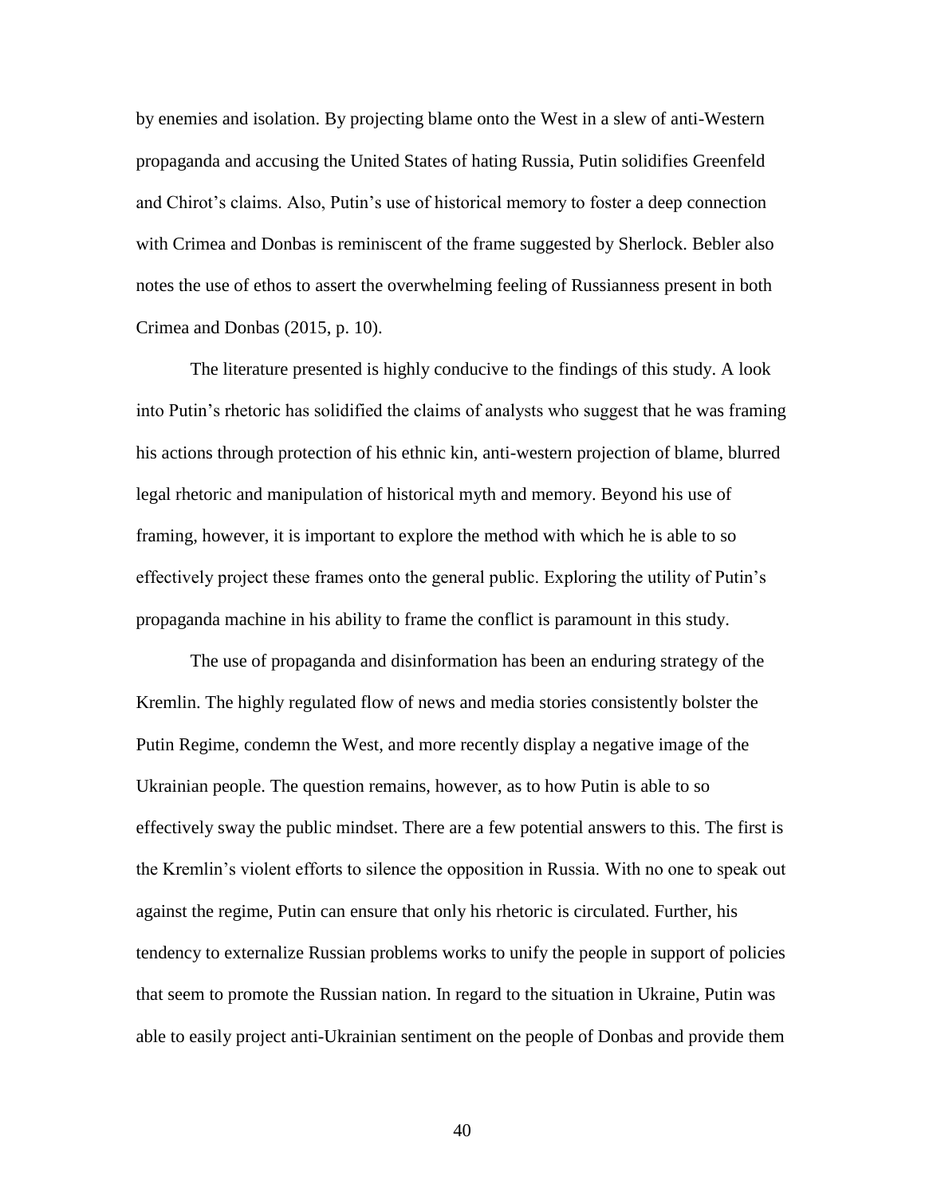by enemies and isolation. By projecting blame onto the West in a slew of anti-Western propaganda and accusing the United States of hating Russia, Putin solidifies Greenfeld and Chirot's claims. Also, Putin's use of historical memory to foster a deep connection with Crimea and Donbas is reminiscent of the frame suggested by Sherlock. Bebler also notes the use of ethos to assert the overwhelming feeling of Russianness present in both Crimea and Donbas (2015, p. 10).

The literature presented is highly conducive to the findings of this study. A look into Putin's rhetoric has solidified the claims of analysts who suggest that he was framing his actions through protection of his ethnic kin, anti-western projection of blame, blurred legal rhetoric and manipulation of historical myth and memory. Beyond his use of framing, however, it is important to explore the method with which he is able to so effectively project these frames onto the general public. Exploring the utility of Putin's propaganda machine in his ability to frame the conflict is paramount in this study.

The use of propaganda and disinformation has been an enduring strategy of the Kremlin. The highly regulated flow of news and media stories consistently bolster the Putin Regime, condemn the West, and more recently display a negative image of the Ukrainian people. The question remains, however, as to how Putin is able to so effectively sway the public mindset. There are a few potential answers to this. The first is the Kremlin's violent efforts to silence the opposition in Russia. With no one to speak out against the regime, Putin can ensure that only his rhetoric is circulated. Further, his tendency to externalize Russian problems works to unify the people in support of policies that seem to promote the Russian nation. In regard to the situation in Ukraine, Putin was able to easily project anti-Ukrainian sentiment on the people of Donbas and provide them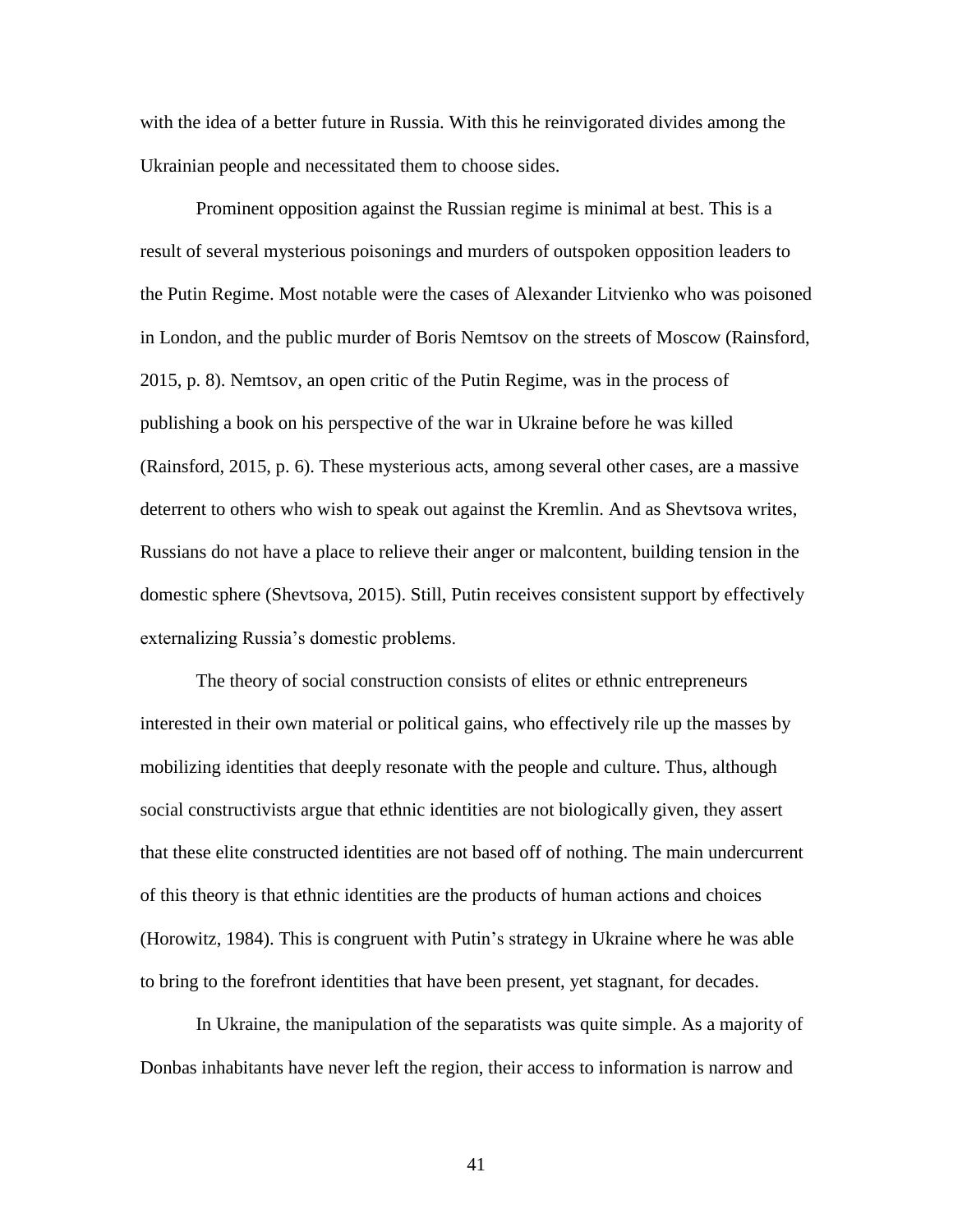with the idea of a better future in Russia. With this he reinvigorated divides among the Ukrainian people and necessitated them to choose sides.

Prominent opposition against the Russian regime is minimal at best. This is a result of several mysterious poisonings and murders of outspoken opposition leaders to the Putin Regime. Most notable were the cases of Alexander Litvienko who was poisoned in London, and the public murder of Boris Nemtsov on the streets of Moscow (Rainsford, 2015, p. 8). Nemtsov, an open critic of the Putin Regime, was in the process of publishing a book on his perspective of the war in Ukraine before he was killed (Rainsford, 2015, p. 6). These mysterious acts, among several other cases, are a massive deterrent to others who wish to speak out against the Kremlin. And as Shevtsova writes, Russians do not have a place to relieve their anger or malcontent, building tension in the domestic sphere (Shevtsova, 2015). Still, Putin receives consistent support by effectively externalizing Russia's domestic problems.

The theory of social construction consists of elites or ethnic entrepreneurs interested in their own material or political gains, who effectively rile up the masses by mobilizing identities that deeply resonate with the people and culture. Thus, although social constructivists argue that ethnic identities are not biologically given, they assert that these elite constructed identities are not based off of nothing. The main undercurrent of this theory is that ethnic identities are the products of human actions and choices (Horowitz, 1984). This is congruent with Putin's strategy in Ukraine where he was able to bring to the forefront identities that have been present, yet stagnant, for decades.

In Ukraine, the manipulation of the separatists was quite simple. As a majority of Donbas inhabitants have never left the region, their access to information is narrow and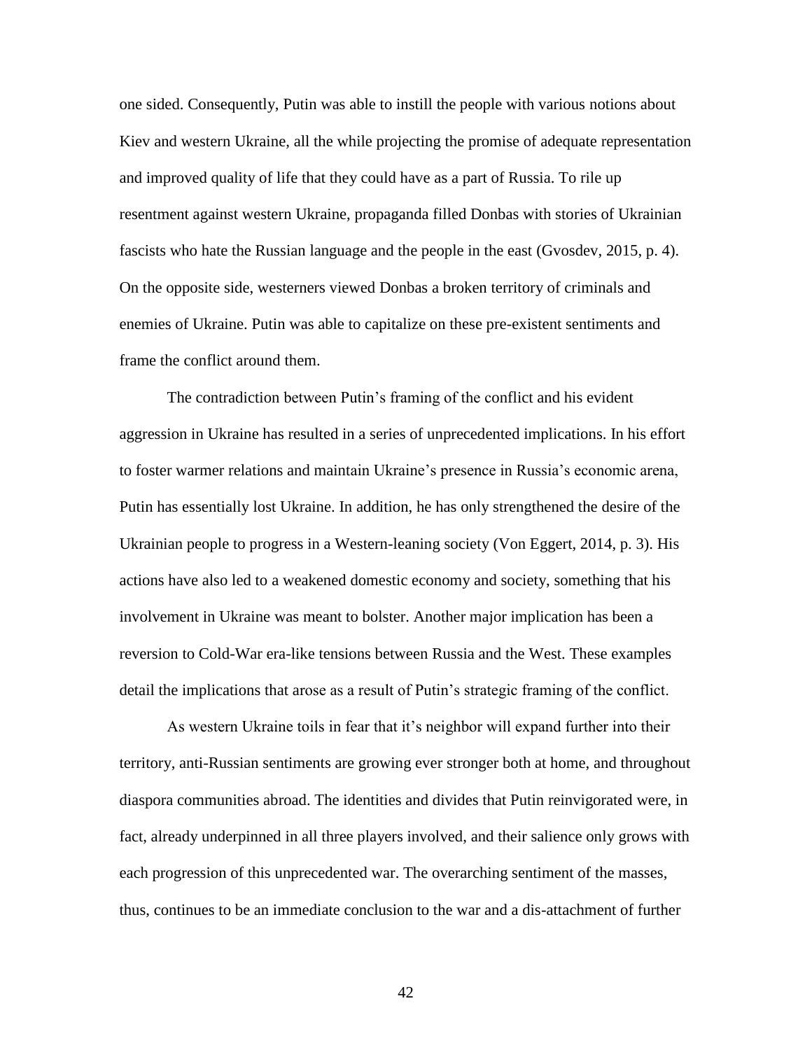one sided. Consequently, Putin was able to instill the people with various notions about Kiev and western Ukraine, all the while projecting the promise of adequate representation and improved quality of life that they could have as a part of Russia. To rile up resentment against western Ukraine, propaganda filled Donbas with stories of Ukrainian fascists who hate the Russian language and the people in the east (Gvosdev, 2015, p. 4). On the opposite side, westerners viewed Donbas a broken territory of criminals and enemies of Ukraine. Putin was able to capitalize on these pre-existent sentiments and frame the conflict around them.

The contradiction between Putin's framing of the conflict and his evident aggression in Ukraine has resulted in a series of unprecedented implications. In his effort to foster warmer relations and maintain Ukraine's presence in Russia's economic arena, Putin has essentially lost Ukraine. In addition, he has only strengthened the desire of the Ukrainian people to progress in a Western-leaning society (Von Eggert, 2014, p. 3). His actions have also led to a weakened domestic economy and society, something that his involvement in Ukraine was meant to bolster. Another major implication has been a reversion to Cold-War era-like tensions between Russia and the West. These examples detail the implications that arose as a result of Putin's strategic framing of the conflict.

As western Ukraine toils in fear that it's neighbor will expand further into their territory, anti-Russian sentiments are growing ever stronger both at home, and throughout diaspora communities abroad. The identities and divides that Putin reinvigorated were, in fact, already underpinned in all three players involved, and their salience only grows with each progression of this unprecedented war. The overarching sentiment of the masses, thus, continues to be an immediate conclusion to the war and a dis-attachment of further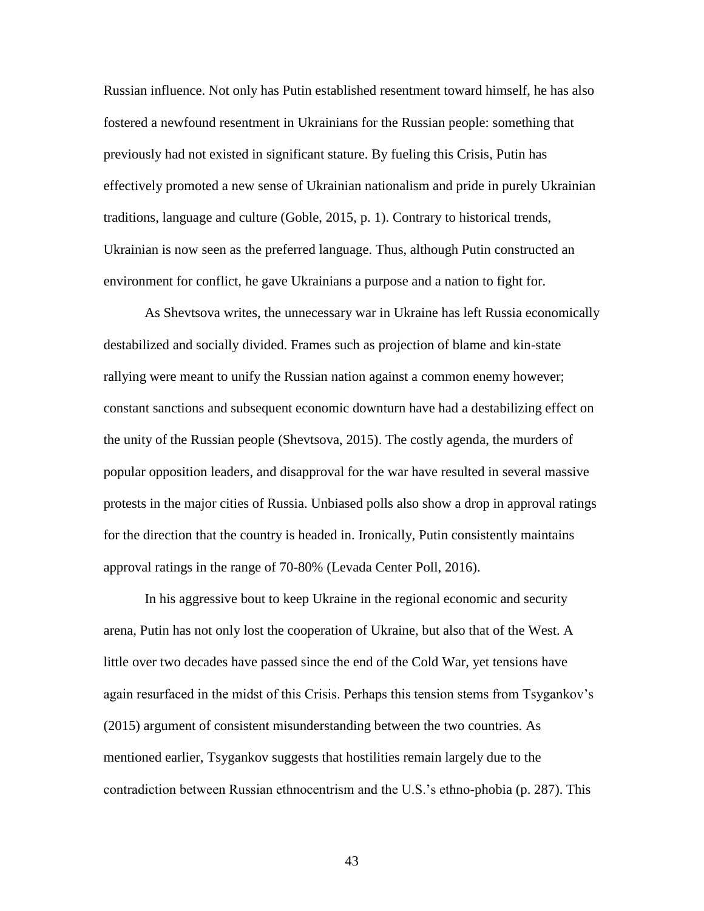Russian influence. Not only has Putin established resentment toward himself, he has also fostered a newfound resentment in Ukrainians for the Russian people: something that previously had not existed in significant stature. By fueling this Crisis, Putin has effectively promoted a new sense of Ukrainian nationalism and pride in purely Ukrainian traditions, language and culture (Goble, 2015, p. 1). Contrary to historical trends, Ukrainian is now seen as the preferred language. Thus, although Putin constructed an environment for conflict, he gave Ukrainians a purpose and a nation to fight for.

As Shevtsova writes, the unnecessary war in Ukraine has left Russia economically destabilized and socially divided. Frames such as projection of blame and kin-state rallying were meant to unify the Russian nation against a common enemy however; constant sanctions and subsequent economic downturn have had a destabilizing effect on the unity of the Russian people (Shevtsova, 2015). The costly agenda, the murders of popular opposition leaders, and disapproval for the war have resulted in several massive protests in the major cities of Russia. Unbiased polls also show a drop in approval ratings for the direction that the country is headed in. Ironically, Putin consistently maintains approval ratings in the range of 70-80% (Levada Center Poll, 2016).

In his aggressive bout to keep Ukraine in the regional economic and security arena, Putin has not only lost the cooperation of Ukraine, but also that of the West. A little over two decades have passed since the end of the Cold War, yet tensions have again resurfaced in the midst of this Crisis. Perhaps this tension stems from Tsygankov's (2015) argument of consistent misunderstanding between the two countries. As mentioned earlier, Tsygankov suggests that hostilities remain largely due to the contradiction between Russian ethnocentrism and the U.S.'s ethno-phobia (p. 287). This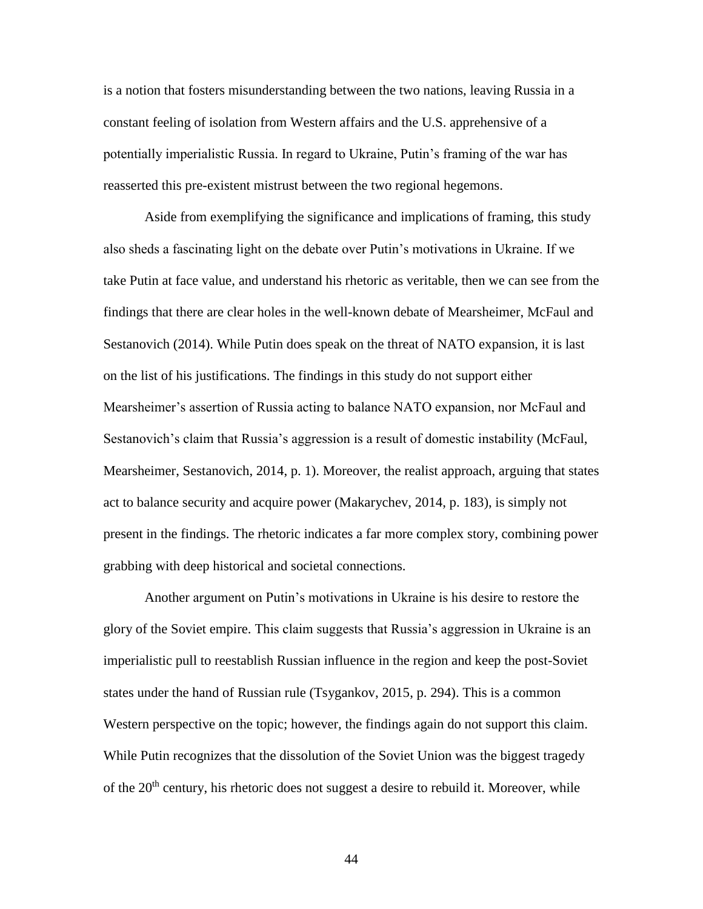is a notion that fosters misunderstanding between the two nations, leaving Russia in a constant feeling of isolation from Western affairs and the U.S. apprehensive of a potentially imperialistic Russia. In regard to Ukraine, Putin's framing of the war has reasserted this pre-existent mistrust between the two regional hegemons.

Aside from exemplifying the significance and implications of framing, this study also sheds a fascinating light on the debate over Putin's motivations in Ukraine. If we take Putin at face value, and understand his rhetoric as veritable, then we can see from the findings that there are clear holes in the well-known debate of Mearsheimer, McFaul and Sestanovich (2014). While Putin does speak on the threat of NATO expansion, it is last on the list of his justifications. The findings in this study do not support either Mearsheimer's assertion of Russia acting to balance NATO expansion, nor McFaul and Sestanovich's claim that Russia's aggression is a result of domestic instability (McFaul, Mearsheimer, Sestanovich, 2014, p. 1). Moreover, the realist approach, arguing that states act to balance security and acquire power (Makarychev, 2014, p. 183), is simply not present in the findings. The rhetoric indicates a far more complex story, combining power grabbing with deep historical and societal connections.

Another argument on Putin's motivations in Ukraine is his desire to restore the glory of the Soviet empire. This claim suggests that Russia's aggression in Ukraine is an imperialistic pull to reestablish Russian influence in the region and keep the post-Soviet states under the hand of Russian rule (Tsygankov, 2015, p. 294). This is a common Western perspective on the topic; however, the findings again do not support this claim. While Putin recognizes that the dissolution of the Soviet Union was the biggest tragedy of the 20th century, his rhetoric does not suggest a desire to rebuild it. Moreover, while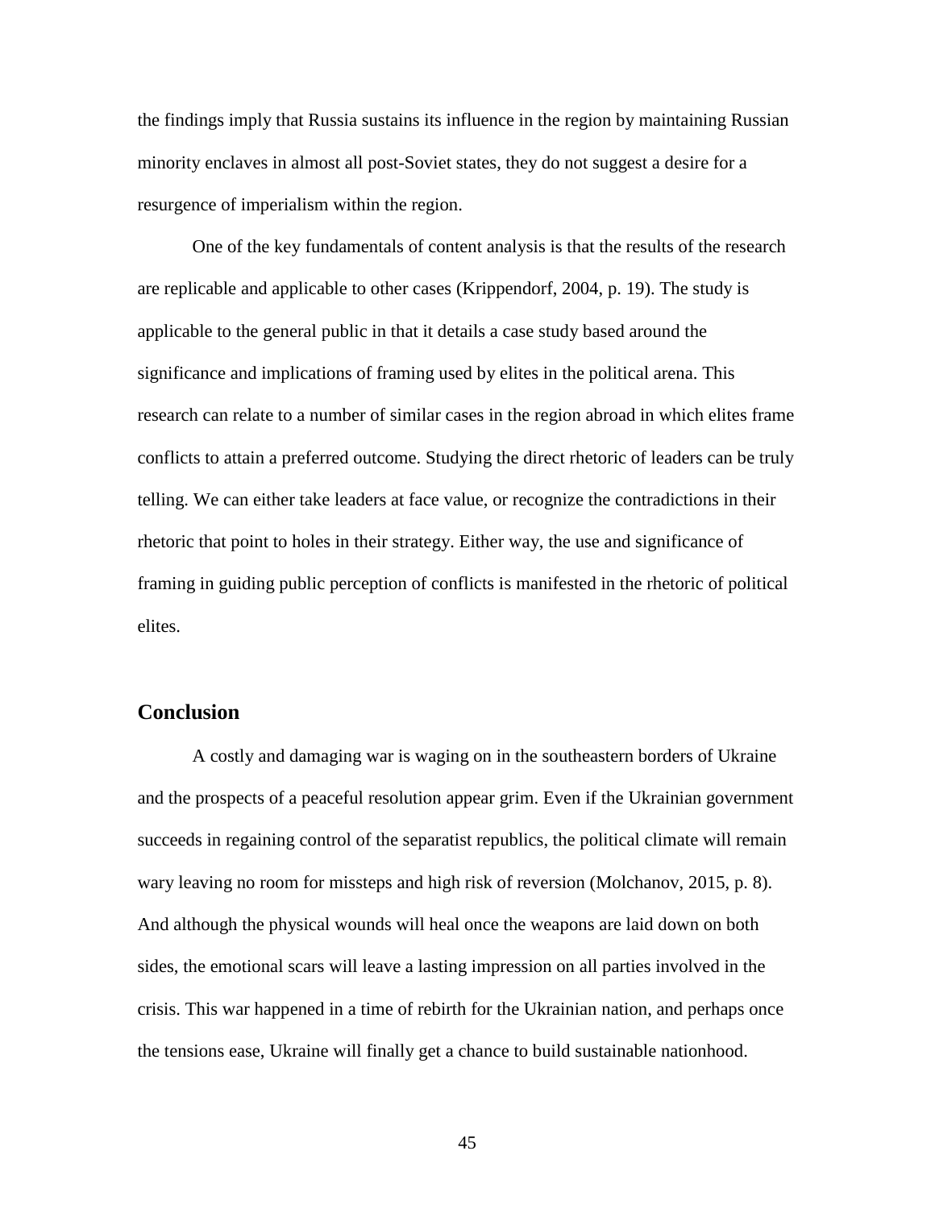the findings imply that Russia sustains its influence in the region by maintaining Russian minority enclaves in almost all post-Soviet states, they do not suggest a desire for a resurgence of imperialism within the region.

One of the key fundamentals of content analysis is that the results of the research are replicable and applicable to other cases (Krippendorf, 2004, p. 19). The study is applicable to the general public in that it details a case study based around the significance and implications of framing used by elites in the political arena. This research can relate to a number of similar cases in the region abroad in which elites frame conflicts to attain a preferred outcome. Studying the direct rhetoric of leaders can be truly telling. We can either take leaders at face value, or recognize the contradictions in their rhetoric that point to holes in their strategy. Either way, the use and significance of framing in guiding public perception of conflicts is manifested in the rhetoric of political elites.

## Conclusion

A costly and damaging war is waging on in the southeastern borders of Ukraine and the prospects of a peaceful resolution appear grim. Even if the Ukrainian government succeeds in regaining control of the separatist republics, the political climate will remain wary leaving no room for missteps and high risk of reversion (Molchanov, 2015, p. 8). And although the physical wounds will heal once the weapons are laid down on both sides, the emotional scars will leave a lasting impression on all parties involved in the crisis. This war happened in a time of rebirth for the Ukrainian nation, and perhaps once the tensions ease, Ukraine will finally get a chance to build sustainable nationhood.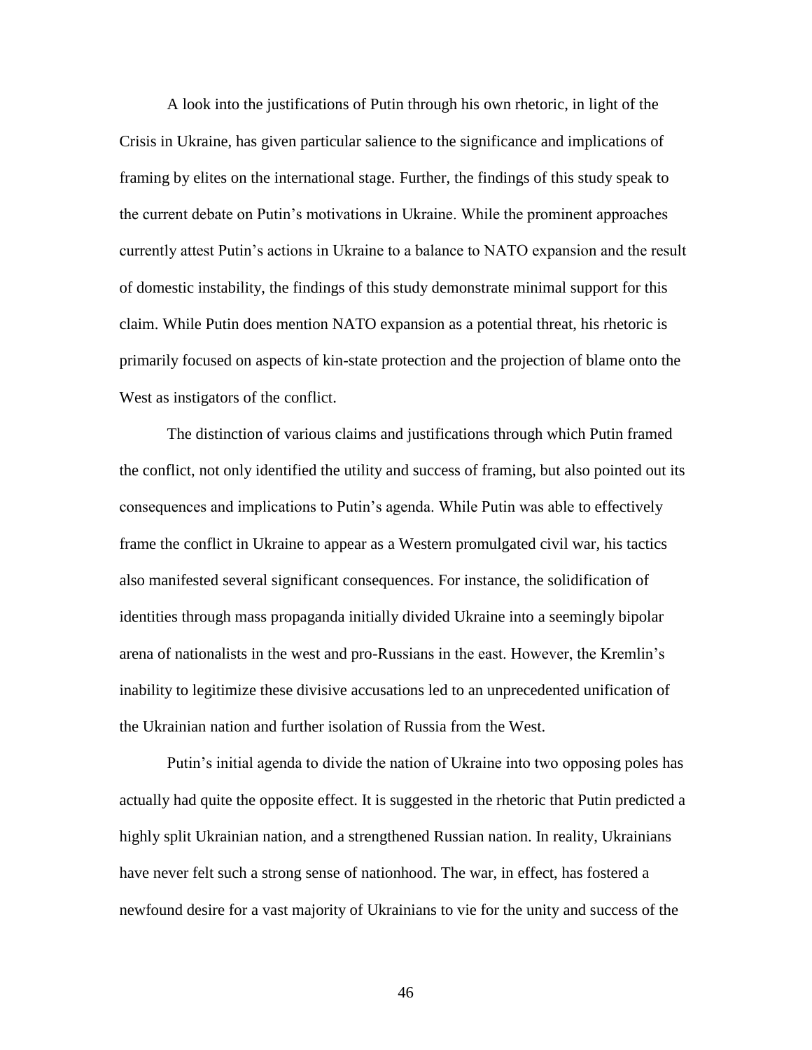A look into the justifications of Putin through his own rhetoric, in light of the Crisis in Ukraine, has given particular salience to the significance and implications of framing by elites on the international stage. Further, the findings of this study speak to the current debate on Putin's motivations in Ukraine. While the prominent approaches currently attest Putin's actions in Ukraine to a balance to NATO expansion and the result of domestic instability, the findings of this study demonstrate minimal support for this claim. While Putin does mention NATO expansion as a potential threat, his rhetoric is primarily focused on aspects of kin-state protection and the projection of blame onto the West as instigators of the conflict.

The distinction of various claims and justifications through which Putin framed the conflict, not only identified the utility and success of framing, but also pointed out its consequences and implications to Putin's agenda. While Putin was able to effectively frame the conflict in Ukraine to appear as a Western promulgated civil war, his tactics also manifested several significant consequences. For instance, the solidification of identities through mass propaganda initially divided Ukraine into a seemingly bipolar arena of nationalists in the west and pro-Russians in the east. However, the Kremlin's inability to legitimize these divisive accusations led to an unprecedented unification of the Ukrainian nation and further isolation of Russia from the West.

Putin's initial agenda to divide the nation of Ukraine into two opposing poles has actually had quite the opposite effect. It is suggested in the rhetoric that Putin predicted a highly split Ukrainian nation, and a strengthened Russian nation. In reality, Ukrainians have never felt such a strong sense of nationhood. The war, in effect, has fostered a newfound desire for a vast majority of Ukrainians to vie for the unity and success of the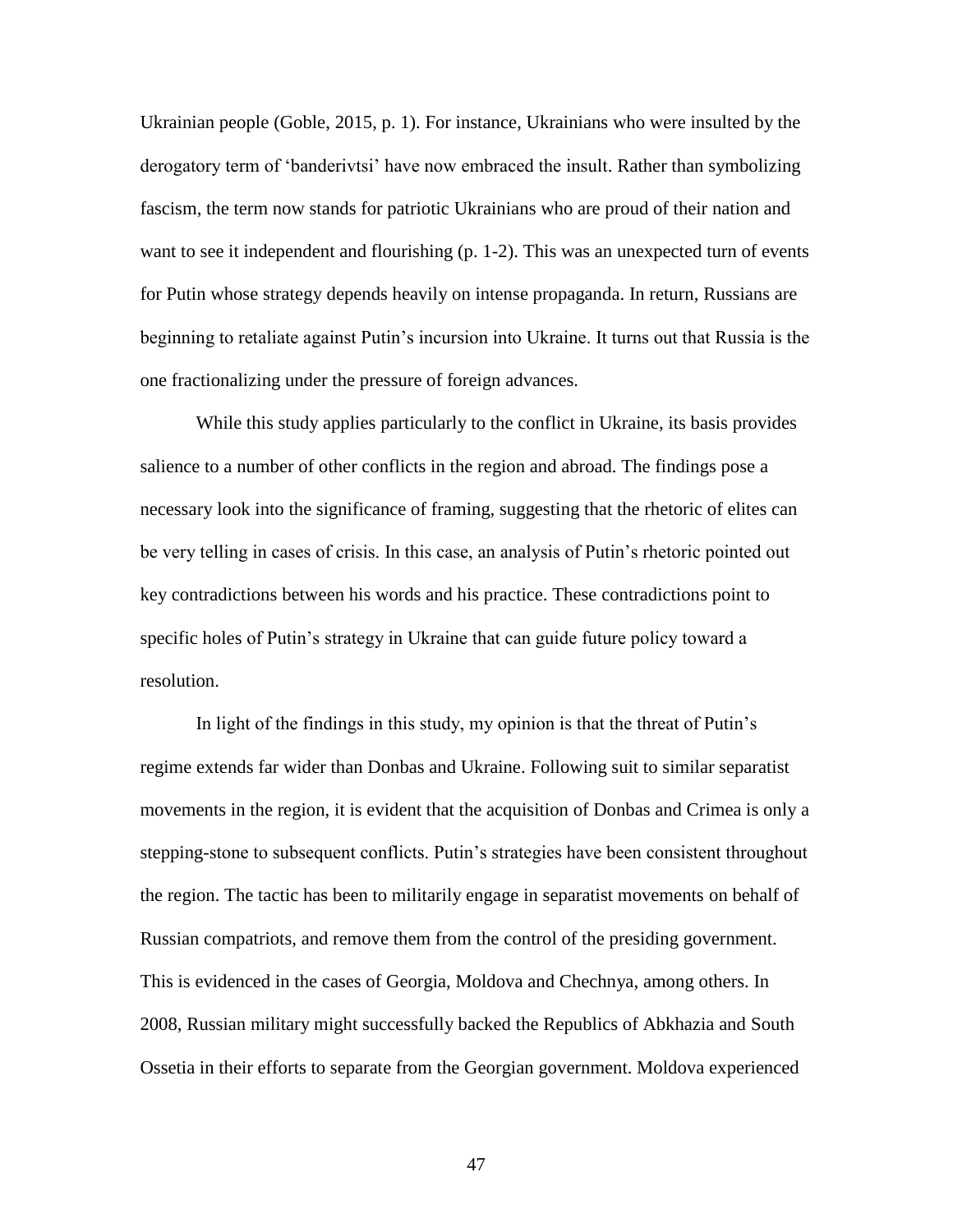Ukrainian people (Goble, 2015, p. 1). For instance, Ukrainians who were insulted by the derogatory term of 'banderivtsi' have now embraced the insult. Rather than symbolizing fascism, the term now stands for patriotic Ukrainians who are proud of their nation and want to see it independent and flourishing (p. 1-2). This was an unexpected turn of events for Putin whose strategy depends heavily on intense propaganda. In return, Russians are beginning to retaliate against Putin's incursion into Ukraine. It turns out that Russia is the one fractionalizing under the pressure of foreign advances.

While this study applies particularly to the conflict in Ukraine, its basis provides salience to a number of other conflicts in the region and abroad. The findings pose a necessary look into the significance of framing, suggesting that the rhetoric of elites can be very telling in cases of crisis. In this case, an analysis of Putin's rhetoric pointed out key contradictions between his words and his practice. These contradictions point to specific holes of Putin's strategy in Ukraine that can guide future policy toward a resolution.

In light of the findings in this study, my opinion is that the threat of Putin's regime extends far wider than Donbas and Ukraine. Following suit to similar separatist movements in the region, it is evident that the acquisition of Donbas and Crimea is only a stepping-stone to subsequent conflicts. Putin's strategies have been consistent throughout the region. The tactic has been to militarily engage in separatist movements on behalf of Russian compatriots, and remove them from the control of the presiding government. This is evidenced in the cases of Georgia, Moldova and Chechnya, among others. In 2008, Russian military might successfully backed the Republics of Abkhazia and South Ossetia in their efforts to separate from the Georgian government. Moldova experienced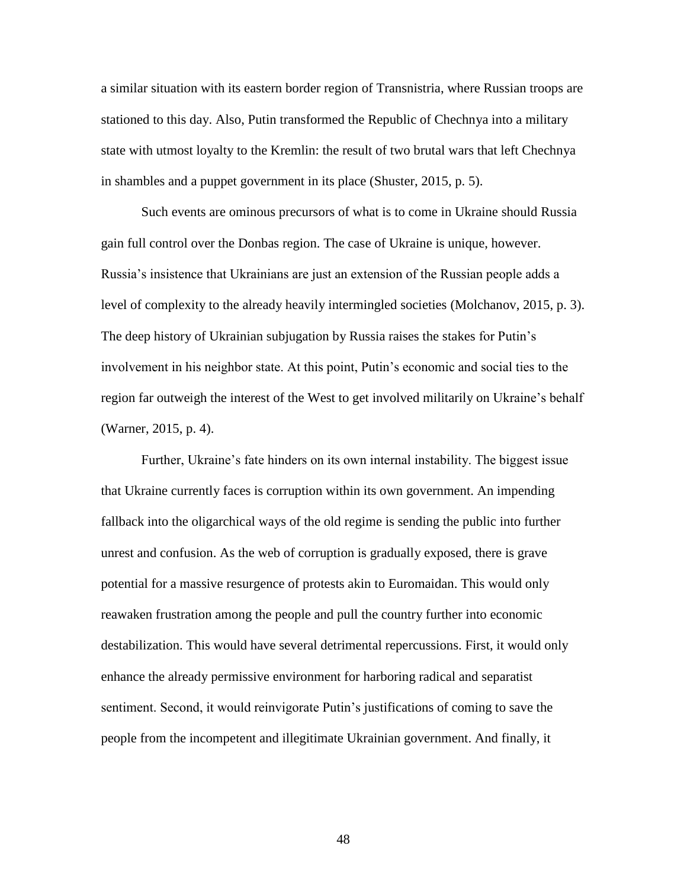a similar situation with its eastern border region of Transnistria, where Russian troops are stationed to this day. Also, Putin transformed the Republic of Chechnya into a military state with utmost loyalty to the Kremlin: the result of two brutal wars that left Chechnya in shambles and a puppet government in its place (Shuster, 2015, p. 5).

Such events are ominous precursors of what is to come in Ukraine should Russia gain full control over the Donbas region. The case of Ukraine is unique, however. Russia's insistence that Ukrainians are just an extension of the Russian people adds a level of complexity to the already heavily intermingled societies (Molchanov, 2015, p. 3). The deep history of Ukrainian subjugation by Russia raises the stakes for Putin's involvement in his neighbor state. At this point, Putin's economic and social ties to the region far outweigh the interest of the West to get involved militarily on Ukraine's behalf (Warner, 2015, p. 4).

Further, Ukraine's fate hinders on its own internal instability. The biggest issue that Ukraine currently faces is corruption within its own government. An impending fallback into the oligarchical ways of the old regime is sending the public into further unrest and confusion. As the web of corruption is gradually exposed, there is grave potential for a massive resurgence of protests akin to Euromaidan. This would only reawaken frustration among the people and pull the country further into economic destabilization. This would have several detrimental repercussions. First, it would only enhance the already permissive environment for harboring radical and separatist sentiment. Second, it would reinvigorate Putin's justifications of coming to save the people from the incompetent and illegitimate Ukrainian government. And finally, it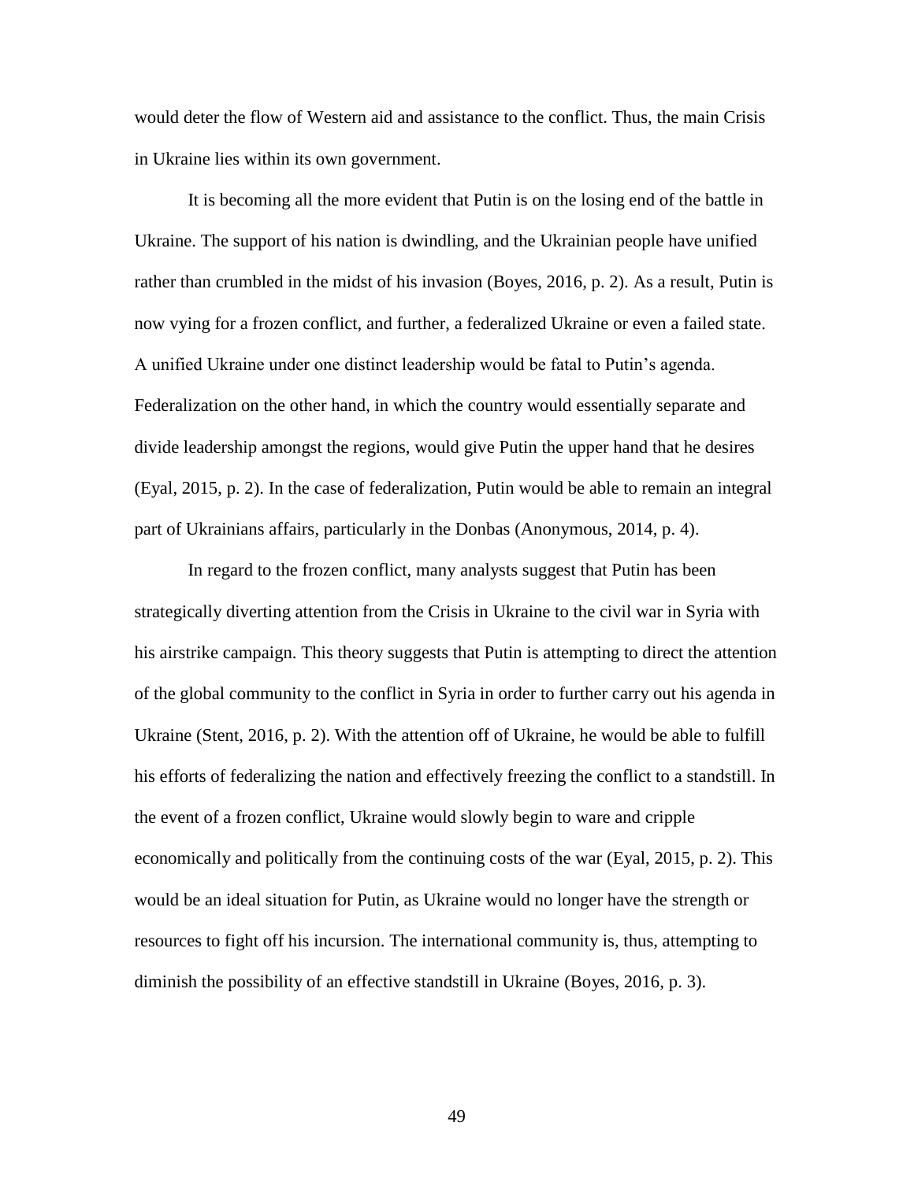would deter the flow of Western aid and assistance to the conflict. Thus, the main Crisis in Ukraine lies within its own government.

It is becoming all the more evident that Putin is on the losing end of the battle in Ukraine. The support of his nation is dwindling, and the Ukrainian people have unified rather than crumbled in the midst of his invasion (Boyes, 2016, p. 2). As a result, Putin is now vying for a frozen conflict, and further, a federalized Ukraine or even a failed state. A unified Ukraine under one distinct leadership would be fatal to Putin's agenda. Federalization on the other hand, in which the country would essentially separate and divide leadership amongst the regions, would give Putin the upper hand that he desires (Eyal, 2015, p. 2). In the case of federalization, Putin would be able to remain an integral part of Ukrainians affairs, particularly in the Donbas (Anonymous, 2014, p. 4).

In regard to the frozen conflict, many analysts suggest that Putin has been strategically diverting attention from the Crisis in Ukraine to the civil war in Syria with his airstrike campaign. This theory suggests that Putin is attempting to direct the attention of the global community to the conflict in Syria in order to further carry out his agenda in Ukraine (Stent, 2016, p. 2). With the attention off of Ukraine, he would be able to fulfill his efforts of federalizing the nation and effectively freezing the conflict to a standstill. In the event of a frozen conflict, Ukraine would slowly begin to ware and cripple economically and politically from the continuing costs of the war (Eyal, 2015, p. 2). This would be an ideal situation for Putin, as Ukraine would no longer have the strength or resources to fight off his incursion. The international community is, thus, attempting to diminish the possibility of an effective standstill in Ukraine (Boyes, 2016, p. 3).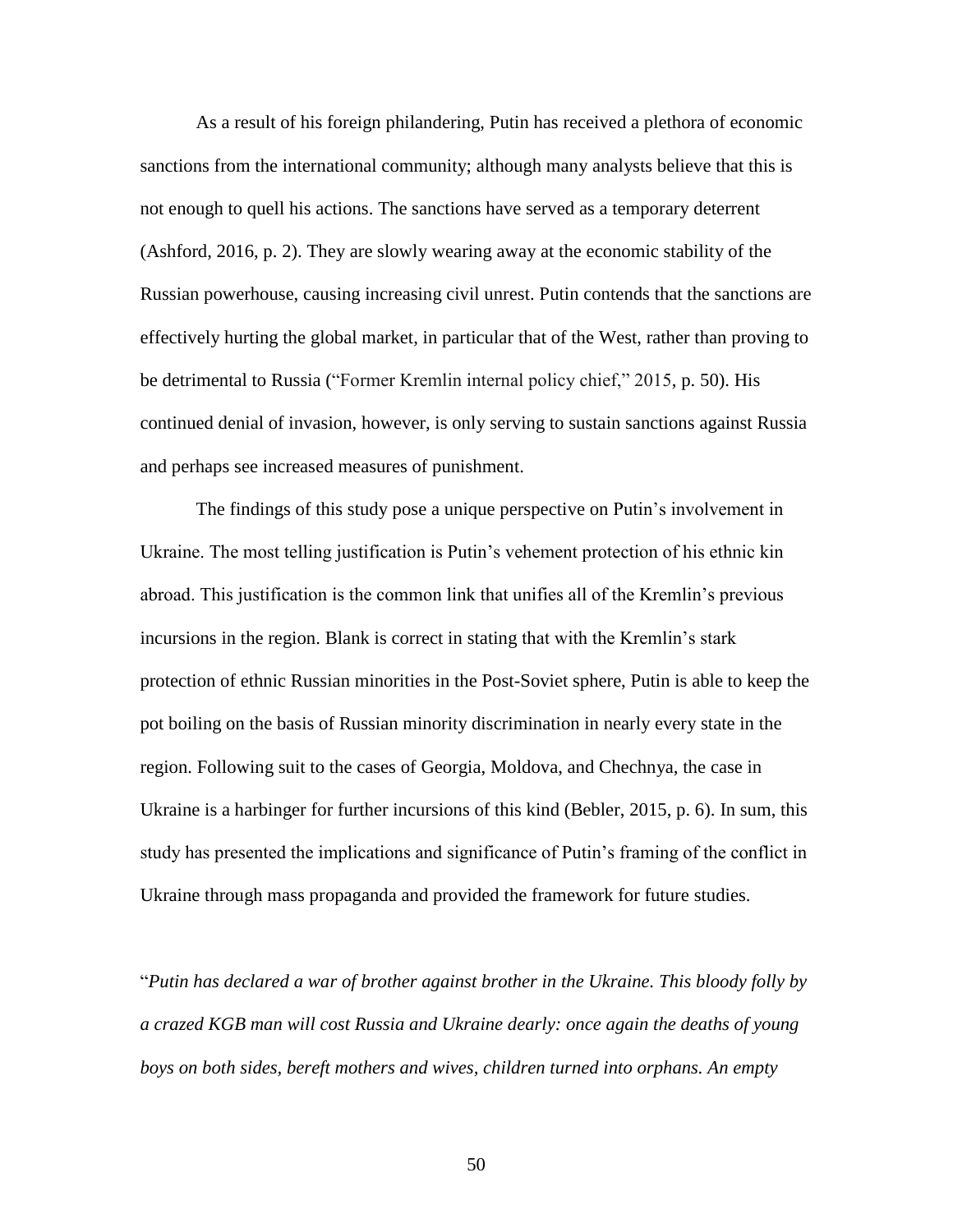As a result of his foreign philandering, Putin has received a plethora of economic sanctions from the international community; although many analysts believe that this is not enough to quell his actions. The sanctions have served as a temporary deterrent (Ashford, 2016, p. 2). They are slowly wearing away at the economic stability of the Russian powerhouse, causing increasing civil unrest. Putin contends that the sanctions are effectively hurting the global market, in particular that of the West, rather than proving to be detrimental to Russia ("Former Kremlin internal policy chief," 2015, p. 50). His continued denial of invasion, however, is only serving to sustain sanctions against Russia and perhaps see increased measures of punishment.

The findings of this study pose a unique perspective on Putin's involvement in Ukraine. The most telling justification is Putin's vehement protection of his ethnic kin abroad. This justification is the common link that unifies all of the Kremlin's previous incursions in the region. Blank is correct in stating that with the Kremlin's stark protection of ethnic Russian minorities in the Post-Soviet sphere, Putin is able to keep the pot boiling on the basis of Russian minority discrimination in nearly every state in the region. Following suit to the cases of Georgia, Moldova, and Chechnya, the case in Ukraine is a harbinger for further incursions of this kind (Bebler, 2015, p. 6). In sum, this study has presented the implications and significance of Putin's framing of the conflict in Ukraine through mass propaganda and provided the framework for future studies.

"*Putin has declared a war of brother against brother in the Ukraine. This bloody folly by a crazed KGB man will cost Russia and Ukraine dearly: once again the deaths of young boys on both sides, bereft mothers and wives, children turned into orphans. An empty*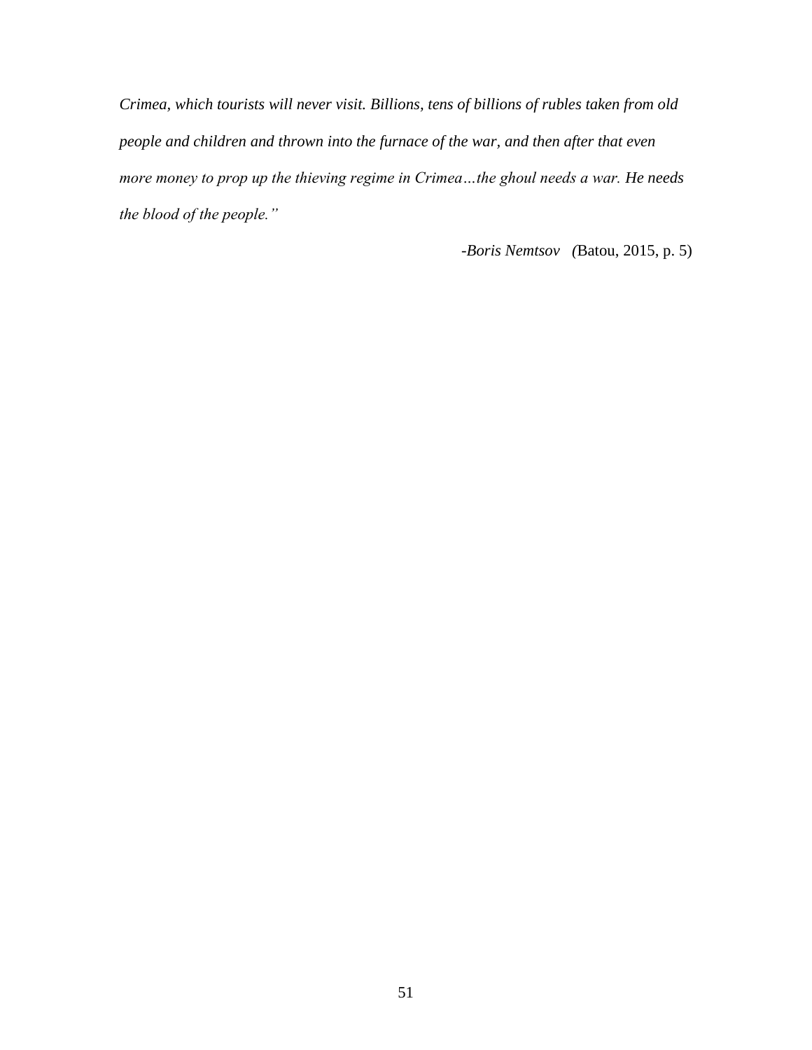*Crimea, which tourists will never visit. Billions, tens of billions of rubles taken from old people and children and thrown into the furnace of the war, and then after that even more money to prop up the thieving regime in Crimea…the ghoul needs a war. He needs the blood of the people."*

-*Boris Nemtsov* (Batou, 2015, p. 5)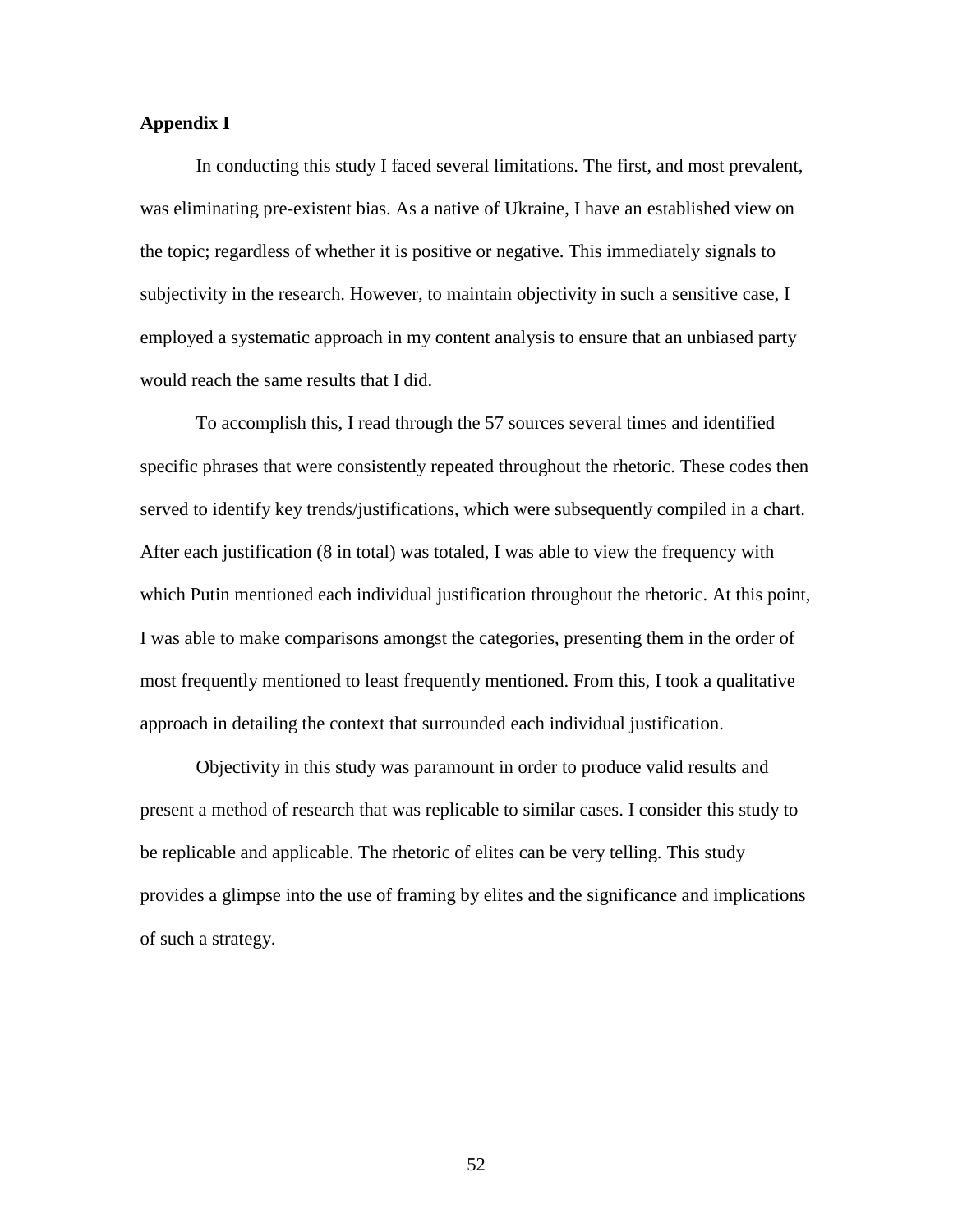**Appendix I**

In conducting this study I faced several limitations. The first, and most prevalent, was eliminating pre-existent bias. As a native of Ukraine, I have an established view on the topic; regardless of whether it is positive or negative. This immediately signals to subjectivity in the research. However, to maintain objectivity in such a sensitive case, I employed a systematic approach in my content analysis to ensure that an unbiased party would reach the same results that I did.

To accomplish this, I read through the 57 sources several times and identified specific phrases that were consistently repeated throughout the rhetoric. These codes then served to identify key trends/justifications, which were subsequently compiled in a chart. After each justification (8 in total) was totaled, I was able to view the frequency with which Putin mentioned each individual justification throughout the rhetoric. At this point, I was able to make comparisons amongst the categories, presenting them in the order of most frequently mentioned to least frequently mentioned. From this, I took a qualitative approach in detailing the context that surrounded each individual justification.

Objectivity in this study was paramount in order to produce valid results and present a method of research that was replicable to similar cases. I consider this study to be replicable and applicable. The rhetoric of elites can be very telling. This study provides a glimpse into the use of framing by elites and the significance and implications of such a strategy.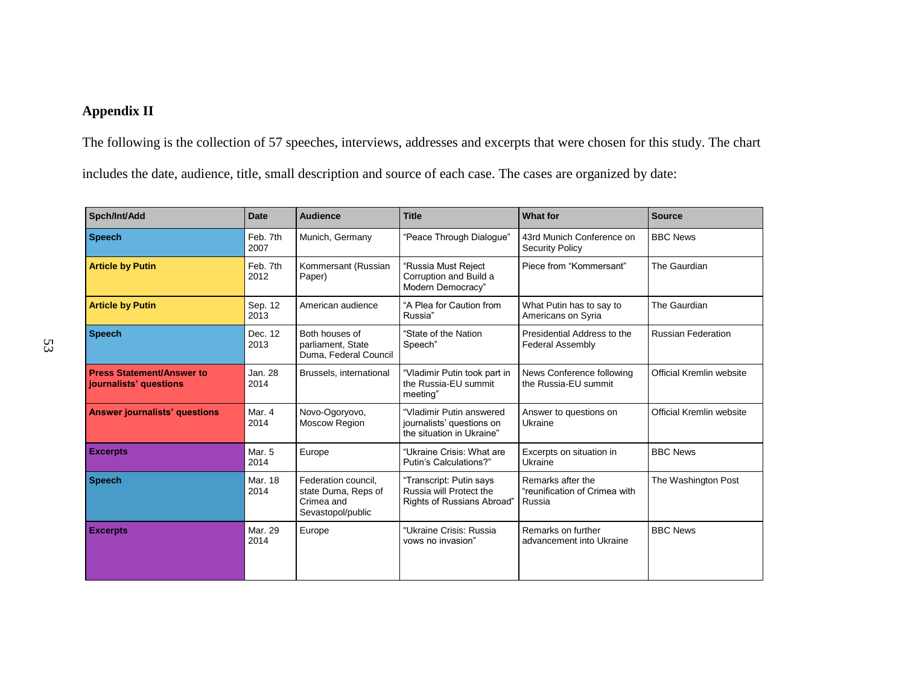## Appendix II

The following is the collection of 57 speeches, interviews, addresses and excerpts that were chosen for this study. The chart includes the date, audience, title, small description and source of each case. The cases are organized by date:

| Spch/Int/Add | Date | Audience | Title | What for | Source |
|---|---|---|---|---|---|
| **Speech** | Feb. 7th 2007 | Munich, Germany | "Peace Through Dialogue" | 43rd Munich Conference on Security Policy | BBC News |
| **Article by Putin** | Feb. 7th 2012 | Kommersant (Russian Paper) | "Russia Must Reject Corruption and Build a Modern Democracy" | Piece from "Kommersant" | The Gaurdian |
| **Article by Putin** | Sep. 12 2013 | American audience | "A Plea for Caution from Russia" | What Putin has to say to Americans on Syria | The Gaurdian |
| **Speech** | Dec. 12 2013 | Both houses of parliament, State Duma, Federal Council | "State of the Nation Speech" | Presidential Address to the Federal Assembly | Russian Federation |
| **Press Statement/Answer to journalists' questions** | Jan. 28 2014 | Brussels, international | "Vladimir Putin took part in the Russia-EU summit meeting" | News Conference following the Russia-EU summit | Official Kremlin website |
| **Answer journalists' questions** | Mar. 4 2014 | Novo-Ogoryovo, Moscow Region | "Vladimir Putin answered journalists' questions on the situation in Ukraine" | Answer to questions on Ukraine | Official Kremlin website |
| **Excerpts** | Mar. 5 2014 | Europe | "Ukraine Crisis: What are Putin's Calculations?" | Excerpts on situation in Ukraine | BBC News |
| **Speech** | Mar. 18 2014 | Federation council, state Duma, Reps of Crimea and Sevastopol/public | "Transcript: Putin says Russia will Protect the Rights of Russians Abroad" | Remarks after the "reunification of Crimea with Russia | The Washington Post |
| **Excerpts** | Mar. 29 2014 | Europe | "Ukraine Crisis: Russia vows no invasion" | Remarks on further advancement into Ukraine | BBC News |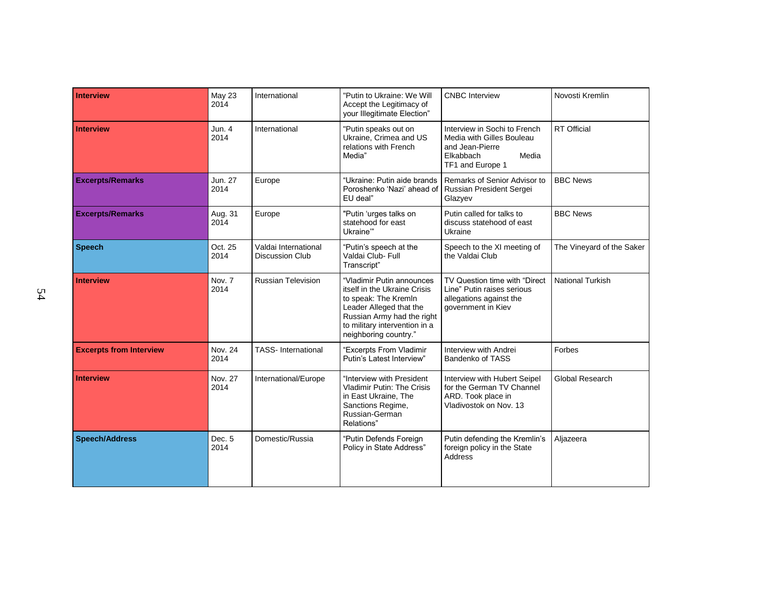| Interview | May 23 2014 | International | "Putin to Ukraine: We Will Accept the Legitimacy of your Illegitimate Election" | CNBC Interview | Novosti Kremlin |
|---|---|---|---|---|---|
| **Interview** | Jun. 4 2014 | International | "Putin speaks out on Ukraine, Crimea and US relations with French Media" | Interview in Sochi to French Media with Gilles Bouleau and Jean-Pierre Elkabbach Media TF1 and Europe 1 | RT Official |
| **Excerpts/Remarks** | Jun. 27 2014 | Europe | "Ukraine: Putin aide brands Poroshenko 'Nazi' ahead of EU deal" | Remarks of Senior Advisor to Russian President Sergei Glazyev | BBC News |
| **Excerpts/Remarks** | Aug. 31 2014 | Europe | "Putin 'urges talks on statehood for east Ukraine'" | Putin called for talks to discuss statehood of east Ukraine | BBC News |
| **Speech** | Oct. 25 2014 | Valdai International Discussion Club | "Putin's speech at the Valdai Club- Full Transcript" | Speech to the XI meeting of the Valdai Club | The Vineyard of the Saker |
| **Interview** | Nov. 7 2014 | Russian Television | "Vladimir Putin announces itself in the Ukraine Crisis to speak: The Kremln Leader Alleged that the Russian Army had the right to military intervention in a neighboring country." | TV Question time with "Direct Line" Putin raises serious allegations against the government in Kiev | National Turkish |
| **Excerpts from Interview** | Nov. 24 2014 | TASS- International | "Excerpts From Vladimir Putin's Latest Interview" | Interview with Andrei Bandenko of TASS | Forbes |
| **Interview** | Nov. 27 2014 | International/Europe | "Interview with President Vladimir Putin: The Crisis in East Ukraine, The Sanctions Regime, Russian-German Relations" | Interview with Hubert Seipel for the German TV Channel ARD. Took place in Vladivostok on Nov. 13 | Global Research |
| **Speech/Address** | Dec. 5 2014 | Domestic/Russia | "Putin Defends Foreign Policy in State Address" | Putin defending the Kremlin's foreign policy in the State Address | Aljazeera |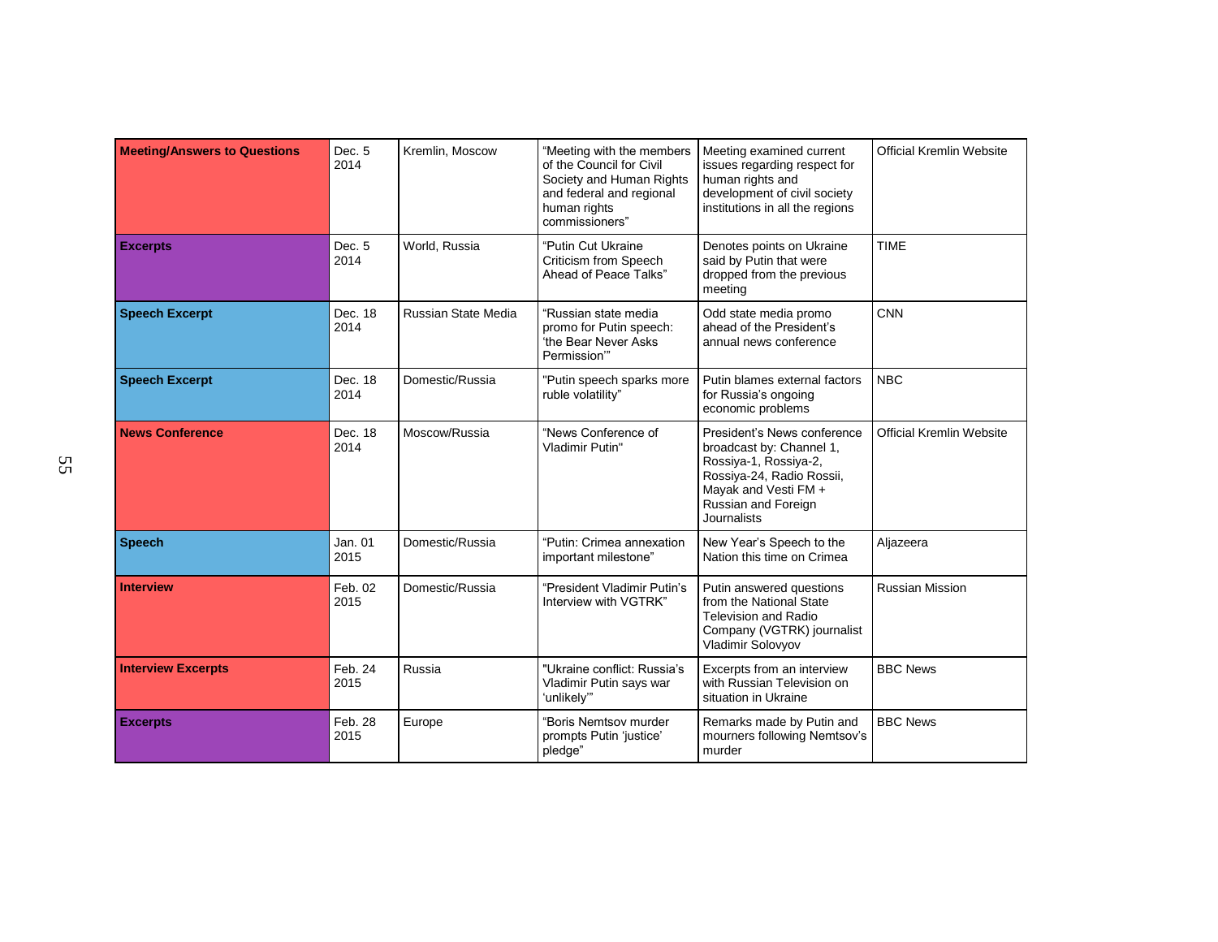| Meeting/Answers to Questions | Dec. 5 2014 | Kremlin, Moscow | "Meeting with the members of the Council for Civil Society and Human Rights and federal and regional human rights commissioners" | Meeting examined current issues regarding respect for human rights and development of civil society institutions in all the regions | Official Kremlin Website |
|---|---|---|---|---|---|
| **Excerpts** | Dec. 5 2014 | World, Russia | "Putin Cut Ukraine Criticism from Speech Ahead of Peace Talks" | Denotes points on Ukraine said by Putin that were dropped from the previous meeting | TIME |
| **Speech Excerpt** | Dec. 18 2014 | Russian State Media | "Russian state media promo for Putin speech: 'the Bear Never Asks Permission'" | Odd state media promo ahead of the President's annual news conference | CNN |
| **Speech Excerpt** | Dec. 18 2014 | Domestic/Russia | "Putin speech sparks more ruble volatility" | Putin blames external factors for Russia's ongoing economic problems | NBC |
| **News Conference** | Dec. 18 2014 | Moscow/Russia | "News Conference of Vladimir Putin" | President's News conference broadcast by: Channel 1, Rossiya-1, Rossiya-2, Rossiya-24, Radio Rossii, Mayak and Vesti FM + Russian and Foreign Journalists | Official Kremlin Website |
| **Speech** | Jan. 01 2015 | Domestic/Russia | "Putin: Crimea annexation important milestone" | New Year's Speech to the Nation this time on Crimea | Aljazeera |
| **Interview** | Feb. 02 2015 | Domestic/Russia | "President Vladimir Putin's Interview with VGTRK" | Putin answered questions from the National State Television and Radio Company (VGTRK) journalist Vladimir Solovyov | Russian Mission |
| **Interview Excerpts** | Feb. 24 2015 | Russia | "Ukraine conflict: Russia's Vladimir Putin says war 'unlikely'" | Excerpts from an interview with Russian Television on situation in Ukraine | BBC News |
| **Excerpts** | Feb. 28 2015 | Europe | "Boris Nemtsov murder prompts Putin 'justice' pledge" | Remarks made by Putin and mourners following Nemtsov's murder | BBC News |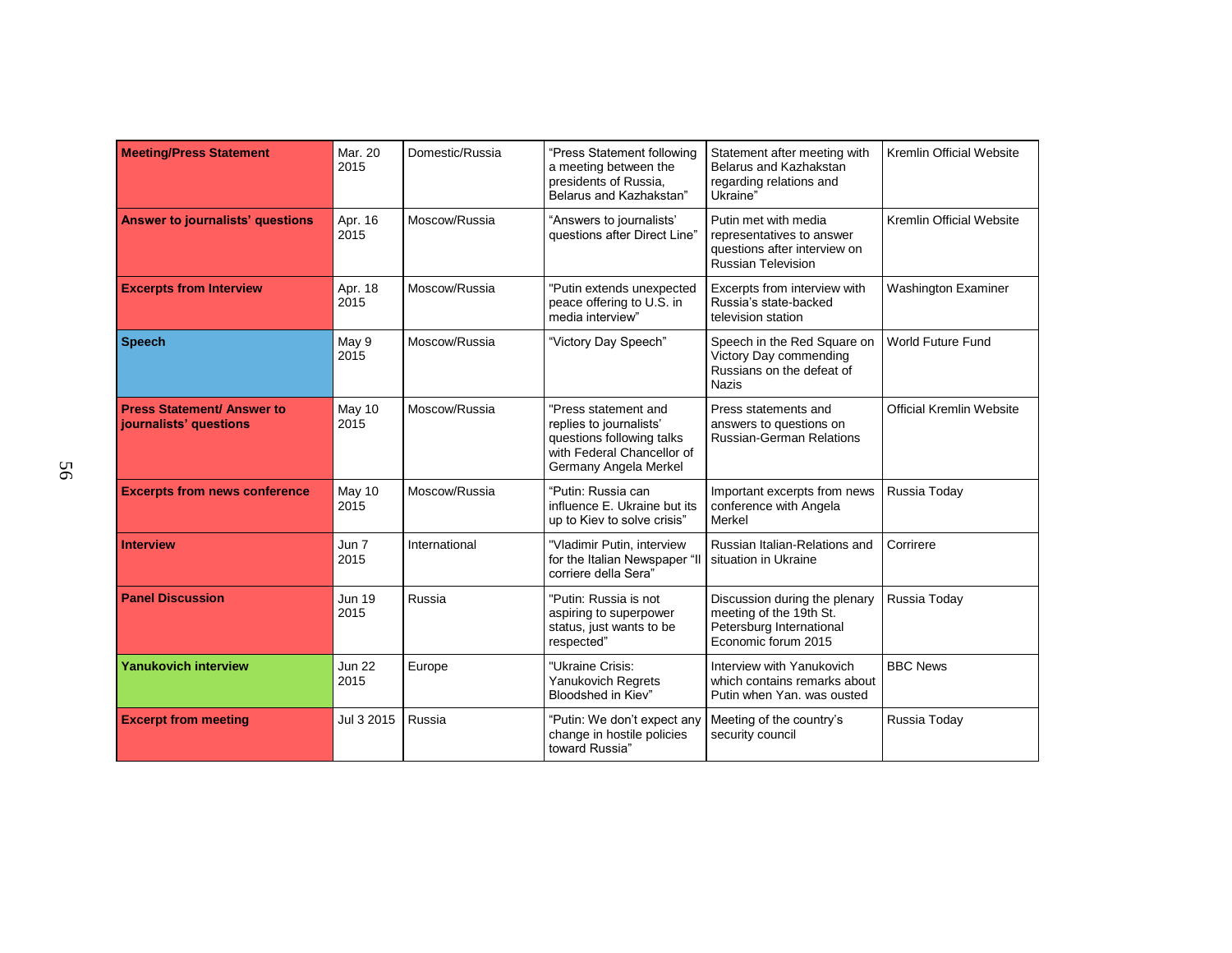| **Meeting/Press Statement** | Mar. 20 2015 | Domestic/Russia | "Press Statement following a meeting between the presidents of Russia, Belarus and Kazhakstan" | Statement after meeting with Belarus and Kazhakstan regarding relations and Ukraine" | Kremlin Official Website |
|---|---|---|---|---|---|
| **Answer to journalists' questions** | Apr. 16 2015 | Moscow/Russia | "Answers to journalists' questions after Direct Line" | Putin met with media representatives to answer questions after interview on Russian Television | Kremlin Official Website |
| **Excerpts from Interview** | Apr. 18 2015 | Moscow/Russia | "Putin extends unexpected peace offering to U.S. in media interview" | Excerpts from interview with Russia's state-backed television station | Washington Examiner |
| **Speech** | May 9 2015 | Moscow/Russia | "Victory Day Speech" | Speech in the Red Square on Victory Day commending Russians on the defeat of Nazis | World Future Fund |
| **Press Statement/ Answer to journalists' questions** | May 10 2015 | Moscow/Russia | "Press statement and replies to journalists' questions following talks with Federal Chancellor of Germany Angela Merkel | Press statements and answers to questions on Russian-German Relations | Official Kremlin Website |
| **Excerpts from news conference** | May 10 2015 | Moscow/Russia | "Putin: Russia can influence E. Ukraine but its up to Kiev to solve crisis" | Important excerpts from news conference with Angela Merkel | Russia Today |
| **Interview** | Jun 7 2015 | International | "Vladimir Putin, interview for the Italian Newspaper "Il corriere della Sera" | Russian Italian-Relations and situation in Ukraine | Corrirere |
| **Panel Discussion** | Jun 19 2015 | Russia | "Putin: Russia is not aspiring to superpower status, just wants to be respected" | Discussion during the plenary meeting of the 19th St. Petersburg International Economic forum 2015 | Russia Today |
| **Yanukovich interview** | Jun 22 2015 | Europe | "Ukraine Crisis: Yanukovich Regrets Bloodshed in Kiev" | Interview with Yanukovich which contains remarks about Putin when Yan. was ousted | BBC News |
| **Excerpt from meeting** | Jul 3 2015 | Russia | "Putin: We don't expect any change in hostile policies toward Russia" | Meeting of the country's security council | Russia Today |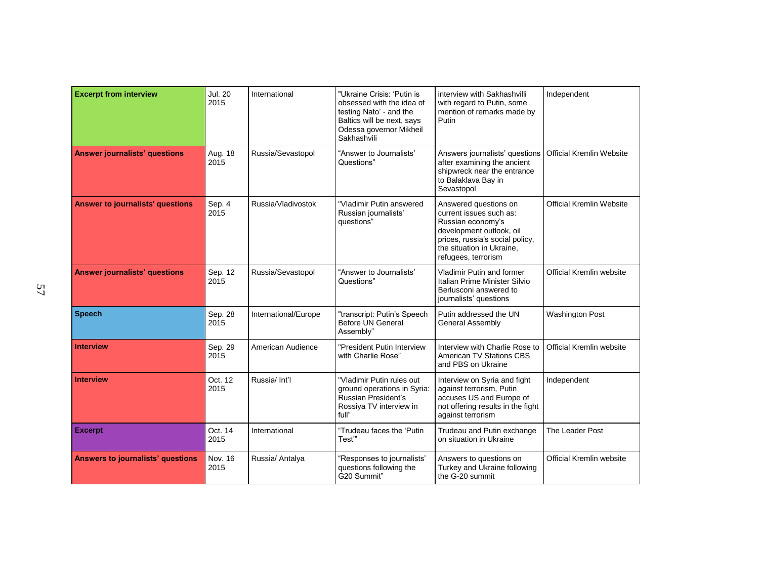| **Excerpt from interview** | Jul. 20 2015 | International | "Ukraine Crisis: 'Putin is obsessed with the idea of testing Nato' - and the Baltics will be next, says Odessa governor Mikheil Sakhashvili | interview with Sakhashvilli with regard to Putin, some mention of remarks made by Putin | Independent |
|---|---|---|---|---|---|
| **Answer journalists' questions** | Aug. 18 2015 | Russia/Sevastopol | "Answer to Journalists' Questions" | Answers journalists' questions after examining the ancient shipwreck near the entrance to Balaklava Bay in Sevastopol | Official Kremlin Website |
| **Answer to journalists' questions** | Sep. 4 2015 | Russia/Vladivostok | "Vladimir Putin answered Russian journalists' questions" | Answered questions on current issues such as: Russian economy's development outlook, oil prices, russia's social policy, the situation in Ukraine, refugees, terrorism | Official Kremlin Website |
| **Answer journalists' questions** | Sep. 12 2015 | Russia/Sevastopol | "Answer to Journalists' Questions" | Vladimir Putin and former Italian Prime Minister Silvio Berlusconi answered to journalists' questions | Official Kremlin website |
| **Speech** | Sep. 28 2015 | International/Europe | "transcript: Putin's Speech Before UN General Assembly" | Putin addressed the UN General Assembly | Washington Post |
| **Interview** | Sep. 29 2015 | American Audience | "President Putin Interview with Charlie Rose" | Interview with Charlie Rose to American TV Stations CBS and PBS on Ukraine | Official Kremlin website |
| **Interview** | Oct. 12 2015 | Russia/ Int'l | "Vladimir Putin rules out ground operations in Syria: Russian President's Rossiya TV interview in full" | Interview on Syria and fight against terrorism, Putin accuses US and Europe of not offering results in the fight against terrorism | Independent |
| **Excerpt** | Oct. 14 2015 | International | "Trudeau faces the 'Putin Test'" | Trudeau and Putin exchange on situation in Ukraine | The Leader Post |
| **Answers to journalists' questions** | Nov. 16 2015 | Russia/ Antalya | "Responses to journalists' questions following the G20 Summit" | Answers to questions on Turkey and Ukraine following the G-20 summit | Official Kremlin website |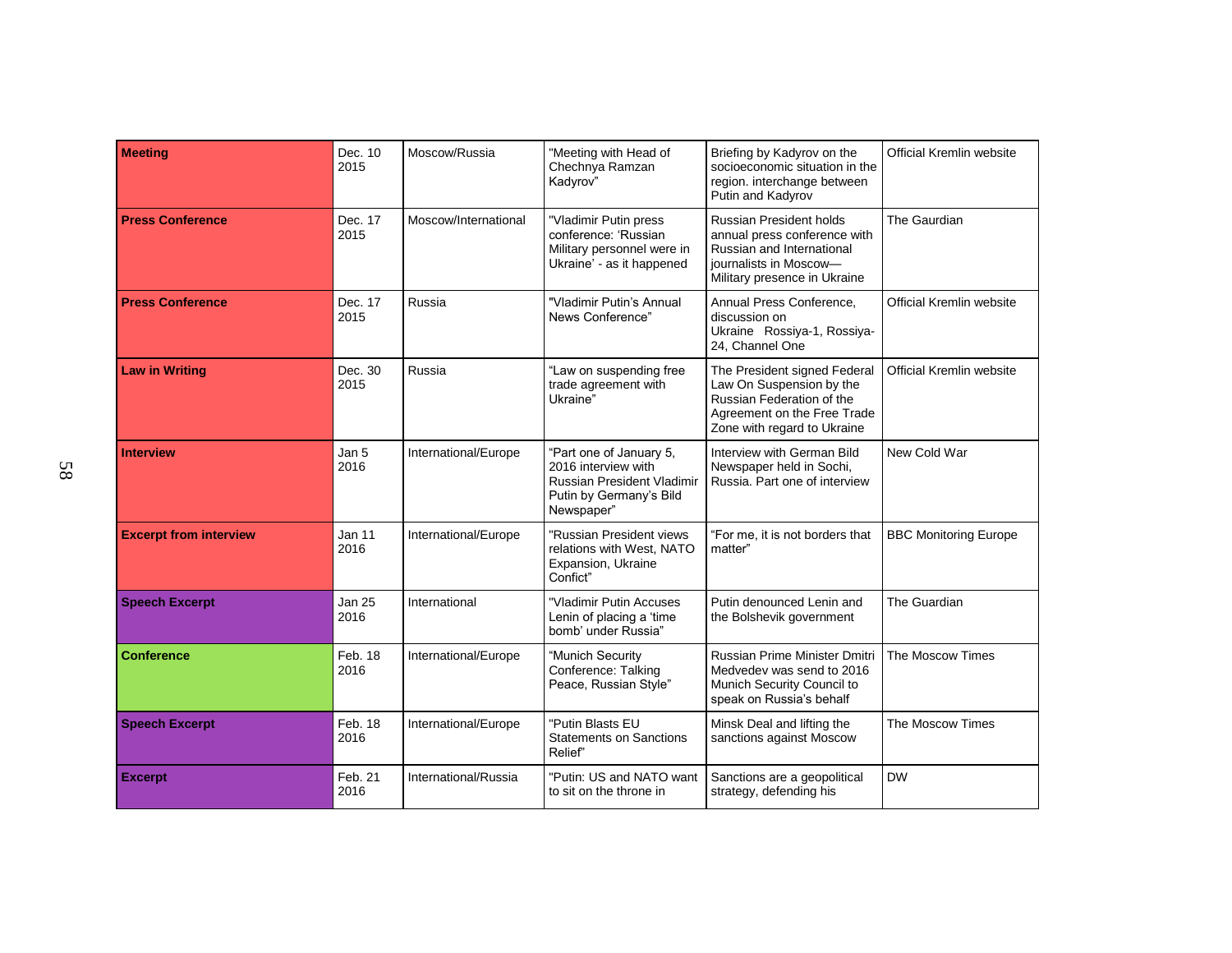| Meeting | Dec. 10 2015 | Moscow/Russia | "Meeting with Head of Chechnya Ramzan Kadyrov" | Briefing by Kadyrov on the socioeconomic situation in the region. interchange between Putin and Kadyrov | Official Kremlin website |
|---|---|---|---|---|---|
| **Press Conference** | Dec. 17 2015 | Moscow/International | "Vladimir Putin press conference: 'Russian Military personnel were in Ukraine' - as it happened | Russian President holds annual press conference with Russian and International journalists in Moscow— Military presence in Ukraine | The Gaurdian |
| **Press Conference** | Dec. 17 2015 | Russia | "Vladimir Putin's Annual News Conference" | Annual Press Conference, discussion on Ukraine Rossiya-1, Rossiya-24, Channel One | Official Kremlin website |
| **Law in Writing** | Dec. 30 2015 | Russia | "Law on suspending free trade agreement with Ukraine" | The President signed Federal Law On Suspension by the Russian Federation of the Agreement on the Free Trade Zone with regard to Ukraine | Official Kremlin website |
| **Interview** | Jan 5 2016 | International/Europe | "Part one of January 5, 2016 interview with Russian President Vladimir Putin by Germany's Bild Newspaper" | Interview with German Bild Newspaper held in Sochi, Russia. Part one of interview | New Cold War |
| **Excerpt from interview** | Jan 11 2016 | International/Europe | "Russian President views relations with West, NATO Expansion, Ukraine Confict" | "For me, it is not borders that matter" | BBC Monitoring Europe |
| **Speech Excerpt** | Jan 25 2016 | International | "Vladimir Putin Accuses Lenin of placing a 'time bomb' under Russia" | Putin denounced Lenin and the Bolshevik government | The Guardian |
| **Conference** | Feb. 18 2016 | International/Europe | "Munich Security Conference: Talking Peace, Russian Style" | Russian Prime Minister Dmitri Medvedev was send to 2016 Munich Security Council to speak on Russia's behalf | The Moscow Times |
| **Speech Excerpt** | Feb. 18 2016 | International/Europe | "Putin Blasts EU Statements on Sanctions Relief" | Minsk Deal and lifting the sanctions against Moscow | The Moscow Times |
| **Excerpt** | Feb. 21 2016 | International/Russia | "Putin: US and NATO want to sit on the throne in | Sanctions are a geopolitical strategy, defending his | DW |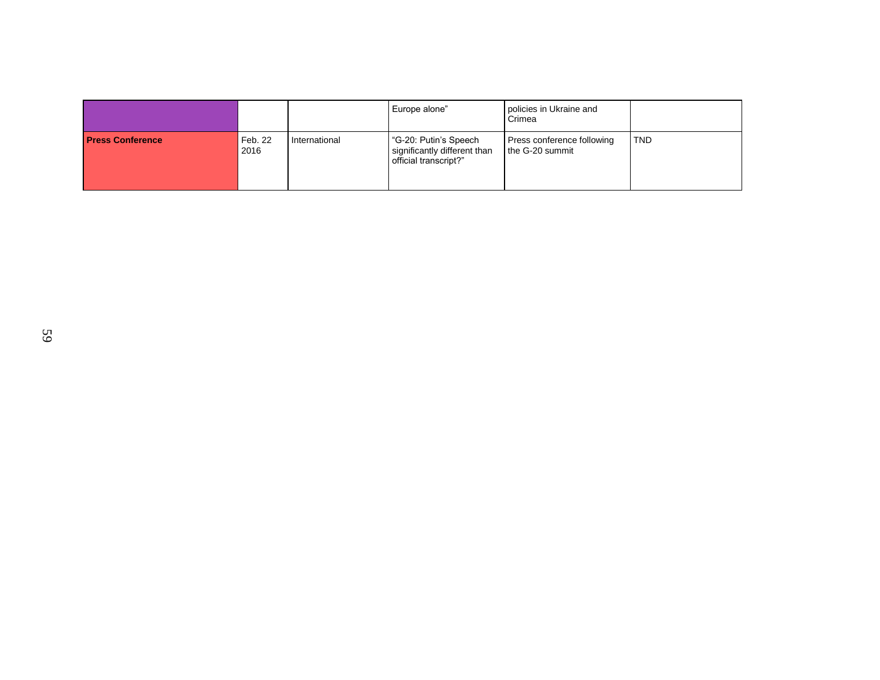| | | | | | |
|---|---|---|---|---|---|
| | | | Europe alone” | policies in Ukraine and Crimea | |
| **Press Conference** | Feb. 22 2016 | International | “G-20: Putin’s Speech significantly different than official transcript?” | Press conference following the G-20 summit | TND |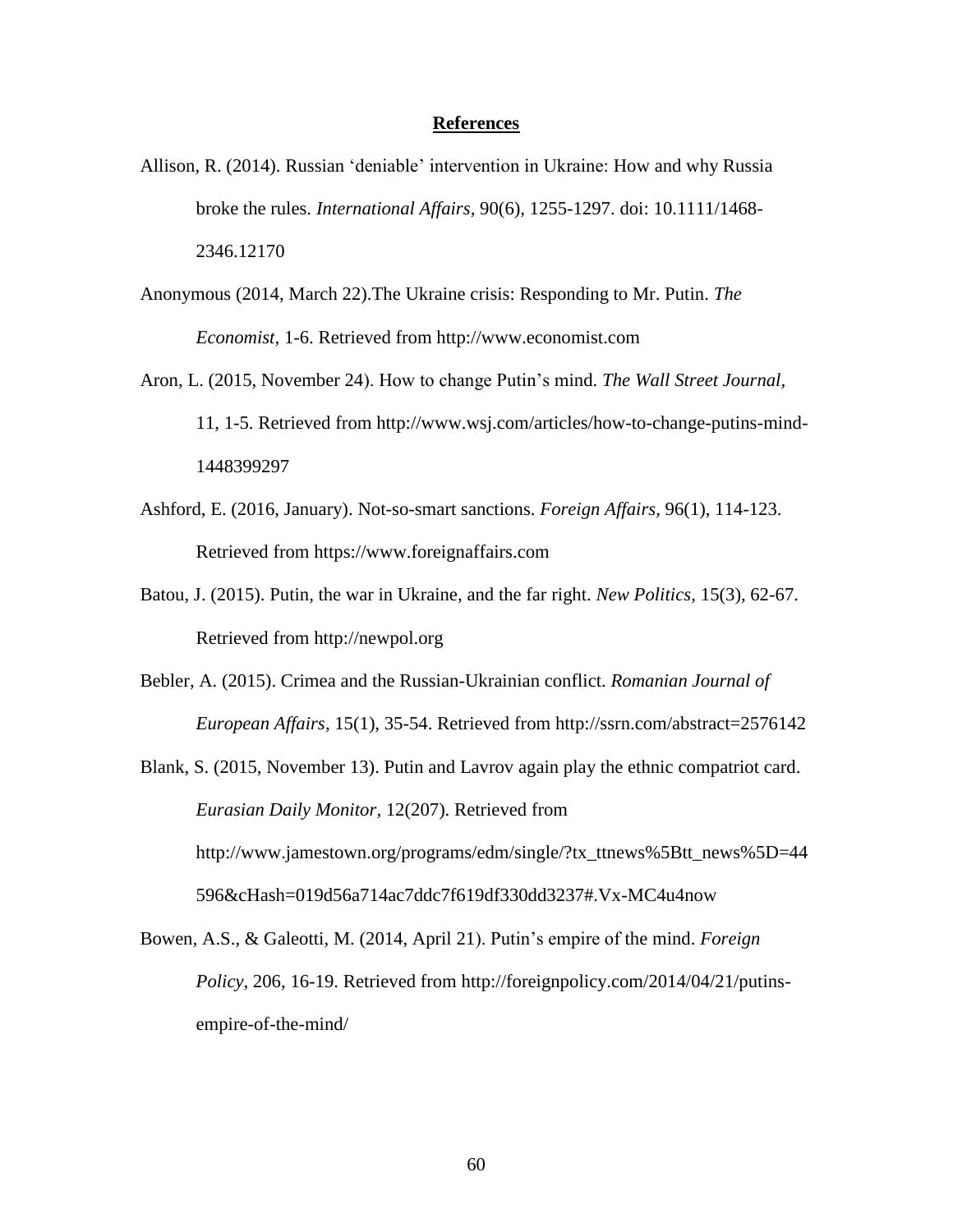**References**

Allison, R. (2014). Russian 'deniable' intervention in Ukraine: How and why Russia broke the rules. *International Affairs*, 90(6), 1255-1297. doi: 10.1111/1468-2346.12170

Anonymous (2014, March 22).The Ukraine crisis: Responding to Mr. Putin. *The Economist*, 1-6. Retrieved from http://www.economist.com

Aron, L. (2015, November 24). How to change Putin's mind. *The Wall Street Journal*, 11, 1-5. Retrieved from http://www.wsj.com/articles/how-to-change-putins-mind-1448399297

Ashford, E. (2016, January). Not-so-smart sanctions. *Foreign Affairs*, 96(1), 114-123. Retrieved from https://www.foreignaffairs.com

Batou, J. (2015). Putin, the war in Ukraine, and the far right. *New Politics*, 15(3), 62-67. Retrieved from http://newpol.org

Bebler, A. (2015). Crimea and the Russian-Ukrainian conflict. *Romanian Journal of European Affairs*, 15(1), 35-54. Retrieved from http://ssrn.com/abstract=2576142

Blank, S. (2015, November 13). Putin and Lavrov again play the ethnic compatriot card. *Eurasian Daily Monitor*, 12(207). Retrieved from http://www.jamestown.org/programs/edm/single/?tx_ttnews%5Btt_news%5D=44596&cHash=019d56a714ac7ddc7f619df330dd3237#.Vx-MC4u4now

Bowen, A.S., & Galeotti, M. (2014, April 21). Putin's empire of the mind. *Foreign Policy*, 206, 16-19. Retrieved from http://foreignpolicy.com/2014/04/21/putins-empire-of-the-mind/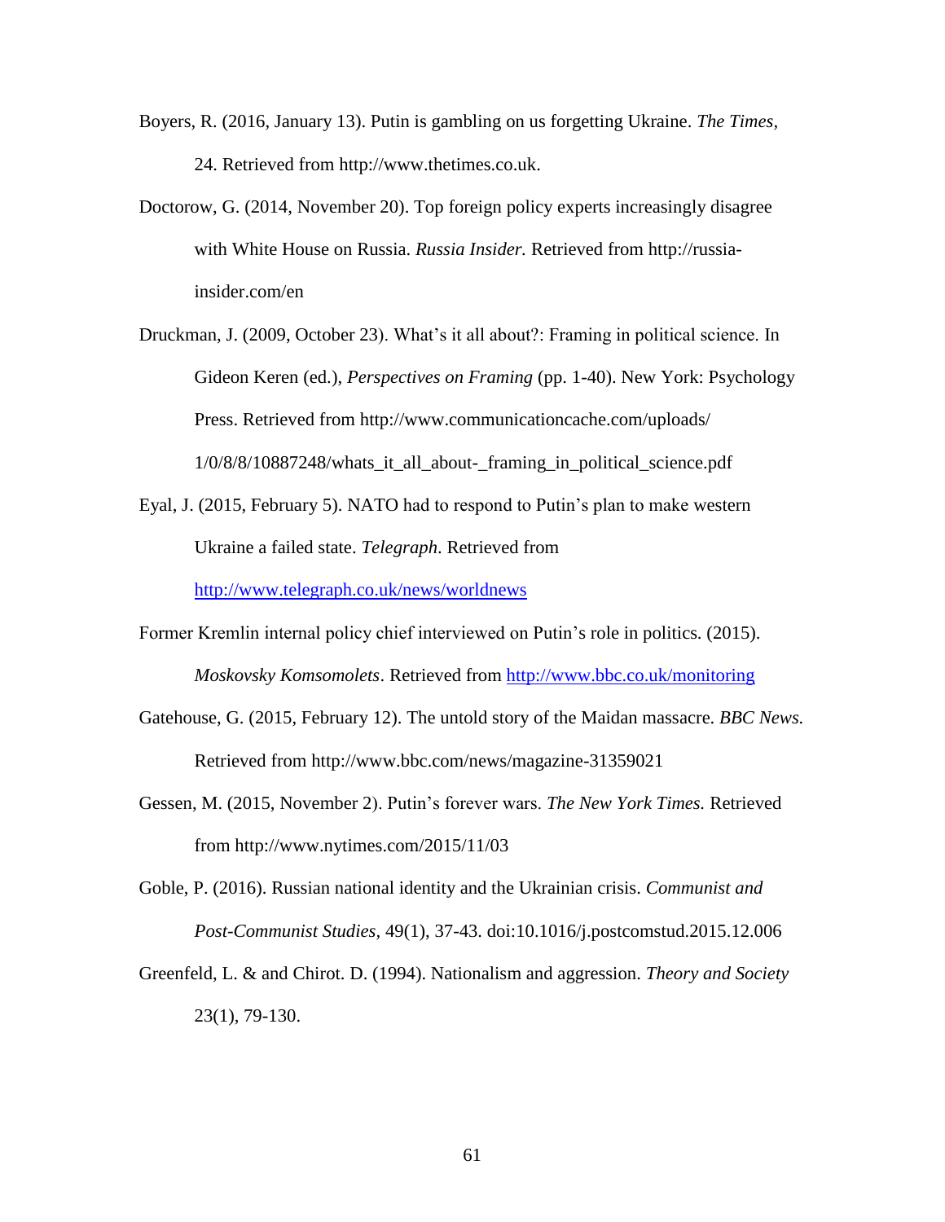Boyers, R. (2016, January 13). Putin is gambling on us forgetting Ukraine. *The Times*, 24. Retrieved from http://www.thetimes.co.uk.

Doctorow, G. (2014, November 20). Top foreign policy experts increasingly disagree with White House on Russia. *Russia Insider.* Retrieved from http://russia-insider.com/en

Druckman, J. (2009, October 23). What's it all about?: Framing in political science. In Gideon Keren (ed.), *Perspectives on Framing* (pp. 1-40). New York: Psychology Press. Retrieved from http://www.communicationcache.com/uploads/1/0/8/8/10887248/whats_it_all_about-_framing_in_political_science.pdf

Eyal, J. (2015, February 5). NATO had to respond to Putin's plan to make western Ukraine a failed state. *Telegraph*. Retrieved from http://www.telegraph.co.uk/news/worldnews

Former Kremlin internal policy chief interviewed on Putin's role in politics. (2015). *Moskovsky Komsomolets*. Retrieved from http://www.bbc.co.uk/monitoring

Gatehouse, G. (2015, February 12). The untold story of the Maidan massacre. *BBC News.* Retrieved from http://www.bbc.com/news/magazine-31359021

Gessen, M. (2015, November 2). Putin's forever wars. *The New York Times.* Retrieved from http://www.nytimes.com/2015/11/03

Goble, P. (2016). Russian national identity and the Ukrainian crisis. *Communist and Post-Communist Studies*, 49(1), 37-43. doi:10.1016/j.postcomstud.2015.12.006

Greenfeld, L. & and Chirot. D. (1994). Nationalism and aggression. *Theory and Society* 23(1), 79-130.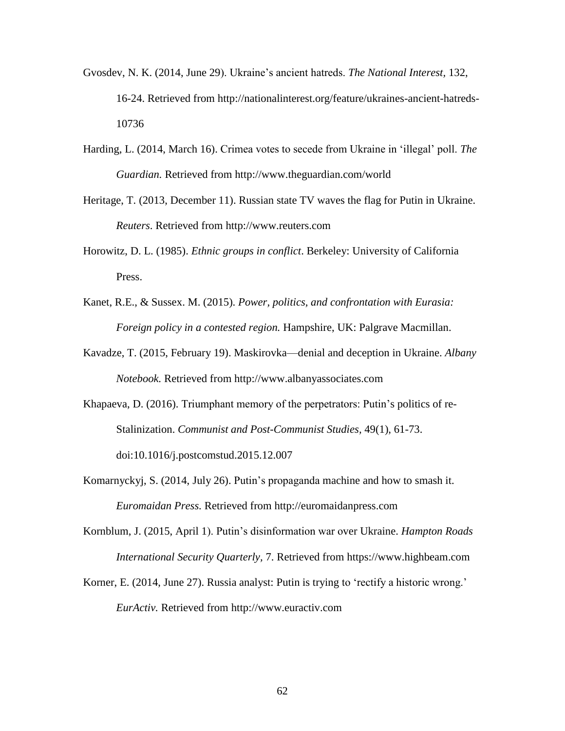Gvosdev, N. K. (2014, June 29). Ukraine's ancient hatreds. *The National Interest*, 132, 16-24. Retrieved from http://nationalinterest.org/feature/ukraines-ancient-hatreds-10736

Harding, L. (2014, March 16). Crimea votes to secede from Ukraine in 'illegal' poll. *The Guardian.* Retrieved from http://www.theguardian.com/world

Heritage, T. (2013, December 11). Russian state TV waves the flag for Putin in Ukraine. *Reuters*. Retrieved from http://www.reuters.com

Horowitz, D. L. (1985). *Ethnic groups in conflict*. Berkeley: University of California Press.

Kanet, R.E., & Sussex. M. (2015). *Power, politics, and confrontation with Eurasia: Foreign policy in a contested region.* Hampshire, UK: Palgrave Macmillan.

Kavadze, T. (2015, February 19). Maskirovka—denial and deception in Ukraine. *Albany Notebook.* Retrieved from http://www.albanyassociates.com

Khapaeva, D. (2016). Triumphant memory of the perpetrators: Putin's politics of re-Stalinization. *Communist and Post-Communist Studies*, 49(1), 61-73. doi:10.1016/j.postcomstud.2015.12.007

Komarnyckyj, S. (2014, July 26). Putin's propaganda machine and how to smash it. *Euromaidan Press.* Retrieved from http://euromaidanpress.com

Kornblum, J. (2015, April 1). Putin's disinformation war over Ukraine. *Hampton Roads International Security Quarterly*, 7. Retrieved from https://www.highbeam.com

Korner, E. (2014, June 27). Russia analyst: Putin is trying to 'rectify a historic wrong.' *EurActiv.* Retrieved from http://www.euractiv.com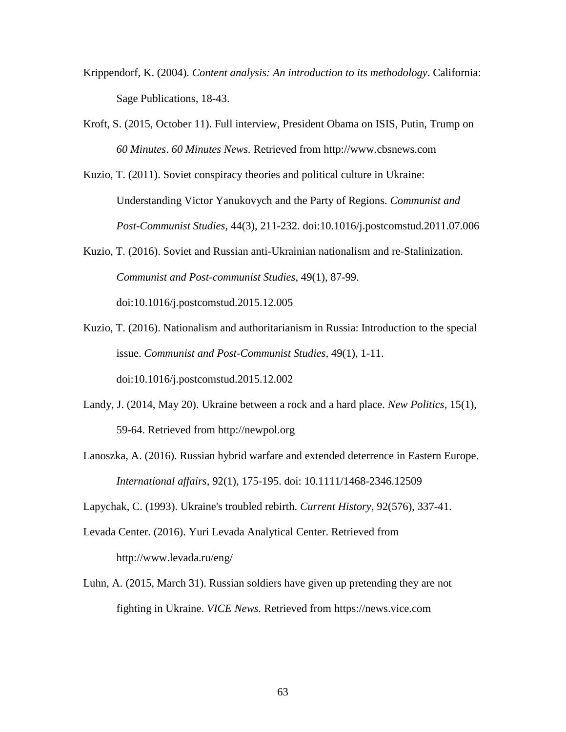Krippendorf, K. (2004). *Content analysis: An introduction to its methodology*. California: Sage Publications, 18-43.

Kroft, S. (2015, October 11). Full interview, President Obama on ISIS, Putin, Trump on *60 Minutes*. *60 Minutes News.* Retrieved from http://www.cbsnews.com

Kuzio, T. (2011). Soviet conspiracy theories and political culture in Ukraine: Understanding Victor Yanukovych and the Party of Regions. *Communist and Post-Communist Studies*, 44(3), 211-232. doi:10.1016/j.postcomstud.2011.07.006

Kuzio, T. (2016). Soviet and Russian anti-Ukrainian nationalism and re-Stalinization. *Communist and Post-communist Studies*, 49(1), 87-99. doi:10.1016/j.postcomstud.2015.12.005

Kuzio, T. (2016). Nationalism and authoritarianism in Russia: Introduction to the special issue. *Communist and Post-Communist Studies,* 49(1), 1-11. doi:10.1016/j.postcomstud.2015.12.002

Landy, J. (2014, May 20). Ukraine between a rock and a hard place. *New Politics,* 15(1), 59-64. Retrieved from http://newpol.org

Lanoszka, A. (2016). Russian hybrid warfare and extended deterrence in Eastern Europe. *International affairs,* 92(1), 175-195. doi: 10.1111/1468-2346.12509

Lapychak, C. (1993). Ukraine's troubled rebirth. *Current History,* 92(576), 337-41.

Levada Center. (2016). Yuri Levada Analytical Center. Retrieved from http://www.levada.ru/eng/

Luhn, A. (2015, March 31). Russian soldiers have given up pretending they are not fighting in Ukraine. *VICE News.* Retrieved from https://news.vice.com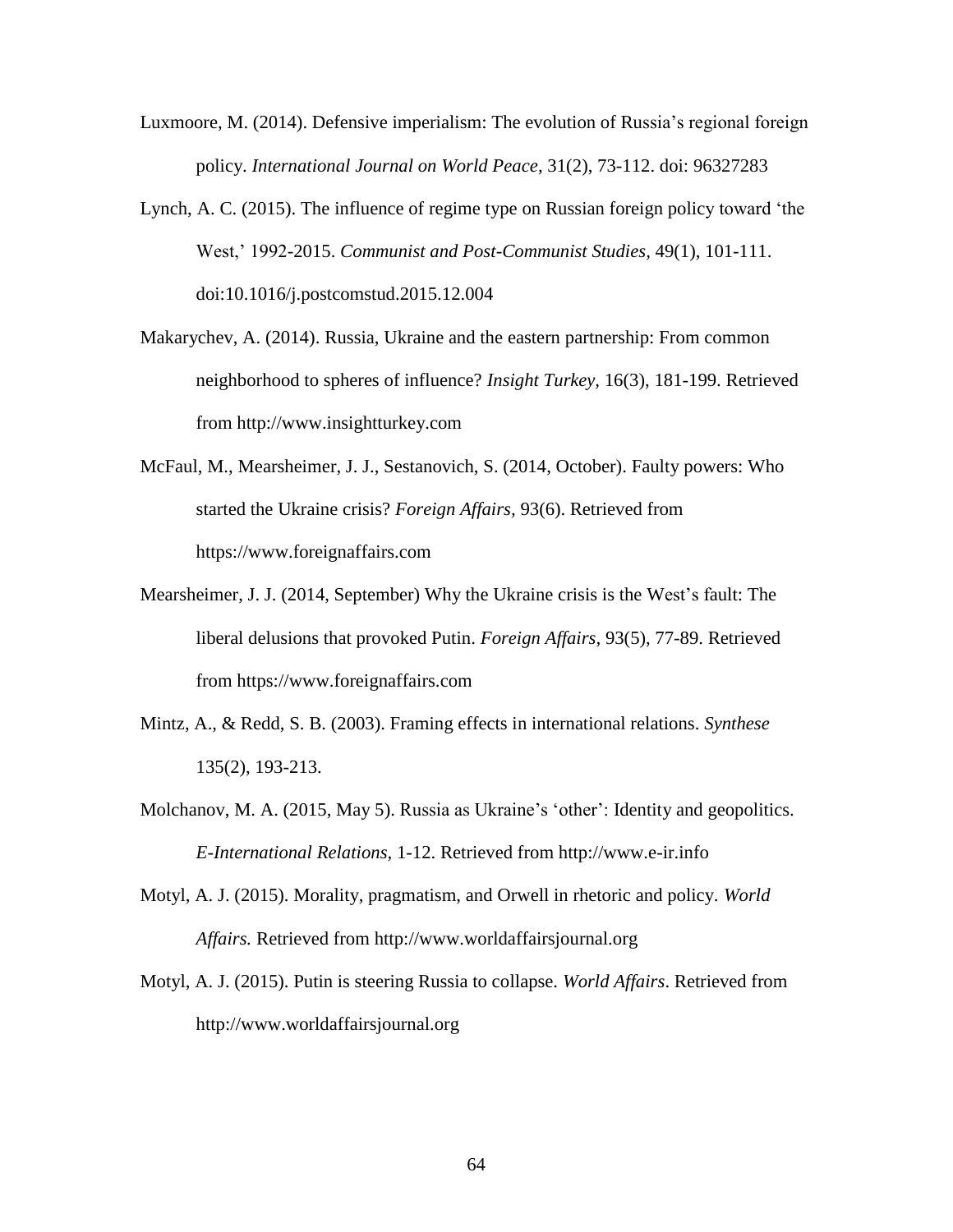Luxmoore, M. (2014). Defensive imperialism: The evolution of Russia's regional foreign policy. *International Journal on World Peace,* 31(2), 73-112. doi: 96327283

Lynch, A. C. (2015). The influence of regime type on Russian foreign policy toward 'the West,' 1992-2015. *Communist and Post-Communist Studies,* 49(1), 101-111. doi:10.1016/j.postcomstud.2015.12.004

Makarychev, A. (2014). Russia, Ukraine and the eastern partnership: From common neighborhood to spheres of influence? *Insight Turkey,* 16(3), 181-199. Retrieved from http://www.insightturkey.com

McFaul, M., Mearsheimer, J. J., Sestanovich, S. (2014, October). Faulty powers: Who started the Ukraine crisis? *Foreign Affairs,* 93(6). Retrieved from https://www.foreignaffairs.com

Mearsheimer, J. J. (2014, September) Why the Ukraine crisis is the West's fault: The liberal delusions that provoked Putin. *Foreign Affairs,* 93(5), 77-89. Retrieved from https://www.foreignaffairs.com

Mintz, A., & Redd, S. B. (2003). Framing effects in international relations. *Synthese* 135(2), 193-213.

Molchanov, M. A. (2015, May 5). Russia as Ukraine's 'other': Identity and geopolitics. *E-International Relations,* 1-12. Retrieved from http://www.e-ir.info

Motyl, A. J. (2015). Morality, pragmatism, and Orwell in rhetoric and policy. *World Affairs.* Retrieved from http://www.worldaffairsjournal.org

Motyl, A. J. (2015). Putin is steering Russia to collapse. *World Affairs*. Retrieved from http://www.worldaffairsjournal.org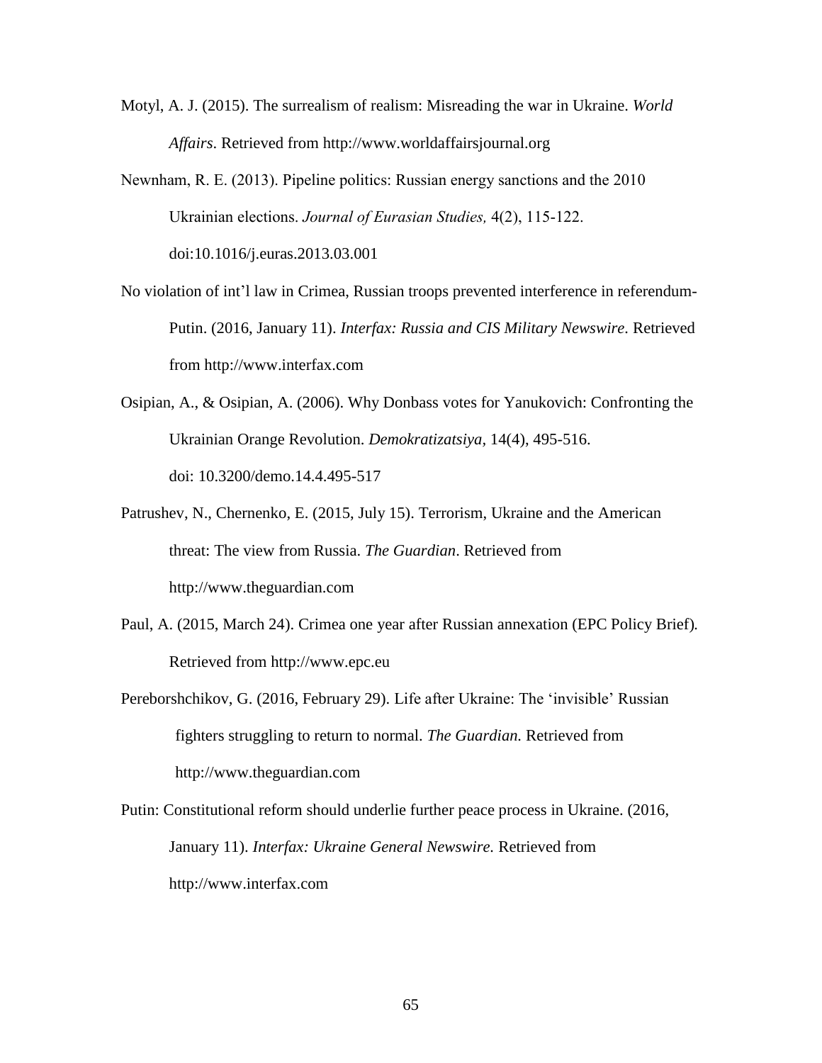Motyl, A. J. (2015). The surrealism of realism: Misreading the war in Ukraine. *World Affairs*. Retrieved from http://www.worldaffairsjournal.org

Newnham, R. E. (2013). Pipeline politics: Russian energy sanctions and the 2010 Ukrainian elections. *Journal of Eurasian Studies,* 4(2), 115-122. doi:10.1016/j.euras.2013.03.001

No violation of int'l law in Crimea, Russian troops prevented interference in referendum-Putin. (2016, January 11). *Interfax: Russia and CIS Military Newswire*. Retrieved from http://www.interfax.com

Osipian, A., & Osipian, A. (2006). Why Donbass votes for Yanukovich: Confronting the Ukrainian Orange Revolution. *Demokratizatsiya,* 14(4), 495-516. doi: 10.3200/demo.14.4.495-517

Patrushev, N., Chernenko, E. (2015, July 15). Terrorism, Ukraine and the American threat: The view from Russia. *The Guardian*. Retrieved from http://www.theguardian.com

Paul, A. (2015, March 24). Crimea one year after Russian annexation (EPC Policy Brief). Retrieved from http://www.epc.eu

Pereborshchikov, G. (2016, February 29). Life after Ukraine: The 'invisible' Russian fighters struggling to return to normal. *The Guardian.* Retrieved from http://www.theguardian.com

Putin: Constitutional reform should underlie further peace process in Ukraine. (2016, January 11). *Interfax: Ukraine General Newswire.* Retrieved from http://www.interfax.com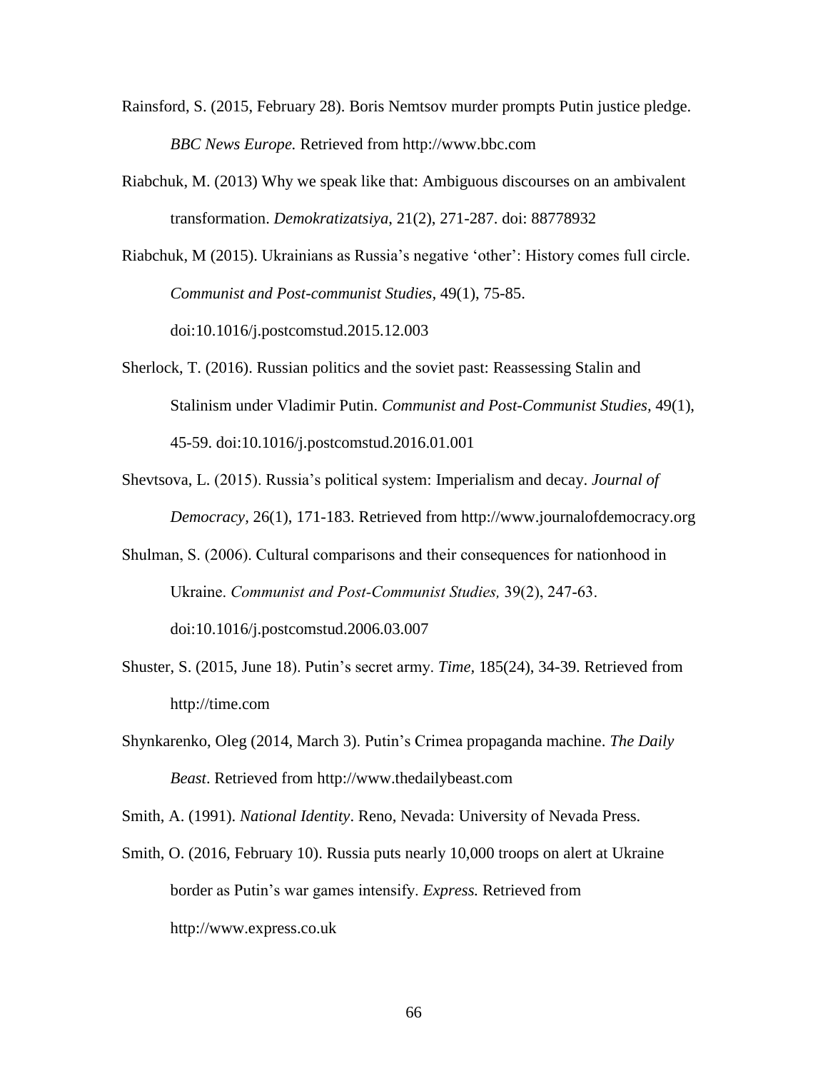Rainsford, S. (2015, February 28). Boris Nemtsov murder prompts Putin justice pledge. *BBC News Europe.* Retrieved from http://www.bbc.com

Riabchuk, M. (2013) Why we speak like that: Ambiguous discourses on an ambivalent transformation. *Demokratizatsiya*, 21(2), 271-287. doi: 88778932

Riabchuk, M (2015). Ukrainians as Russia's negative 'other': History comes full circle. *Communist and Post-communist Studies*, 49(1), 75-85. doi:10.1016/j.postcomstud.2015.12.003

Sherlock, T. (2016). Russian politics and the soviet past: Reassessing Stalin and Stalinism under Vladimir Putin. *Communist and Post-Communist Studies,* 49(1), 45-59. doi:10.1016/j.postcomstud.2016.01.001

Shevtsova, L. (2015). Russia's political system: Imperialism and decay. *Journal of Democracy*, 26(1), 171-183. Retrieved from http://www.journalofdemocracy.org

Shulman, S. (2006). Cultural comparisons and their consequences for nationhood in Ukraine. *Communist and Post-Communist Studies,* 39(2), 247-63. doi:10.1016/j.postcomstud.2006.03.007

Shuster, S. (2015, June 18). Putin's secret army. *Time*, 185(24), 34-39. Retrieved from http://time.com

Shynkarenko, Oleg (2014, March 3). Putin's Crimea propaganda machine. *The Daily Beast*. Retrieved from http://www.thedailybeast.com

Smith, A. (1991). *National Identity*. Reno, Nevada: University of Nevada Press.

Smith, O. (2016, February 10). Russia puts nearly 10,000 troops on alert at Ukraine border as Putin's war games intensify. *Express.* Retrieved from http://www.express.co.uk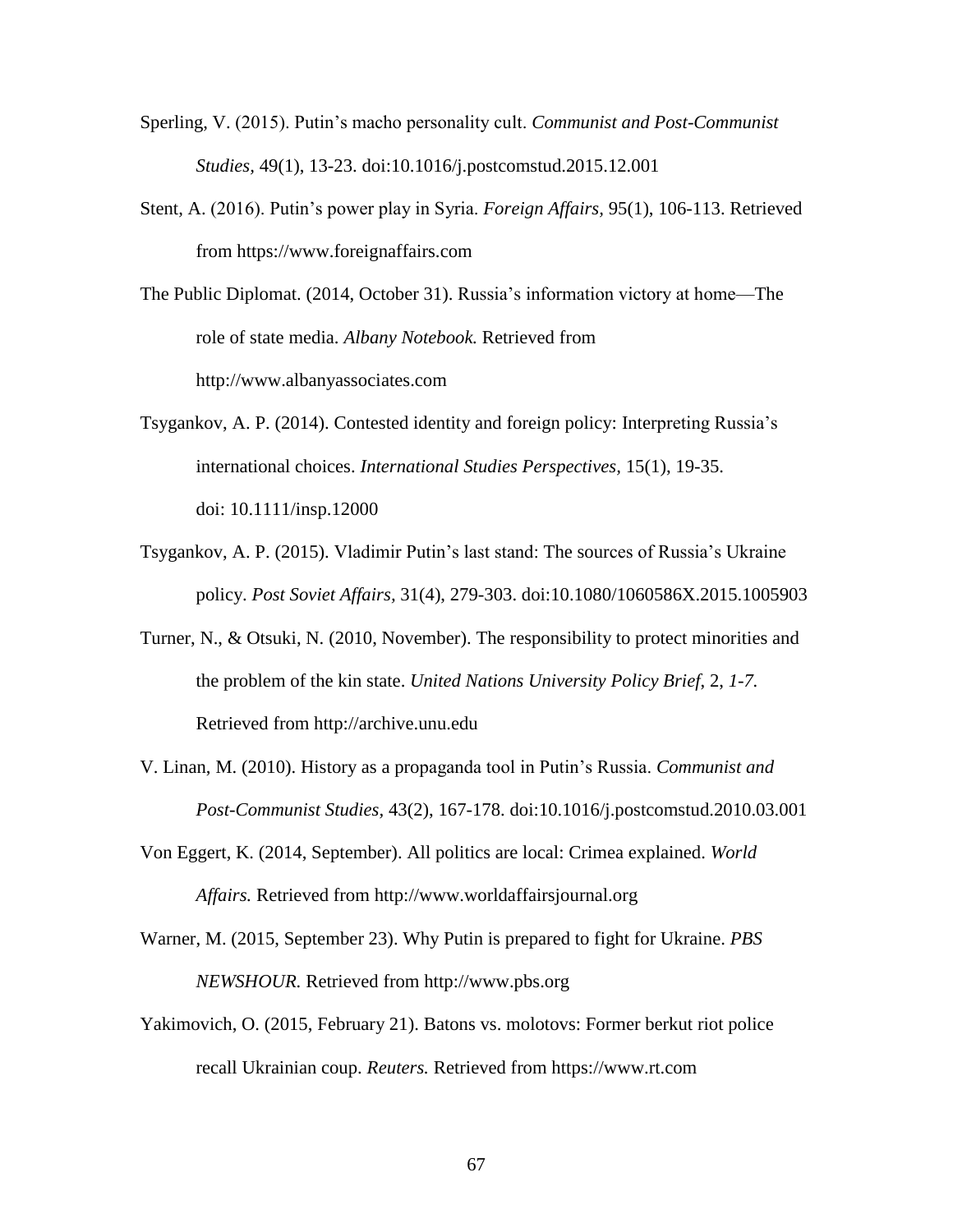Sperling, V. (2015). Putin's macho personality cult. *Communist and Post-Communist Studies*, 49(1), 13-23. doi:10.1016/j.postcomstud.2015.12.001

Stent, A. (2016). Putin's power play in Syria. *Foreign Affairs*, 95(1), 106-113. Retrieved from https://www.foreignaffairs.com

The Public Diplomat. (2014, October 31). Russia's information victory at home—The role of state media. *Albany Notebook.* Retrieved from http://www.albanyassociates.com

Tsygankov, A. P. (2014). Contested identity and foreign policy: Interpreting Russia's international choices. *International Studies Perspectives,* 15(1), 19-35. doi: 10.1111/insp.12000

Tsygankov, A. P. (2015). Vladimir Putin's last stand: The sources of Russia's Ukraine policy. *Post Soviet Affairs,* 31(4), 279-303. doi:10.1080/1060586X.2015.1005903

Turner, N., & Otsuki, N. (2010, November). The responsibility to protect minorities and the problem of the kin state. *United Nations University Policy Brief*, 2, *1-7.* Retrieved from http://archive.unu.edu

V. Linan, M. (2010). History as a propaganda tool in Putin's Russia. *Communist and Post-Communist Studies,* 43(2), 167-178. doi:10.1016/j.postcomstud.2010.03.001

Von Eggert, K. (2014, September). All politics are local: Crimea explained. *World Affairs.* Retrieved from http://www.worldaffairsjournal.org

Warner, M. (2015, September 23). Why Putin is prepared to fight for Ukraine. *PBS NEWSHOUR.* Retrieved from http://www.pbs.org

Yakimovich, O. (2015, February 21). Batons vs. molotovs: Former berkut riot police recall Ukrainian coup. *Reuters.* Retrieved from https://www.rt.com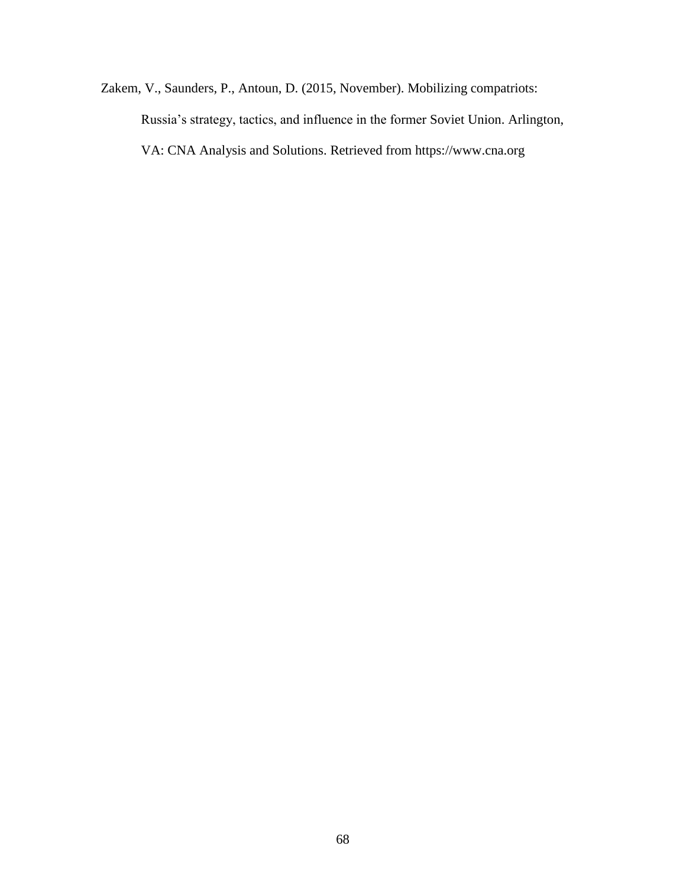Zakem, V., Saunders, P., Antoun, D. (2015, November). Mobilizing compatriots: Russia's strategy, tactics, and influence in the former Soviet Union. Arlington, VA: CNA Analysis and Solutions. Retrieved from https://www.cna.org